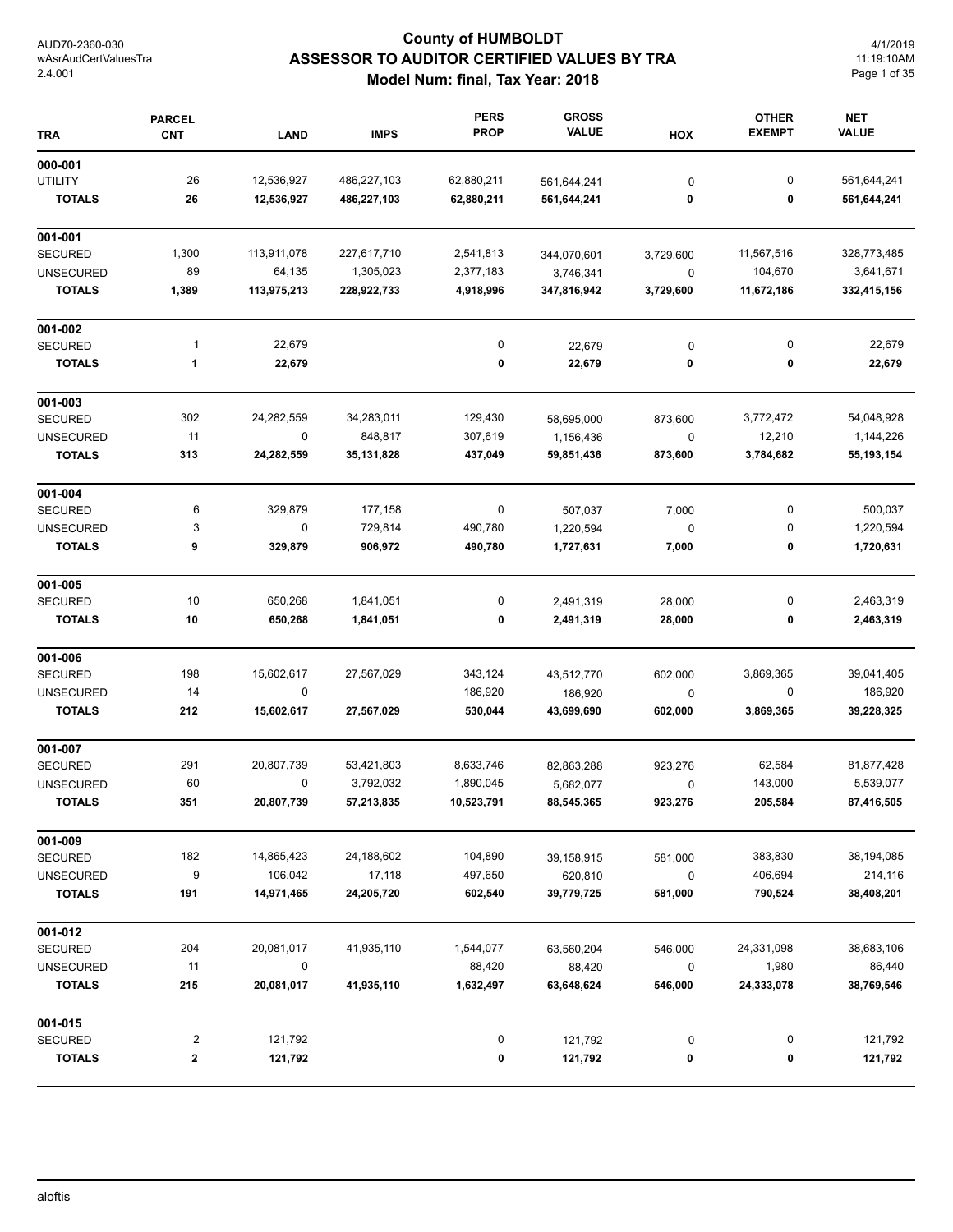# County of HUMBOLDT
## ASSESSOR TO AUDITOR CERTIFIED VALUES BY TRA
### Model Num: final, Tax Year: 2018

AUD70-2360-030
wAsrAudCertValuesTra
2.4.001

4/1/2019
11:19:10AM

| TRA | PARCEL CNT | LAND | IMPS | PERS PROP | GROSS VALUE | HOX | OTHER EXEMPT | NET VALUE |
|---|---|---|---|---|---|---|---|---|
| **000-001** | | | | | | | | |
| UTILITY | 26 | 12,536,927 | 486,227,103 | 62,880,211 | 561,644,241 | 0 | 0 | 561,644,241 |
| **TOTALS** | **26** | **12,536,927** | **486,227,103** | **62,880,211** | **561,644,241** | **0** | **0** | **561,644,241** |
| **001-001** | | | | | | | | |
| SECURED | 1,300 | 113,911,078 | 227,617,710 | 2,541,813 | 344,070,601 | 3,729,600 | 11,567,516 | 328,773,485 |
| UNSECURED | 89 | 64,135 | 1,305,023 | 2,377,183 | 3,746,341 | 0 | 104,670 | 3,641,671 |
| **TOTALS** | **1,389** | **113,975,213** | **228,922,733** | **4,918,996** | **347,816,942** | **3,729,600** | **11,672,186** | **332,415,156** |
| **001-002** | | | | | | | | |
| SECURED | 1 | 22,679 | | 0 | 22,679 | 0 | 0 | 22,679 |
| **TOTALS** | **1** | **22,679** | | **0** | **22,679** | **0** | **0** | **22,679** |
| **001-003** | | | | | | | | |
| SECURED | 302 | 24,282,559 | 34,283,011 | 129,430 | 58,695,000 | 873,600 | 3,772,472 | 54,048,928 |
| UNSECURED | 11 | 0 | 848,817 | 307,619 | 1,156,436 | 0 | 12,210 | 1,144,226 |
| **TOTALS** | **313** | **24,282,559** | **35,131,828** | **437,049** | **59,851,436** | **873,600** | **3,784,682** | **55,193,154** |
| **001-004** | | | | | | | | |
| SECURED | 6 | 329,879 | 177,158 | 0 | 507,037 | 7,000 | 0 | 500,037 |
| UNSECURED | 3 | 0 | 729,814 | 490,780 | 1,220,594 | 0 | 0 | 1,220,594 |
| **TOTALS** | **9** | **329,879** | **906,972** | **490,780** | **1,727,631** | **7,000** | **0** | **1,720,631** |
| **001-005** | | | | | | | | |
| SECURED | 10 | 650,268 | 1,841,051 | 0 | 2,491,319 | 28,000 | 0 | 2,463,319 |
| **TOTALS** | **10** | **650,268** | **1,841,051** | **0** | **2,491,319** | **28,000** | **0** | **2,463,319** |
| **001-006** | | | | | | | | |
| SECURED | 198 | 15,602,617 | 27,567,029 | 343,124 | 43,512,770 | 602,000 | 3,869,365 | 39,041,405 |
| UNSECURED | 14 | 0 | | 186,920 | 186,920 | 0 | 0 | 186,920 |
| **TOTALS** | **212** | **15,602,617** | **27,567,029** | **530,044** | **43,699,690** | **602,000** | **3,869,365** | **39,228,325** |
| **001-007** | | | | | | | | |
| SECURED | 291 | 20,807,739 | 53,421,803 | 8,633,746 | 82,863,288 | 923,276 | 62,584 | 81,877,428 |
| UNSECURED | 60 | 0 | 3,792,032 | 1,890,045 | 5,682,077 | 0 | 143,000 | 5,539,077 |
| **TOTALS** | **351** | **20,807,739** | **57,213,835** | **10,523,791** | **88,545,365** | **923,276** | **205,584** | **87,416,505** |
| **001-009** | | | | | | | | |
| SECURED | 182 | 14,865,423 | 24,188,602 | 104,890 | 39,158,915 | 581,000 | 383,830 | 38,194,085 |
| UNSECURED | 9 | 106,042 | 17,118 | 497,650 | 620,810 | 0 | 406,694 | 214,116 |
| **TOTALS** | **191** | **14,971,465** | **24,205,720** | **602,540** | **39,779,725** | **581,000** | **790,524** | **38,408,201** |
| **001-012** | | | | | | | | |
| SECURED | 204 | 20,081,017 | 41,935,110 | 1,544,077 | 63,560,204 | 546,000 | 24,331,098 | 38,683,106 |
| UNSECURED | 11 | 0 | | 88,420 | 88,420 | 0 | 1,980 | 86,440 |
| **TOTALS** | **215** | **20,081,017** | **41,935,110** | **1,632,497** | **63,648,624** | **546,000** | **24,333,078** | **38,769,546** |
| **001-015** | | | | | | | | |
| SECURED | 2 | 121,792 | | 0 | 121,792 | 0 | 0 | 121,792 |
| **TOTALS** | **2** | **121,792** | | **0** | **121,792** | **0** | **0** | **121,792** |

aloftis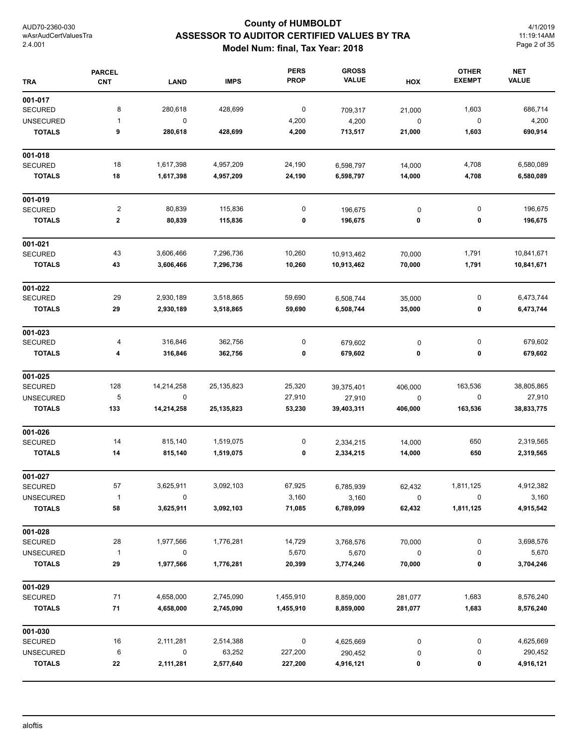# County of HUMBOLDT
## ASSESSOR TO AUDITOR CERTIFIED VALUES BY TRA
### Model Num: final, Tax Year: 2018

AUD70-2360-030
wAsrAudCertValuesTra
2.4.001

4/1/2019
11:19:14AM

| TRA | PARCEL CNT | LAND | IMPS | PERS PROP | GROSS VALUE | HOX | OTHER EXEMPT | NET VALUE |
|---|---|---|---|---|---|---|---|---|
| **001-017** | | | | | | | | |
| SECURED | 8 | 280,618 | 428,699 | 0 | 709,317 | 21,000 | 1,603 | 686,714 |
| UNSECURED | 1 | 0 | | 4,200 | 4,200 | 0 | 0 | 4,200 |
| **TOTALS** | **9** | **280,618** | **428,699** | **4,200** | **713,517** | **21,000** | **1,603** | **690,914** |
| **001-018** | | | | | | | | |
| SECURED | 18 | 1,617,398 | 4,957,209 | 24,190 | 6,598,797 | 14,000 | 4,708 | 6,580,089 |
| **TOTALS** | **18** | **1,617,398** | **4,957,209** | **24,190** | **6,598,797** | **14,000** | **4,708** | **6,580,089** |
| **001-019** | | | | | | | | |
| SECURED | 2 | 80,839 | 115,836 | 0 | 196,675 | 0 | 0 | 196,675 |
| **TOTALS** | **2** | **80,839** | **115,836** | **0** | **196,675** | **0** | **0** | **196,675** |
| **001-021** | | | | | | | | |
| SECURED | 43 | 3,606,466 | 7,296,736 | 10,260 | 10,913,462 | 70,000 | 1,791 | 10,841,671 |
| **TOTALS** | **43** | **3,606,466** | **7,296,736** | **10,260** | **10,913,462** | **70,000** | **1,791** | **10,841,671** |
| **001-022** | | | | | | | | |
| SECURED | 29 | 2,930,189 | 3,518,865 | 59,690 | 6,508,744 | 35,000 | 0 | 6,473,744 |
| **TOTALS** | **29** | **2,930,189** | **3,518,865** | **59,690** | **6,508,744** | **35,000** | **0** | **6,473,744** |
| **001-023** | | | | | | | | |
| SECURED | 4 | 316,846 | 362,756 | 0 | 679,602 | 0 | 0 | 679,602 |
| **TOTALS** | **4** | **316,846** | **362,756** | **0** | **679,602** | **0** | **0** | **679,602** |
| **001-025** | | | | | | | | |
| SECURED | 128 | 14,214,258 | 25,135,823 | 25,320 | 39,375,401 | 406,000 | 163,536 | 38,805,865 |
| UNSECURED | 5 | 0 | | 27,910 | 27,910 | 0 | 0 | 27,910 |
| **TOTALS** | **133** | **14,214,258** | **25,135,823** | **53,230** | **39,403,311** | **406,000** | **163,536** | **38,833,775** |
| **001-026** | | | | | | | | |
| SECURED | 14 | 815,140 | 1,519,075 | 0 | 2,334,215 | 14,000 | 650 | 2,319,565 |
| **TOTALS** | **14** | **815,140** | **1,519,075** | **0** | **2,334,215** | **14,000** | **650** | **2,319,565** |
| **001-027** | | | | | | | | |
| SECURED | 57 | 3,625,911 | 3,092,103 | 67,925 | 6,785,939 | 62,432 | 1,811,125 | 4,912,382 |
| UNSECURED | 1 | 0 | | 3,160 | 3,160 | 0 | 0 | 3,160 |
| **TOTALS** | **58** | **3,625,911** | **3,092,103** | **71,085** | **6,789,099** | **62,432** | **1,811,125** | **4,915,542** |
| **001-028** | | | | | | | | |
| SECURED | 28 | 1,977,566 | 1,776,281 | 14,729 | 3,768,576 | 70,000 | 0 | 3,698,576 |
| UNSECURED | 1 | 0 | | 5,670 | 5,670 | 0 | 0 | 5,670 |
| **TOTALS** | **29** | **1,977,566** | **1,776,281** | **20,399** | **3,774,246** | **70,000** | **0** | **3,704,246** |
| **001-029** | | | | | | | | |
| SECURED | 71 | 4,658,000 | 2,745,090 | 1,455,910 | 8,859,000 | 281,077 | 1,683 | 8,576,240 |
| **TOTALS** | **71** | **4,658,000** | **2,745,090** | **1,455,910** | **8,859,000** | **281,077** | **1,683** | **8,576,240** |
| **001-030** | | | | | | | | |
| SECURED | 16 | 2,111,281 | 2,514,388 | 0 | 4,625,669 | 0 | 0 | 4,625,669 |
| UNSECURED | 6 | 0 | 63,252 | 227,200 | 290,452 | 0 | 0 | 290,452 |
| **TOTALS** | **22** | **2,111,281** | **2,577,640** | **227,200** | **4,916,121** | **0** | **0** | **4,916,121** |

aloftis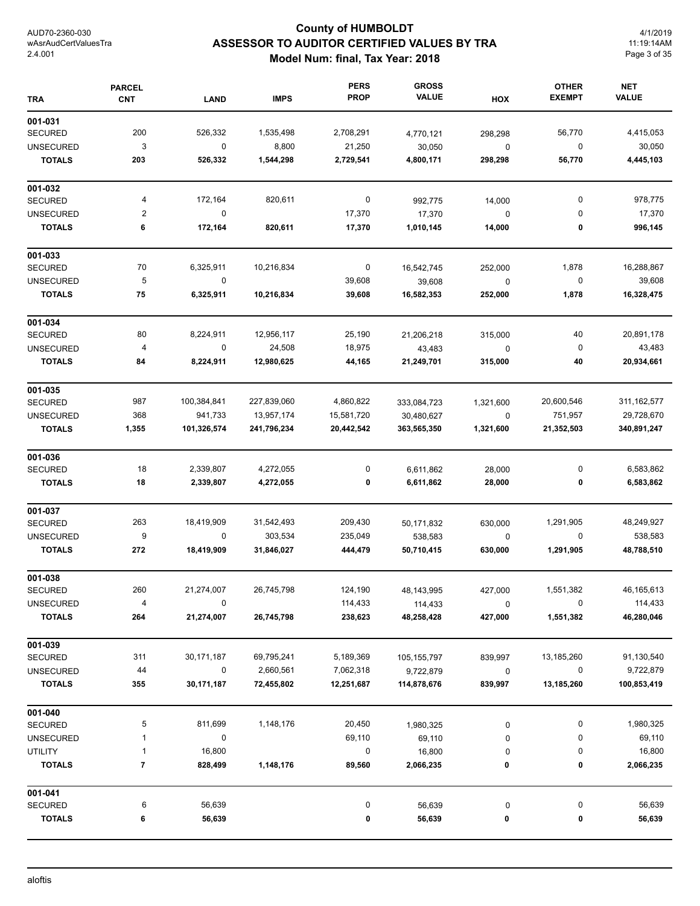# County of HUMBOLDT
## ASSESSOR TO AUDITOR CERTIFIED VALUES BY TRA
### Model Num: final, Tax Year: 2018

AUD70-2360-030
wAsrAudCertValuesTra
2.4.001

4/1/2019
11:19:14AM

| TRA | PARCEL CNT | LAND | IMPS | PERS PROP | GROSS VALUE | HOX | OTHER EXEMPT | NET VALUE |
|---|---|---|---|---|---|---|---|---|
| **001-031** | | | | | | | | |
| SECURED | 200 | 526,332 | 1,535,498 | 2,708,291 | 4,770,121 | 298,298 | 56,770 | 4,415,053 |
| UNSECURED | 3 | 0 | 8,800 | 21,250 | 30,050 | 0 | 0 | 30,050 |
| **TOTALS** | **203** | **526,332** | **1,544,298** | **2,729,541** | **4,800,171** | **298,298** | **56,770** | **4,445,103** |
| **001-032** | | | | | | | | |
| SECURED | 4 | 172,164 | 820,611 | 0 | 992,775 | 14,000 | 0 | 978,775 |
| UNSECURED | 2 | 0 | | 17,370 | 17,370 | 0 | 0 | 17,370 |
| **TOTALS** | **6** | **172,164** | **820,611** | **17,370** | **1,010,145** | **14,000** | **0** | **996,145** |
| **001-033** | | | | | | | | |
| SECURED | 70 | 6,325,911 | 10,216,834 | 0 | 16,542,745 | 252,000 | 1,878 | 16,288,867 |
| UNSECURED | 5 | 0 | | 39,608 | 39,608 | 0 | 0 | 39,608 |
| **TOTALS** | **75** | **6,325,911** | **10,216,834** | **39,608** | **16,582,353** | **252,000** | **1,878** | **16,328,475** |
| **001-034** | | | | | | | | |
| SECURED | 80 | 8,224,911 | 12,956,117 | 25,190 | 21,206,218 | 315,000 | 40 | 20,891,178 |
| UNSECURED | 4 | 0 | 24,508 | 18,975 | 43,483 | 0 | 0 | 43,483 |
| **TOTALS** | **84** | **8,224,911** | **12,980,625** | **44,165** | **21,249,701** | **315,000** | **40** | **20,934,661** |
| **001-035** | | | | | | | | |
| SECURED | 987 | 100,384,841 | 227,839,060 | 4,860,822 | 333,084,723 | 1,321,600 | 20,600,546 | 311,162,577 |
| UNSECURED | 368 | 941,733 | 13,957,174 | 15,581,720 | 30,480,627 | 0 | 751,957 | 29,728,670 |
| **TOTALS** | **1,355** | **101,326,574** | **241,796,234** | **20,442,542** | **363,565,350** | **1,321,600** | **21,352,503** | **340,891,247** |
| **001-036** | | | | | | | | |
| SECURED | 18 | 2,339,807 | 4,272,055 | 0 | 6,611,862 | 28,000 | 0 | 6,583,862 |
| **TOTALS** | **18** | **2,339,807** | **4,272,055** | **0** | **6,611,862** | **28,000** | **0** | **6,583,862** |
| **001-037** | | | | | | | | |
| SECURED | 263 | 18,419,909 | 31,542,493 | 209,430 | 50,171,832 | 630,000 | 1,291,905 | 48,249,927 |
| UNSECURED | 9 | 0 | 303,534 | 235,049 | 538,583 | 0 | 0 | 538,583 |
| **TOTALS** | **272** | **18,419,909** | **31,846,027** | **444,479** | **50,710,415** | **630,000** | **1,291,905** | **48,788,510** |
| **001-038** | | | | | | | | |
| SECURED | 260 | 21,274,007 | 26,745,798 | 124,190 | 48,143,995 | 427,000 | 1,551,382 | 46,165,613 |
| UNSECURED | 4 | 0 | | 114,433 | 114,433 | 0 | 0 | 114,433 |
| **TOTALS** | **264** | **21,274,007** | **26,745,798** | **238,623** | **48,258,428** | **427,000** | **1,551,382** | **46,280,046** |
| **001-039** | | | | | | | | |
| SECURED | 311 | 30,171,187 | 69,795,241 | 5,189,369 | 105,155,797 | 839,997 | 13,185,260 | 91,130,540 |
| UNSECURED | 44 | 0 | 2,660,561 | 7,062,318 | 9,722,879 | 0 | 0 | 9,722,879 |
| **TOTALS** | **355** | **30,171,187** | **72,455,802** | **12,251,687** | **114,878,676** | **839,997** | **13,185,260** | **100,853,419** |
| **001-040** | | | | | | | | |
| SECURED | 5 | 811,699 | 1,148,176 | 20,450 | 1,980,325 | 0 | 0 | 1,980,325 |
| UNSECURED | 1 | 0 | | 69,110 | 69,110 | 0 | 0 | 69,110 |
| UTILITY | 1 | 16,800 | | 0 | 16,800 | 0 | 0 | 16,800 |
| **TOTALS** | **7** | **828,499** | **1,148,176** | **89,560** | **2,066,235** | **0** | **0** | **2,066,235** |
| **001-041** | | | | | | | | |
| SECURED | 6 | 56,639 | | 0 | 56,639 | 0 | 0 | 56,639 |
| **TOTALS** | **6** | **56,639** | | **0** | **56,639** | **0** | **0** | **56,639** |

aloftis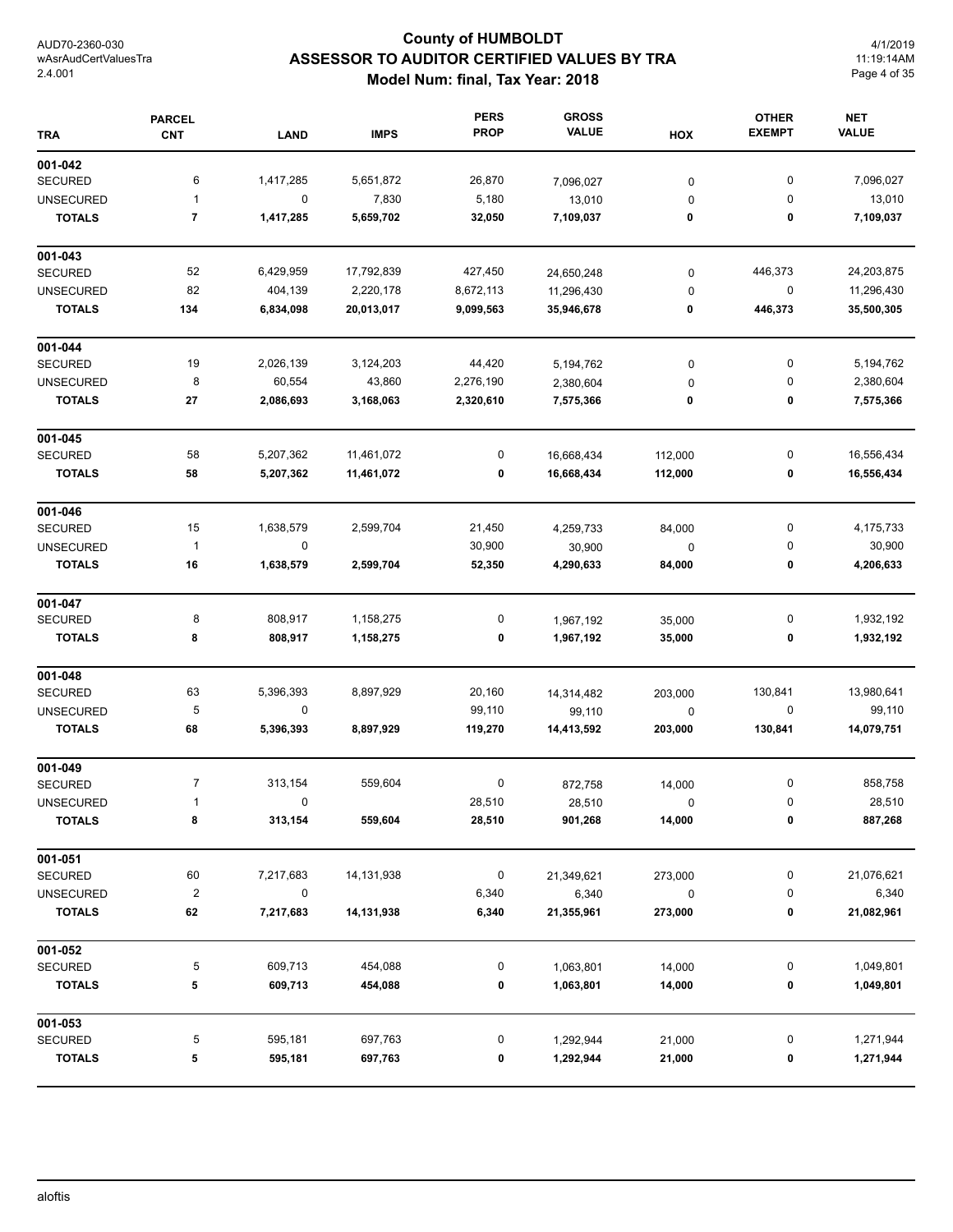# County of HUMBOLDT
## ASSESSOR TO AUDITOR CERTIFIED VALUES BY TRA
### Model Num: final, Tax Year: 2018

| TRA | PARCEL CNT | LAND | IMPS | PERS PROP | GROSS VALUE | HOX | OTHER EXEMPT | NET VALUE |
|---|---|---|---|---|---|---|---|---|
| **001-042** | | | | | | | | |
| SECURED | 6 | 1,417,285 | 5,651,872 | 26,870 | 7,096,027 | 0 | 0 | 7,096,027 |
| UNSECURED | 1 | 0 | 7,830 | 5,180 | 13,010 | 0 | 0 | 13,010 |
| **TOTALS** | **7** | **1,417,285** | **5,659,702** | **32,050** | **7,109,037** | **0** | **0** | **7,109,037** |
| **001-043** | | | | | | | | |
| SECURED | 52 | 6,429,959 | 17,792,839 | 427,450 | 24,650,248 | 0 | 446,373 | 24,203,875 |
| UNSECURED | 82 | 404,139 | 2,220,178 | 8,672,113 | 11,296,430 | 0 | 0 | 11,296,430 |
| **TOTALS** | **134** | **6,834,098** | **20,013,017** | **9,099,563** | **35,946,678** | **0** | **446,373** | **35,500,305** |
| **001-044** | | | | | | | | |
| SECURED | 19 | 2,026,139 | 3,124,203 | 44,420 | 5,194,762 | 0 | 0 | 5,194,762 |
| UNSECURED | 8 | 60,554 | 43,860 | 2,276,190 | 2,380,604 | 0 | 0 | 2,380,604 |
| **TOTALS** | **27** | **2,086,693** | **3,168,063** | **2,320,610** | **7,575,366** | **0** | **0** | **7,575,366** |
| **001-045** | | | | | | | | |
| SECURED | 58 | 5,207,362 | 11,461,072 | 0 | 16,668,434 | 112,000 | 0 | 16,556,434 |
| **TOTALS** | **58** | **5,207,362** | **11,461,072** | **0** | **16,668,434** | **112,000** | **0** | **16,556,434** |
| **001-046** | | | | | | | | |
| SECURED | 15 | 1,638,579 | 2,599,704 | 21,450 | 4,259,733 | 84,000 | 0 | 4,175,733 |
| UNSECURED | 1 | 0 | | 30,900 | 30,900 | 0 | 0 | 30,900 |
| **TOTALS** | **16** | **1,638,579** | **2,599,704** | **52,350** | **4,290,633** | **84,000** | **0** | **4,206,633** |
| **001-047** | | | | | | | | |
| SECURED | 8 | 808,917 | 1,158,275 | 0 | 1,967,192 | 35,000 | 0 | 1,932,192 |
| **TOTALS** | **8** | **808,917** | **1,158,275** | **0** | **1,967,192** | **35,000** | **0** | **1,932,192** |
| **001-048** | | | | | | | | |
| SECURED | 63 | 5,396,393 | 8,897,929 | 20,160 | 14,314,482 | 203,000 | 130,841 | 13,980,641 |
| UNSECURED | 5 | 0 | | 99,110 | 99,110 | 0 | 0 | 99,110 |
| **TOTALS** | **68** | **5,396,393** | **8,897,929** | **119,270** | **14,413,592** | **203,000** | **130,841** | **14,079,751** |
| **001-049** | | | | | | | | |
| SECURED | 7 | 313,154 | 559,604 | 0 | 872,758 | 14,000 | 0 | 858,758 |
| UNSECURED | 1 | 0 | | 28,510 | 28,510 | 0 | 0 | 28,510 |
| **TOTALS** | **8** | **313,154** | **559,604** | **28,510** | **901,268** | **14,000** | **0** | **887,268** |
| **001-051** | | | | | | | | |
| SECURED | 60 | 7,217,683 | 14,131,938 | 0 | 21,349,621 | 273,000 | 0 | 21,076,621 |
| UNSECURED | 2 | 0 | | 6,340 | 6,340 | 0 | 0 | 6,340 |
| **TOTALS** | **62** | **7,217,683** | **14,131,938** | **6,340** | **21,355,961** | **273,000** | **0** | **21,082,961** |
| **001-052** | | | | | | | | |
| SECURED | 5 | 609,713 | 454,088 | 0 | 1,063,801 | 14,000 | 0 | 1,049,801 |
| **TOTALS** | **5** | **609,713** | **454,088** | **0** | **1,063,801** | **14,000** | **0** | **1,049,801** |
| **001-053** | | | | | | | | |
| SECURED | 5 | 595,181 | 697,763 | 0 | 1,292,944 | 21,000 | 0 | 1,271,944 |
| **TOTALS** | **5** | **595,181** | **697,763** | **0** | **1,292,944** | **21,000** | **0** | **1,271,944** |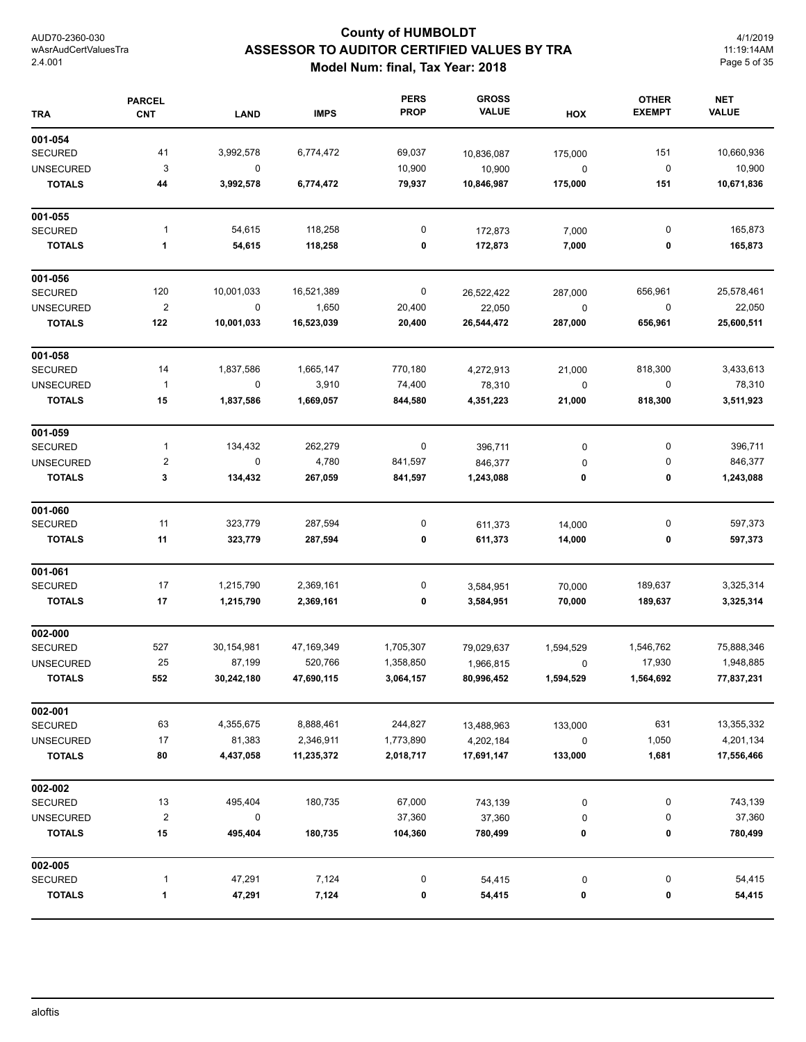# County of HUMBOLDT
## ASSESSOR TO AUDITOR CERTIFIED VALUES BY TRA
### Model Num: final, Tax Year: 2018

| TRA | PARCEL CNT | LAND | IMPS | PERS PROP | GROSS VALUE | HOX | OTHER EXEMPT | NET VALUE |
|---|---|---|---|---|---|---|---|---|
| **001-054** | | | | | | | | |
| SECURED | 41 | 3,992,578 | 6,774,472 | 69,037 | 10,836,087 | 175,000 | 151 | 10,660,936 |
| UNSECURED | 3 | 0 | | 10,900 | 10,900 | 0 | 0 | 10,900 |
| **TOTALS** | **44** | **3,992,578** | **6,774,472** | **79,937** | **10,846,987** | **175,000** | **151** | **10,671,836** |
| **001-055** | | | | | | | | |
| SECURED | 1 | 54,615 | 118,258 | 0 | 172,873 | 7,000 | 0 | 165,873 |
| **TOTALS** | **1** | **54,615** | **118,258** | **0** | **172,873** | **7,000** | **0** | **165,873** |
| **001-056** | | | | | | | | |
| SECURED | 120 | 10,001,033 | 16,521,389 | 0 | 26,522,422 | 287,000 | 656,961 | 25,578,461 |
| UNSECURED | 2 | 0 | 1,650 | 20,400 | 22,050 | 0 | 0 | 22,050 |
| **TOTALS** | **122** | **10,001,033** | **16,523,039** | **20,400** | **26,544,472** | **287,000** | **656,961** | **25,600,511** |
| **001-058** | | | | | | | | |
| SECURED | 14 | 1,837,586 | 1,665,147 | 770,180 | 4,272,913 | 21,000 | 818,300 | 3,433,613 |
| UNSECURED | 1 | 0 | 3,910 | 74,400 | 78,310 | 0 | 0 | 78,310 |
| **TOTALS** | **15** | **1,837,586** | **1,669,057** | **844,580** | **4,351,223** | **21,000** | **818,300** | **3,511,923** |
| **001-059** | | | | | | | | |
| SECURED | 1 | 134,432 | 262,279 | 0 | 396,711 | 0 | 0 | 396,711 |
| UNSECURED | 2 | 0 | 4,780 | 841,597 | 846,377 | 0 | 0 | 846,377 |
| **TOTALS** | **3** | **134,432** | **267,059** | **841,597** | **1,243,088** | **0** | **0** | **1,243,088** |
| **001-060** | | | | | | | | |
| SECURED | 11 | 323,779 | 287,594 | 0 | 611,373 | 14,000 | 0 | 597,373 |
| **TOTALS** | **11** | **323,779** | **287,594** | **0** | **611,373** | **14,000** | **0** | **597,373** |
| **001-061** | | | | | | | | |
| SECURED | 17 | 1,215,790 | 2,369,161 | 0 | 3,584,951 | 70,000 | 189,637 | 3,325,314 |
| **TOTALS** | **17** | **1,215,790** | **2,369,161** | **0** | **3,584,951** | **70,000** | **189,637** | **3,325,314** |
| **002-000** | | | | | | | | |
| SECURED | 527 | 30,154,981 | 47,169,349 | 1,705,307 | 79,029,637 | 1,594,529 | 1,546,762 | 75,888,346 |
| UNSECURED | 25 | 87,199 | 520,766 | 1,358,850 | 1,966,815 | 0 | 17,930 | 1,948,885 |
| **TOTALS** | **552** | **30,242,180** | **47,690,115** | **3,064,157** | **80,996,452** | **1,594,529** | **1,564,692** | **77,837,231** |
| **002-001** | | | | | | | | |
| SECURED | 63 | 4,355,675 | 8,888,461 | 244,827 | 13,488,963 | 133,000 | 631 | 13,355,332 |
| UNSECURED | 17 | 81,383 | 2,346,911 | 1,773,890 | 4,202,184 | 0 | 1,050 | 4,201,134 |
| **TOTALS** | **80** | **4,437,058** | **11,235,372** | **2,018,717** | **17,691,147** | **133,000** | **1,681** | **17,556,466** |
| **002-002** | | | | | | | | |
| SECURED | 13 | 495,404 | 180,735 | 67,000 | 743,139 | 0 | 0 | 743,139 |
| UNSECURED | 2 | 0 | | 37,360 | 37,360 | 0 | 0 | 37,360 |
| **TOTALS** | **15** | **495,404** | **180,735** | **104,360** | **780,499** | **0** | **0** | **780,499** |
| **002-005** | | | | | | | | |
| SECURED | 1 | 47,291 | 7,124 | 0 | 54,415 | 0 | 0 | 54,415 |
| **TOTALS** | **1** | **47,291** | **7,124** | **0** | **54,415** | **0** | **0** | **54,415** |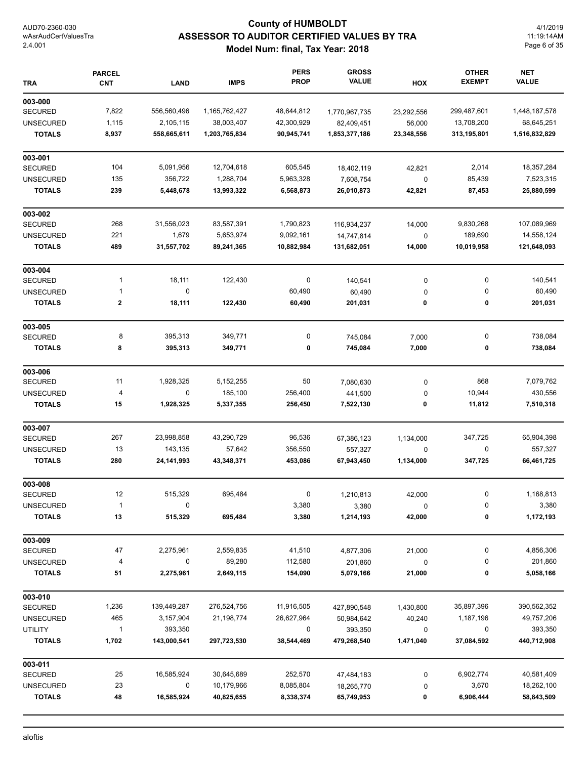# County of HUMBOLDT
## ASSESSOR TO AUDITOR CERTIFIED VALUES BY TRA
### Model Num: final, Tax Year: 2018

AUD70-2360-030
wAsrAudCertValuesTra
2.4.001

4/1/2019
11:19:14AM

| TRA | PARCEL CNT | LAND | IMPS | PERS PROP | GROSS VALUE | HOX | OTHER EXEMPT | NET VALUE |
|---|---|---|---|---|---|---|---|---|
| **003-000** | | | | | | | | |
| SECURED | 7,822 | 556,560,496 | 1,165,762,427 | 48,644,812 | 1,770,967,735 | 23,292,556 | 299,487,601 | 1,448,187,578 |
| UNSECURED | 1,115 | 2,105,115 | 38,003,407 | 42,300,929 | 82,409,451 | 56,000 | 13,708,200 | 68,645,251 |
| **TOTALS** | **8,937** | **558,665,611** | **1,203,765,834** | **90,945,741** | **1,853,377,186** | **23,348,556** | **313,195,801** | **1,516,832,829** |
| **003-001** | | | | | | | | |
| SECURED | 104 | 5,091,956 | 12,704,618 | 605,545 | 18,402,119 | 42,821 | 2,014 | 18,357,284 |
| UNSECURED | 135 | 356,722 | 1,288,704 | 5,963,328 | 7,608,754 | 0 | 85,439 | 7,523,315 |
| **TOTALS** | **239** | **5,448,678** | **13,993,322** | **6,568,873** | **26,010,873** | **42,821** | **87,453** | **25,880,599** |
| **003-002** | | | | | | | | |
| SECURED | 268 | 31,556,023 | 83,587,391 | 1,790,823 | 116,934,237 | 14,000 | 9,830,268 | 107,089,969 |
| UNSECURED | 221 | 1,679 | 5,653,974 | 9,092,161 | 14,747,814 | 0 | 189,690 | 14,558,124 |
| **TOTALS** | **489** | **31,557,702** | **89,241,365** | **10,882,984** | **131,682,051** | **14,000** | **10,019,958** | **121,648,093** |
| **003-004** | | | | | | | | |
| SECURED | 1 | 18,111 | 122,430 | 0 | 140,541 | 0 | 0 | 140,541 |
| UNSECURED | 1 | 0 | | 60,490 | 60,490 | 0 | 0 | 60,490 |
| **TOTALS** | **2** | **18,111** | **122,430** | **60,490** | **201,031** | **0** | **0** | **201,031** |
| **003-005** | | | | | | | | |
| SECURED | 8 | 395,313 | 349,771 | 0 | 745,084 | 7,000 | 0 | 738,084 |
| **TOTALS** | **8** | **395,313** | **349,771** | **0** | **745,084** | **7,000** | **0** | **738,084** |
| **003-006** | | | | | | | | |
| SECURED | 11 | 1,928,325 | 5,152,255 | 50 | 7,080,630 | 0 | 868 | 7,079,762 |
| UNSECURED | 4 | 0 | 185,100 | 256,400 | 441,500 | 0 | 10,944 | 430,556 |
| **TOTALS** | **15** | **1,928,325** | **5,337,355** | **256,450** | **7,522,130** | **0** | **11,812** | **7,510,318** |
| **003-007** | | | | | | | | |
| SECURED | 267 | 23,998,858 | 43,290,729 | 96,536 | 67,386,123 | 1,134,000 | 347,725 | 65,904,398 |
| UNSECURED | 13 | 143,135 | 57,642 | 356,550 | 557,327 | 0 | 0 | 557,327 |
| **TOTALS** | **280** | **24,141,993** | **43,348,371** | **453,086** | **67,943,450** | **1,134,000** | **347,725** | **66,461,725** |
| **003-008** | | | | | | | | |
| SECURED | 12 | 515,329 | 695,484 | 0 | 1,210,813 | 42,000 | 0 | 1,168,813 |
| UNSECURED | 1 | 0 | | 3,380 | 3,380 | 0 | 0 | 3,380 |
| **TOTALS** | **13** | **515,329** | **695,484** | **3,380** | **1,214,193** | **42,000** | **0** | **1,172,193** |
| **003-009** | | | | | | | | |
| SECURED | 47 | 2,275,961 | 2,559,835 | 41,510 | 4,877,306 | 21,000 | 0 | 4,856,306 |
| UNSECURED | 4 | 0 | 89,280 | 112,580 | 201,860 | 0 | 0 | 201,860 |
| **TOTALS** | **51** | **2,275,961** | **2,649,115** | **154,090** | **5,079,166** | **21,000** | **0** | **5,058,166** |
| **003-010** | | | | | | | | |
| SECURED | 1,236 | 139,449,287 | 276,524,756 | 11,916,505 | 427,890,548 | 1,430,800 | 35,897,396 | 390,562,352 |
| UNSECURED | 465 | 3,157,904 | 21,198,774 | 26,627,964 | 50,984,642 | 40,240 | 1,187,196 | 49,757,206 |
| UTILITY | 1 | 393,350 | | 0 | 393,350 | 0 | 0 | 393,350 |
| **TOTALS** | **1,702** | **143,000,541** | **297,723,530** | **38,544,469** | **479,268,540** | **1,471,040** | **37,084,592** | **440,712,908** |
| **003-011** | | | | | | | | |
| SECURED | 25 | 16,585,924 | 30,645,689 | 252,570 | 47,484,183 | 0 | 6,902,774 | 40,581,409 |
| UNSECURED | 23 | 0 | 10,179,966 | 8,085,804 | 18,265,770 | 0 | 3,670 | 18,262,100 |
| **TOTALS** | **48** | **16,585,924** | **40,825,655** | **8,338,374** | **65,749,953** | **0** | **6,906,444** | **58,843,509** |

aloftis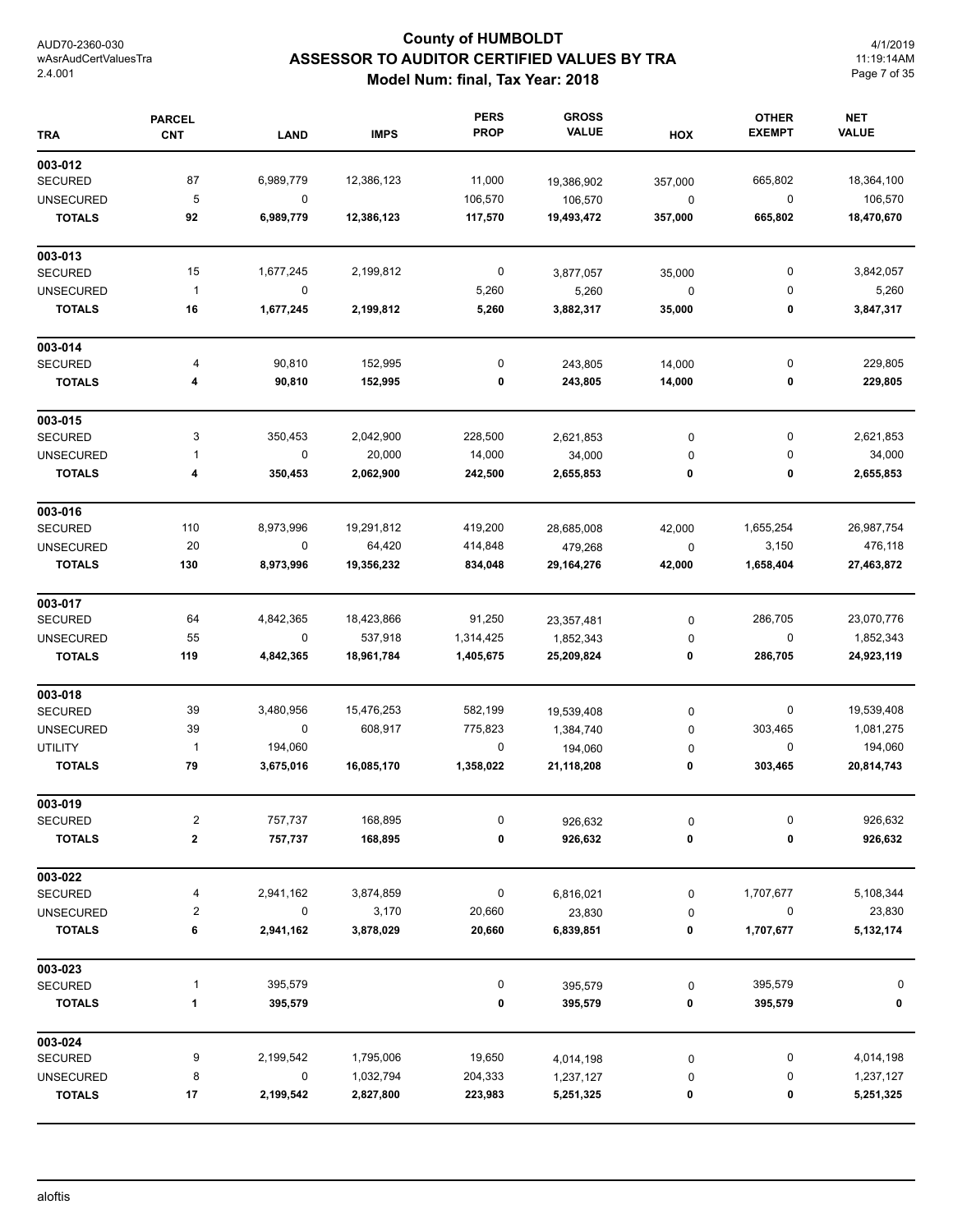# County of HUMBOLDT
## ASSESSOR TO AUDITOR CERTIFIED VALUES BY TRA
### Model Num: final, Tax Year: 2018

| TRA | PARCEL CNT | LAND | IMPS | PERS PROP | GROSS VALUE | HOX | OTHER EXEMPT | NET VALUE |
|---|---|---|---|---|---|---|---|---|
| **003-012** | | | | | | | | |
| SECURED | 87 | 6,989,779 | 12,386,123 | 11,000 | 19,386,902 | 357,000 | 665,802 | 18,364,100 |
| UNSECURED | 5 | 0 | | 106,570 | 106,570 | 0 | 0 | 106,570 |
| **TOTALS** | **92** | **6,989,779** | **12,386,123** | **117,570** | **19,493,472** | **357,000** | **665,802** | **18,470,670** |
| **003-013** | | | | | | | | |
| SECURED | 15 | 1,677,245 | 2,199,812 | 0 | 3,877,057 | 35,000 | 0 | 3,842,057 |
| UNSECURED | 1 | 0 | | 5,260 | 5,260 | 0 | 0 | 5,260 |
| **TOTALS** | **16** | **1,677,245** | **2,199,812** | **5,260** | **3,882,317** | **35,000** | **0** | **3,847,317** |
| **003-014** | | | | | | | | |
| SECURED | 4 | 90,810 | 152,995 | 0 | 243,805 | 14,000 | 0 | 229,805 |
| **TOTALS** | **4** | **90,810** | **152,995** | **0** | **243,805** | **14,000** | **0** | **229,805** |
| **003-015** | | | | | | | | |
| SECURED | 3 | 350,453 | 2,042,900 | 228,500 | 2,621,853 | 0 | 0 | 2,621,853 |
| UNSECURED | 1 | 0 | 20,000 | 14,000 | 34,000 | 0 | 0 | 34,000 |
| **TOTALS** | **4** | **350,453** | **2,062,900** | **242,500** | **2,655,853** | **0** | **0** | **2,655,853** |
| **003-016** | | | | | | | | |
| SECURED | 110 | 8,973,996 | 19,291,812 | 419,200 | 28,685,008 | 42,000 | 1,655,254 | 26,987,754 |
| UNSECURED | 20 | 0 | 64,420 | 414,848 | 479,268 | 0 | 3,150 | 476,118 |
| **TOTALS** | **130** | **8,973,996** | **19,356,232** | **834,048** | **29,164,276** | **42,000** | **1,658,404** | **27,463,872** |
| **003-017** | | | | | | | | |
| SECURED | 64 | 4,842,365 | 18,423,866 | 91,250 | 23,357,481 | 0 | 286,705 | 23,070,776 |
| UNSECURED | 55 | 0 | 537,918 | 1,314,425 | 1,852,343 | 0 | 0 | 1,852,343 |
| **TOTALS** | **119** | **4,842,365** | **18,961,784** | **1,405,675** | **25,209,824** | **0** | **286,705** | **24,923,119** |
| **003-018** | | | | | | | | |
| SECURED | 39 | 3,480,956 | 15,476,253 | 582,199 | 19,539,408 | 0 | 0 | 19,539,408 |
| UNSECURED | 39 | 0 | 608,917 | 775,823 | 1,384,740 | 0 | 303,465 | 1,081,275 |
| UTILITY | 1 | 194,060 | | 0 | 194,060 | 0 | 0 | 194,060 |
| **TOTALS** | **79** | **3,675,016** | **16,085,170** | **1,358,022** | **21,118,208** | **0** | **303,465** | **20,814,743** |
| **003-019** | | | | | | | | |
| SECURED | 2 | 757,737 | 168,895 | 0 | 926,632 | 0 | 0 | 926,632 |
| **TOTALS** | **2** | **757,737** | **168,895** | **0** | **926,632** | **0** | **0** | **926,632** |
| **003-022** | | | | | | | | |
| SECURED | 4 | 2,941,162 | 3,874,859 | 0 | 6,816,021 | 0 | 1,707,677 | 5,108,344 |
| UNSECURED | 2 | 0 | 3,170 | 20,660 | 23,830 | 0 | 0 | 23,830 |
| **TOTALS** | **6** | **2,941,162** | **3,878,029** | **20,660** | **6,839,851** | **0** | **1,707,677** | **5,132,174** |
| **003-023** | | | | | | | | |
| SECURED | 1 | 395,579 | | 0 | 395,579 | 0 | 395,579 | 0 |
| **TOTALS** | **1** | **395,579** | | **0** | **395,579** | **0** | **395,579** | **0** |
| **003-024** | | | | | | | | |
| SECURED | 9 | 2,199,542 | 1,795,006 | 19,650 | 4,014,198 | 0 | 0 | 4,014,198 |
| UNSECURED | 8 | 0 | 1,032,794 | 204,333 | 1,237,127 | 0 | 0 | 1,237,127 |
| **TOTALS** | **17** | **2,199,542** | **2,827,800** | **223,983** | **5,251,325** | **0** | **0** | **5,251,325** |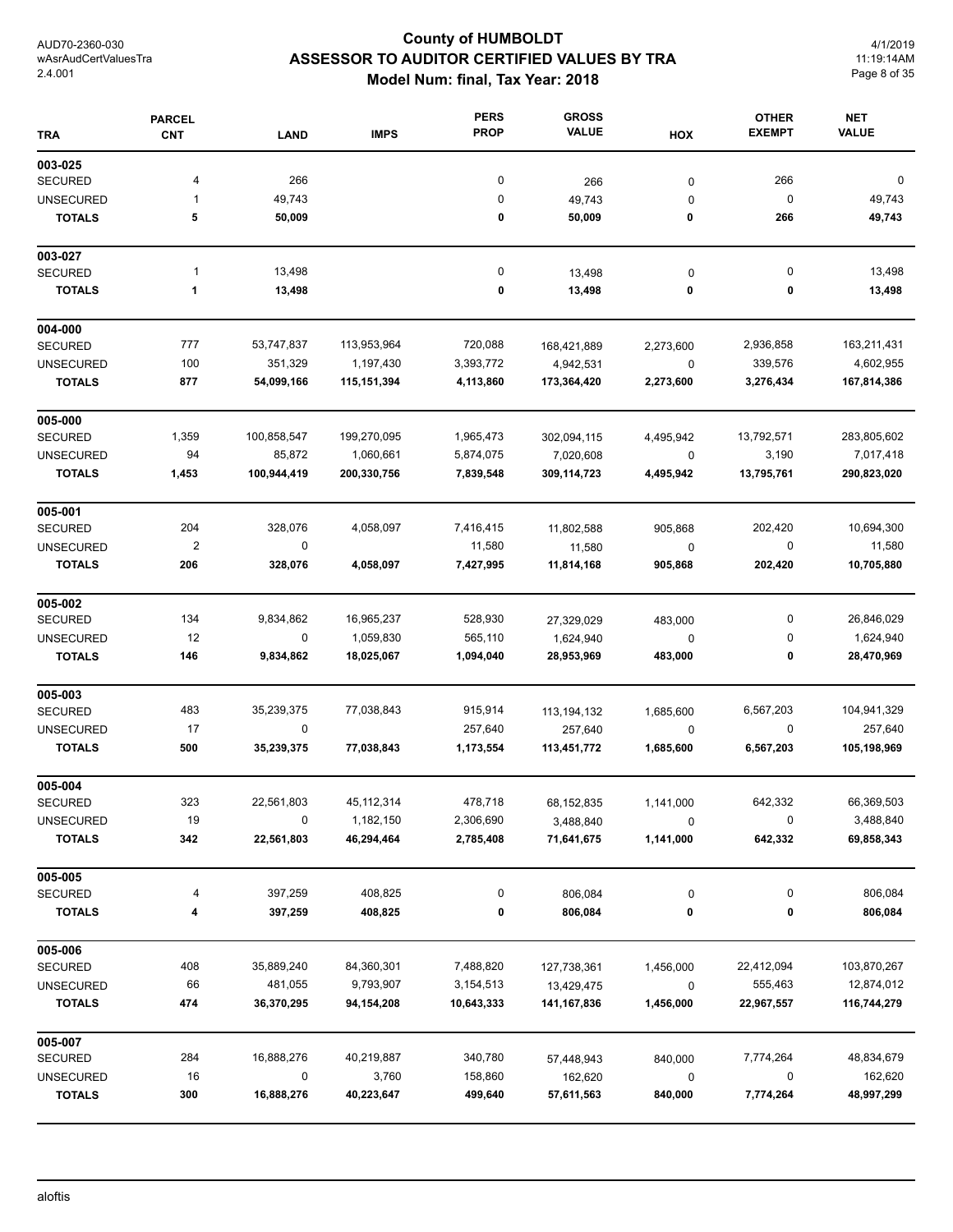# County of HUMBOLDT
## ASSESSOR TO AUDITOR CERTIFIED VALUES BY TRA
### Model Num: final, Tax Year: 2018

AUD70-2360-030
wAsrAudCertValuesTra
2.4.001

4/1/2019
11:19:14AM

| TRA | PARCEL CNT | LAND | IMPS | PERS PROP | GROSS VALUE | HOX | OTHER EXEMPT | NET VALUE |
|---|---|---|---|---|---|---|---|---|
| **003-025** | | | | | | | | |
| SECURED | 4 | 266 | | 0 | 266 | 0 | 266 | 0 |
| UNSECURED | 1 | 49,743 | | 0 | 49,743 | 0 | 0 | 49,743 |
| **TOTALS** | **5** | **50,009** | | **0** | **50,009** | **0** | **266** | **49,743** |
| **003-027** | | | | | | | | |
| SECURED | 1 | 13,498 | | 0 | 13,498 | 0 | 0 | 13,498 |
| **TOTALS** | **1** | **13,498** | | **0** | **13,498** | **0** | **0** | **13,498** |
| **004-000** | | | | | | | | |
| SECURED | 777 | 53,747,837 | 113,953,964 | 720,088 | 168,421,889 | 2,273,600 | 2,936,858 | 163,211,431 |
| UNSECURED | 100 | 351,329 | 1,197,430 | 3,393,772 | 4,942,531 | 0 | 339,576 | 4,602,955 |
| **TOTALS** | **877** | **54,099,166** | **115,151,394** | **4,113,860** | **173,364,420** | **2,273,600** | **3,276,434** | **167,814,386** |
| **005-000** | | | | | | | | |
| SECURED | 1,359 | 100,858,547 | 199,270,095 | 1,965,473 | 302,094,115 | 4,495,942 | 13,792,571 | 283,805,602 |
| UNSECURED | 94 | 85,872 | 1,060,661 | 5,874,075 | 7,020,608 | 0 | 3,190 | 7,017,418 |
| **TOTALS** | **1,453** | **100,944,419** | **200,330,756** | **7,839,548** | **309,114,723** | **4,495,942** | **13,795,761** | **290,823,020** |
| **005-001** | | | | | | | | |
| SECURED | 204 | 328,076 | 4,058,097 | 7,416,415 | 11,802,588 | 905,868 | 202,420 | 10,694,300 |
| UNSECURED | 2 | 0 | | 11,580 | 11,580 | 0 | 0 | 11,580 |
| **TOTALS** | **206** | **328,076** | **4,058,097** | **7,427,995** | **11,814,168** | **905,868** | **202,420** | **10,705,880** |
| **005-002** | | | | | | | | |
| SECURED | 134 | 9,834,862 | 16,965,237 | 528,930 | 27,329,029 | 483,000 | 0 | 26,846,029 |
| UNSECURED | 12 | 0 | 1,059,830 | 565,110 | 1,624,940 | 0 | 0 | 1,624,940 |
| **TOTALS** | **146** | **9,834,862** | **18,025,067** | **1,094,040** | **28,953,969** | **483,000** | **0** | **28,470,969** |
| **005-003** | | | | | | | | |
| SECURED | 483 | 35,239,375 | 77,038,843 | 915,914 | 113,194,132 | 1,685,600 | 6,567,203 | 104,941,329 |
| UNSECURED | 17 | 0 | | 257,640 | 257,640 | 0 | 0 | 257,640 |
| **TOTALS** | **500** | **35,239,375** | **77,038,843** | **1,173,554** | **113,451,772** | **1,685,600** | **6,567,203** | **105,198,969** |
| **005-004** | | | | | | | | |
| SECURED | 323 | 22,561,803 | 45,112,314 | 478,718 | 68,152,835 | 1,141,000 | 642,332 | 66,369,503 |
| UNSECURED | 19 | 0 | 1,182,150 | 2,306,690 | 3,488,840 | 0 | 0 | 3,488,840 |
| **TOTALS** | **342** | **22,561,803** | **46,294,464** | **2,785,408** | **71,641,675** | **1,141,000** | **642,332** | **69,858,343** |
| **005-005** | | | | | | | | |
| SECURED | 4 | 397,259 | 408,825 | 0 | 806,084 | 0 | 0 | 806,084 |
| **TOTALS** | **4** | **397,259** | **408,825** | **0** | **806,084** | **0** | **0** | **806,084** |
| **005-006** | | | | | | | | |
| SECURED | 408 | 35,889,240 | 84,360,301 | 7,488,820 | 127,738,361 | 1,456,000 | 22,412,094 | 103,870,267 |
| UNSECURED | 66 | 481,055 | 9,793,907 | 3,154,513 | 13,429,475 | 0 | 555,463 | 12,874,012 |
| **TOTALS** | **474** | **36,370,295** | **94,154,208** | **10,643,333** | **141,167,836** | **1,456,000** | **22,967,557** | **116,744,279** |
| **005-007** | | | | | | | | |
| SECURED | 284 | 16,888,276 | 40,219,887 | 340,780 | 57,448,943 | 840,000 | 7,774,264 | 48,834,679 |
| UNSECURED | 16 | 0 | 3,760 | 158,860 | 162,620 | 0 | 0 | 162,620 |
| **TOTALS** | **300** | **16,888,276** | **40,223,647** | **499,640** | **57,611,563** | **840,000** | **7,774,264** | **48,997,299** |

aloftis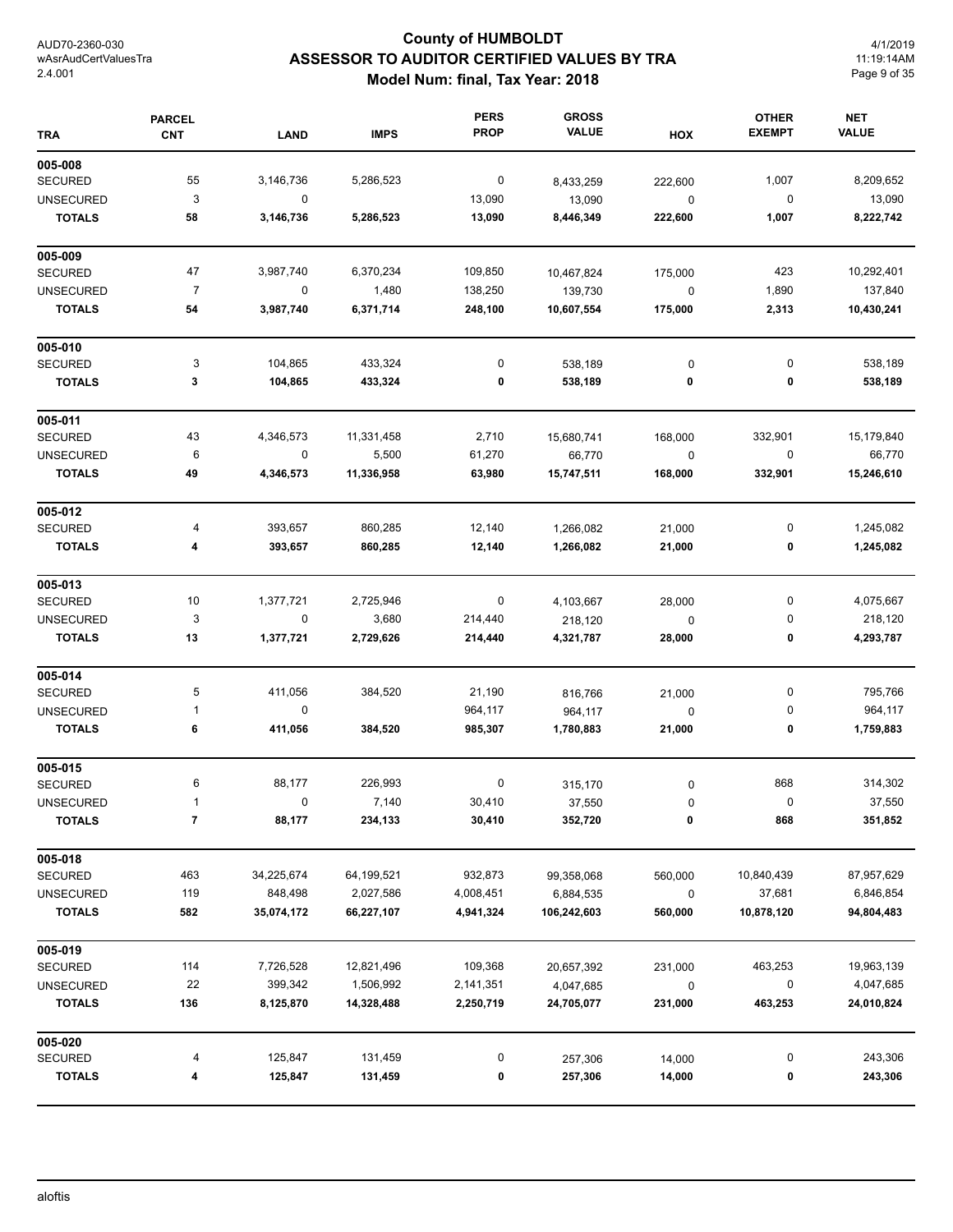# County of HUMBOLDT
## ASSESSOR TO AUDITOR CERTIFIED VALUES BY TRA
### Model Num: final, Tax Year: 2018

| TRA | PARCEL CNT | LAND | IMPS | PERS PROP | GROSS VALUE | HOX | OTHER EXEMPT | NET VALUE |
|---|---|---|---|---|---|---|---|---|
| **005-008** | | | | | | | | |
| SECURED | 55 | 3,146,736 | 5,286,523 | 0 | 8,433,259 | 222,600 | 1,007 | 8,209,652 |
| UNSECURED | 3 | 0 | | 13,090 | 13,090 | 0 | 0 | 13,090 |
| **TOTALS** | **58** | **3,146,736** | **5,286,523** | **13,090** | **8,446,349** | **222,600** | **1,007** | **8,222,742** |
| **005-009** | | | | | | | | |
| SECURED | 47 | 3,987,740 | 6,370,234 | 109,850 | 10,467,824 | 175,000 | 423 | 10,292,401 |
| UNSECURED | 7 | 0 | 1,480 | 138,250 | 139,730 | 0 | 1,890 | 137,840 |
| **TOTALS** | **54** | **3,987,740** | **6,371,714** | **248,100** | **10,607,554** | **175,000** | **2,313** | **10,430,241** |
| **005-010** | | | | | | | | |
| SECURED | 3 | 104,865 | 433,324 | 0 | 538,189 | 0 | 0 | 538,189 |
| **TOTALS** | **3** | **104,865** | **433,324** | **0** | **538,189** | **0** | **0** | **538,189** |
| **005-011** | | | | | | | | |
| SECURED | 43 | 4,346,573 | 11,331,458 | 2,710 | 15,680,741 | 168,000 | 332,901 | 15,179,840 |
| UNSECURED | 6 | 0 | 5,500 | 61,270 | 66,770 | 0 | 0 | 66,770 |
| **TOTALS** | **49** | **4,346,573** | **11,336,958** | **63,980** | **15,747,511** | **168,000** | **332,901** | **15,246,610** |
| **005-012** | | | | | | | | |
| SECURED | 4 | 393,657 | 860,285 | 12,140 | 1,266,082 | 21,000 | 0 | 1,245,082 |
| **TOTALS** | **4** | **393,657** | **860,285** | **12,140** | **1,266,082** | **21,000** | **0** | **1,245,082** |
| **005-013** | | | | | | | | |
| SECURED | 10 | 1,377,721 | 2,725,946 | 0 | 4,103,667 | 28,000 | 0 | 4,075,667 |
| UNSECURED | 3 | 0 | 3,680 | 214,440 | 218,120 | 0 | 0 | 218,120 |
| **TOTALS** | **13** | **1,377,721** | **2,729,626** | **214,440** | **4,321,787** | **28,000** | **0** | **4,293,787** |
| **005-014** | | | | | | | | |
| SECURED | 5 | 411,056 | 384,520 | 21,190 | 816,766 | 21,000 | 0 | 795,766 |
| UNSECURED | 1 | 0 | | 964,117 | 964,117 | 0 | 0 | 964,117 |
| **TOTALS** | **6** | **411,056** | **384,520** | **985,307** | **1,780,883** | **21,000** | **0** | **1,759,883** |
| **005-015** | | | | | | | | |
| SECURED | 6 | 88,177 | 226,993 | 0 | 315,170 | 0 | 868 | 314,302 |
| UNSECURED | 1 | 0 | 7,140 | 30,410 | 37,550 | 0 | 0 | 37,550 |
| **TOTALS** | **7** | **88,177** | **234,133** | **30,410** | **352,720** | **0** | **868** | **351,852** |
| **005-018** | | | | | | | | |
| SECURED | 463 | 34,225,674 | 64,199,521 | 932,873 | 99,358,068 | 560,000 | 10,840,439 | 87,957,629 |
| UNSECURED | 119 | 848,498 | 2,027,586 | 4,008,451 | 6,884,535 | 0 | 37,681 | 6,846,854 |
| **TOTALS** | **582** | **35,074,172** | **66,227,107** | **4,941,324** | **106,242,603** | **560,000** | **10,878,120** | **94,804,483** |
| **005-019** | | | | | | | | |
| SECURED | 114 | 7,726,528 | 12,821,496 | 109,368 | 20,657,392 | 231,000 | 463,253 | 19,963,139 |
| UNSECURED | 22 | 399,342 | 1,506,992 | 2,141,351 | 4,047,685 | 0 | 0 | 4,047,685 |
| **TOTALS** | **136** | **8,125,870** | **14,328,488** | **2,250,719** | **24,705,077** | **231,000** | **463,253** | **24,010,824** |
| **005-020** | | | | | | | | |
| SECURED | 4 | 125,847 | 131,459 | 0 | 257,306 | 14,000 | 0 | 243,306 |
| **TOTALS** | **4** | **125,847** | **131,459** | **0** | **257,306** | **14,000** | **0** | **243,306** |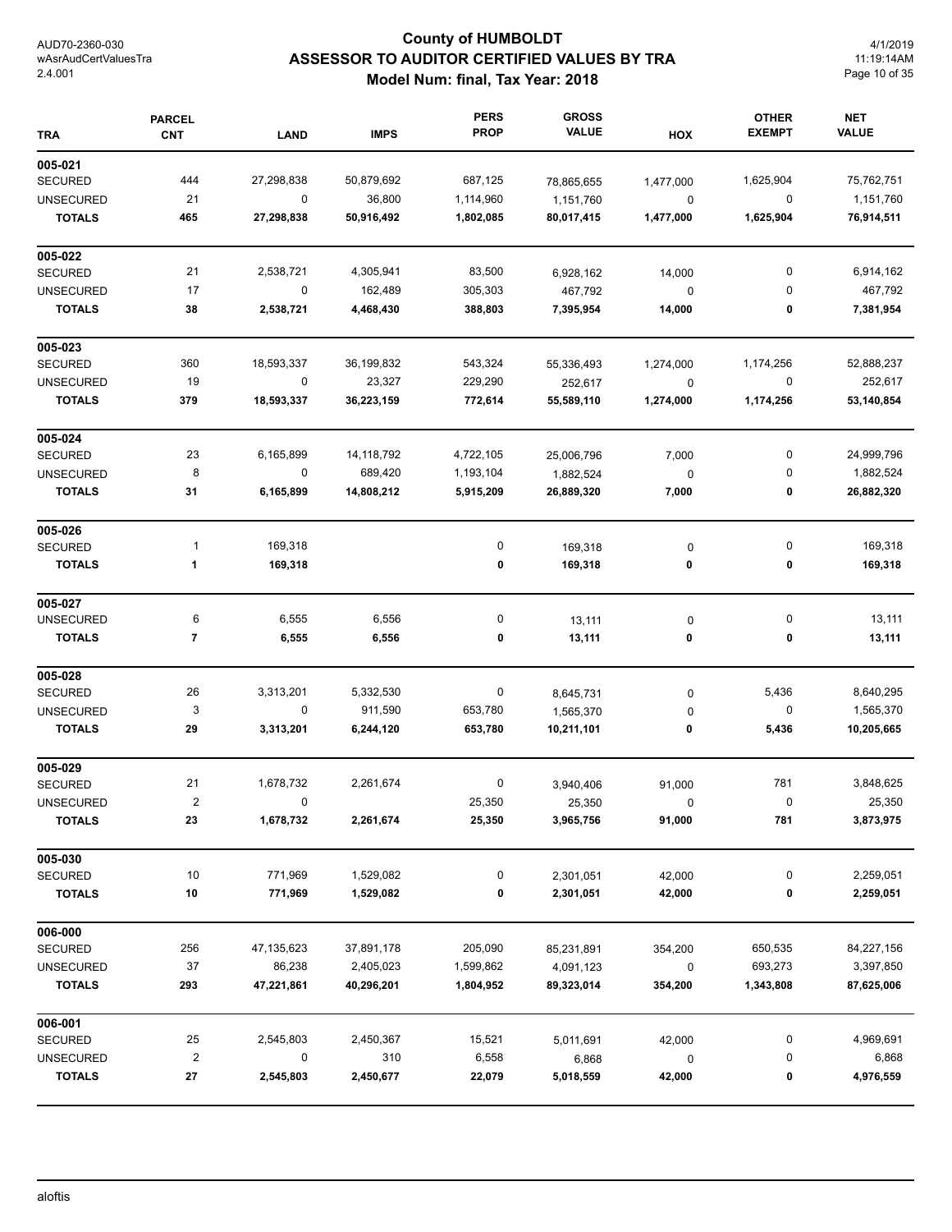# County of HUMBOLDT

## ASSESSOR TO AUDITOR CERTIFIED VALUES BY TRA

### Model Num: final, Tax Year: 2018

AUD70-2360-030
wAsrAudCertValuesTra
2.4.001

4/1/2019
11:19:14AM

| TRA | PARCEL CNT | LAND | IMPS | PERS PROP | GROSS VALUE | HOX | OTHER EXEMPT | NET VALUE |
|---|---|---|---|---|---|---|---|---|
| **005-021** | | | | | | | | |
| SECURED | 444 | 27,298,838 | 50,879,692 | 687,125 | 78,865,655 | 1,477,000 | 1,625,904 | 75,762,751 |
| UNSECURED | 21 | 0 | 36,800 | 1,114,960 | 1,151,760 | 0 | 0 | 1,151,760 |
| **TOTALS** | **465** | **27,298,838** | **50,916,492** | **1,802,085** | **80,017,415** | **1,477,000** | **1,625,904** | **76,914,511** |
| **005-022** | | | | | | | | |
| SECURED | 21 | 2,538,721 | 4,305,941 | 83,500 | 6,928,162 | 14,000 | 0 | 6,914,162 |
| UNSECURED | 17 | 0 | 162,489 | 305,303 | 467,792 | 0 | 0 | 467,792 |
| **TOTALS** | **38** | **2,538,721** | **4,468,430** | **388,803** | **7,395,954** | **14,000** | **0** | **7,381,954** |
| **005-023** | | | | | | | | |
| SECURED | 360 | 18,593,337 | 36,199,832 | 543,324 | 55,336,493 | 1,274,000 | 1,174,256 | 52,888,237 |
| UNSECURED | 19 | 0 | 23,327 | 229,290 | 252,617 | 0 | 0 | 252,617 |
| **TOTALS** | **379** | **18,593,337** | **36,223,159** | **772,614** | **55,589,110** | **1,274,000** | **1,174,256** | **53,140,854** |
| **005-024** | | | | | | | | |
| SECURED | 23 | 6,165,899 | 14,118,792 | 4,722,105 | 25,006,796 | 7,000 | 0 | 24,999,796 |
| UNSECURED | 8 | 0 | 689,420 | 1,193,104 | 1,882,524 | 0 | 0 | 1,882,524 |
| **TOTALS** | **31** | **6,165,899** | **14,808,212** | **5,915,209** | **26,889,320** | **7,000** | **0** | **26,882,320** |
| **005-026** | | | | | | | | |
| SECURED | 1 | 169,318 | | 0 | 169,318 | 0 | 0 | 169,318 |
| **TOTALS** | **1** | **169,318** | | **0** | **169,318** | **0** | **0** | **169,318** |
| **005-027** | | | | | | | | |
| UNSECURED | 6 | 6,555 | 6,556 | 0 | 13,111 | 0 | 0 | 13,111 |
| **TOTALS** | **7** | **6,555** | **6,556** | **0** | **13,111** | **0** | **0** | **13,111** |
| **005-028** | | | | | | | | |
| SECURED | 26 | 3,313,201 | 5,332,530 | 0 | 8,645,731 | 0 | 5,436 | 8,640,295 |
| UNSECURED | 3 | 0 | 911,590 | 653,780 | 1,565,370 | 0 | 0 | 1,565,370 |
| **TOTALS** | **29** | **3,313,201** | **6,244,120** | **653,780** | **10,211,101** | **0** | **5,436** | **10,205,665** |
| **005-029** | | | | | | | | |
| SECURED | 21 | 1,678,732 | 2,261,674 | 0 | 3,940,406 | 91,000 | 781 | 3,848,625 |
| UNSECURED | 2 | 0 | | 25,350 | 25,350 | 0 | 0 | 25,350 |
| **TOTALS** | **23** | **1,678,732** | **2,261,674** | **25,350** | **3,965,756** | **91,000** | **781** | **3,873,975** |
| **005-030** | | | | | | | | |
| SECURED | 10 | 771,969 | 1,529,082 | 0 | 2,301,051 | 42,000 | 0 | 2,259,051 |
| **TOTALS** | **10** | **771,969** | **1,529,082** | **0** | **2,301,051** | **42,000** | **0** | **2,259,051** |
| **006-000** | | | | | | | | |
| SECURED | 256 | 47,135,623 | 37,891,178 | 205,090 | 85,231,891 | 354,200 | 650,535 | 84,227,156 |
| UNSECURED | 37 | 86,238 | 2,405,023 | 1,599,862 | 4,091,123 | 0 | 693,273 | 3,397,850 |
| **TOTALS** | **293** | **47,221,861** | **40,296,201** | **1,804,952** | **89,323,014** | **354,200** | **1,343,808** | **87,625,006** |
| **006-001** | | | | | | | | |
| SECURED | 25 | 2,545,803 | 2,450,367 | 15,521 | 5,011,691 | 42,000 | 0 | 4,969,691 |
| UNSECURED | 2 | 0 | 310 | 6,558 | 6,868 | 0 | 0 | 6,868 |
| **TOTALS** | **27** | **2,545,803** | **2,450,677** | **22,079** | **5,018,559** | **42,000** | **0** | **4,976,559** |

aloftis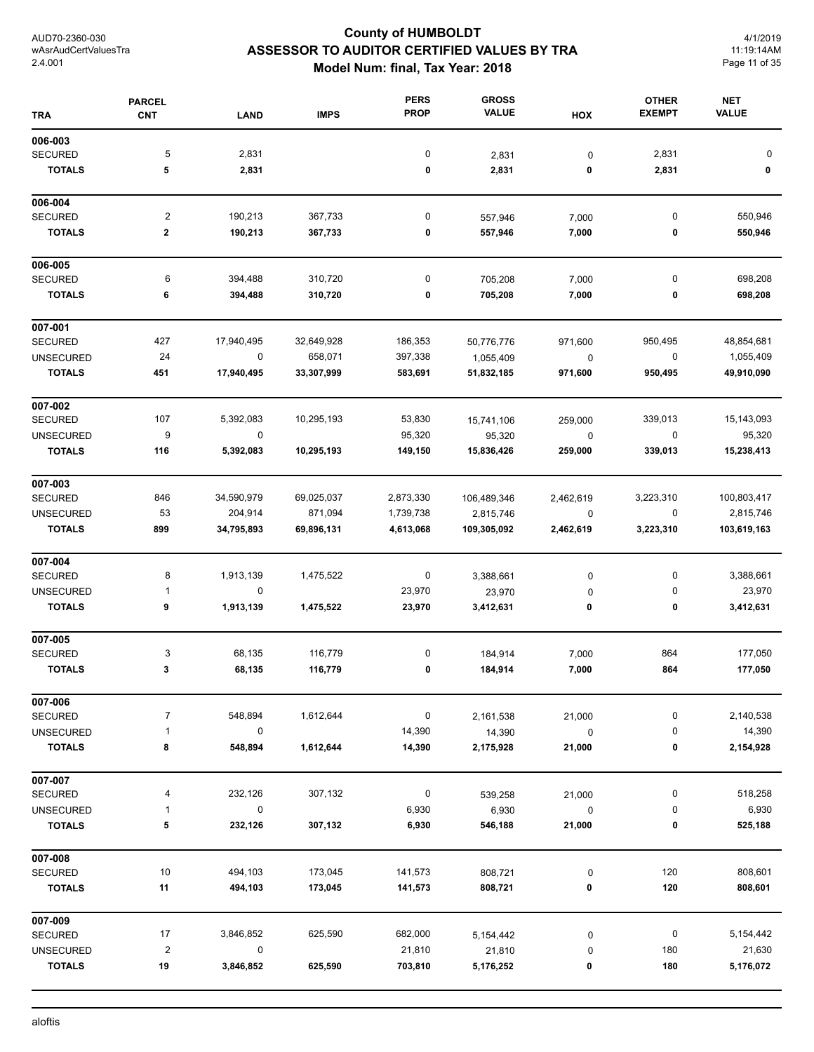# County of HUMBOLDT
## ASSESSOR TO AUDITOR CERTIFIED VALUES BY TRA
### Model Num: final, Tax Year: 2018

| TRA | PARCEL CNT | LAND | IMPS | PERS PROP | GROSS VALUE | HOX | OTHER EXEMPT | NET VALUE |
|---|---|---|---|---|---|---|---|---|
| **006-003** | | | | | | | | |
| SECURED | 5 | 2,831 | | 0 | 2,831 | 0 | 2,831 | 0 |
| **TOTALS** | **5** | **2,831** | | **0** | **2,831** | **0** | **2,831** | **0** |
| **006-004** | | | | | | | | |
| SECURED | 2 | 190,213 | 367,733 | 0 | 557,946 | 7,000 | 0 | 550,946 |
| **TOTALS** | **2** | **190,213** | **367,733** | **0** | **557,946** | **7,000** | **0** | **550,946** |
| **006-005** | | | | | | | | |
| SECURED | 6 | 394,488 | 310,720 | 0 | 705,208 | 7,000 | 0 | 698,208 |
| **TOTALS** | **6** | **394,488** | **310,720** | **0** | **705,208** | **7,000** | **0** | **698,208** |
| **007-001** | | | | | | | | |
| SECURED | 427 | 17,940,495 | 32,649,928 | 186,353 | 50,776,776 | 971,600 | 950,495 | 48,854,681 |
| UNSECURED | 24 | 0 | 658,071 | 397,338 | 1,055,409 | 0 | 0 | 1,055,409 |
| **TOTALS** | **451** | **17,940,495** | **33,307,999** | **583,691** | **51,832,185** | **971,600** | **950,495** | **49,910,090** |
| **007-002** | | | | | | | | |
| SECURED | 107 | 5,392,083 | 10,295,193 | 53,830 | 15,741,106 | 259,000 | 339,013 | 15,143,093 |
| UNSECURED | 9 | 0 | | 95,320 | 95,320 | 0 | 0 | 95,320 |
| **TOTALS** | **116** | **5,392,083** | **10,295,193** | **149,150** | **15,836,426** | **259,000** | **339,013** | **15,238,413** |
| **007-003** | | | | | | | | |
| SECURED | 846 | 34,590,979 | 69,025,037 | 2,873,330 | 106,489,346 | 2,462,619 | 3,223,310 | 100,803,417 |
| UNSECURED | 53 | 204,914 | 871,094 | 1,739,738 | 2,815,746 | 0 | 0 | 2,815,746 |
| **TOTALS** | **899** | **34,795,893** | **69,896,131** | **4,613,068** | **109,305,092** | **2,462,619** | **3,223,310** | **103,619,163** |
| **007-004** | | | | | | | | |
| SECURED | 8 | 1,913,139 | 1,475,522 | 0 | 3,388,661 | 0 | 0 | 3,388,661 |
| UNSECURED | 1 | 0 | | 23,970 | 23,970 | 0 | 0 | 23,970 |
| **TOTALS** | **9** | **1,913,139** | **1,475,522** | **23,970** | **3,412,631** | **0** | **0** | **3,412,631** |
| **007-005** | | | | | | | | |
| SECURED | 3 | 68,135 | 116,779 | 0 | 184,914 | 7,000 | 864 | 177,050 |
| **TOTALS** | **3** | **68,135** | **116,779** | **0** | **184,914** | **7,000** | **864** | **177,050** |
| **007-006** | | | | | | | | |
| SECURED | 7 | 548,894 | 1,612,644 | 0 | 2,161,538 | 21,000 | 0 | 2,140,538 |
| UNSECURED | 1 | 0 | | 14,390 | 14,390 | 0 | 0 | 14,390 |
| **TOTALS** | **8** | **548,894** | **1,612,644** | **14,390** | **2,175,928** | **21,000** | **0** | **2,154,928** |
| **007-007** | | | | | | | | |
| SECURED | 4 | 232,126 | 307,132 | 0 | 539,258 | 21,000 | 0 | 518,258 |
| UNSECURED | 1 | 0 | | 6,930 | 6,930 | 0 | 0 | 6,930 |
| **TOTALS** | **5** | **232,126** | **307,132** | **6,930** | **546,188** | **21,000** | **0** | **525,188** |
| **007-008** | | | | | | | | |
| SECURED | 10 | 494,103 | 173,045 | 141,573 | 808,721 | 0 | 120 | 808,601 |
| **TOTALS** | **11** | **494,103** | **173,045** | **141,573** | **808,721** | **0** | **120** | **808,601** |
| **007-009** | | | | | | | | |
| SECURED | 17 | 3,846,852 | 625,590 | 682,000 | 5,154,442 | 0 | 0 | 5,154,442 |
| UNSECURED | 2 | 0 | | 21,810 | 21,810 | 0 | 180 | 21,630 |
| **TOTALS** | **19** | **3,846,852** | **625,590** | **703,810** | **5,176,252** | **0** | **180** | **5,176,072** |

aloftis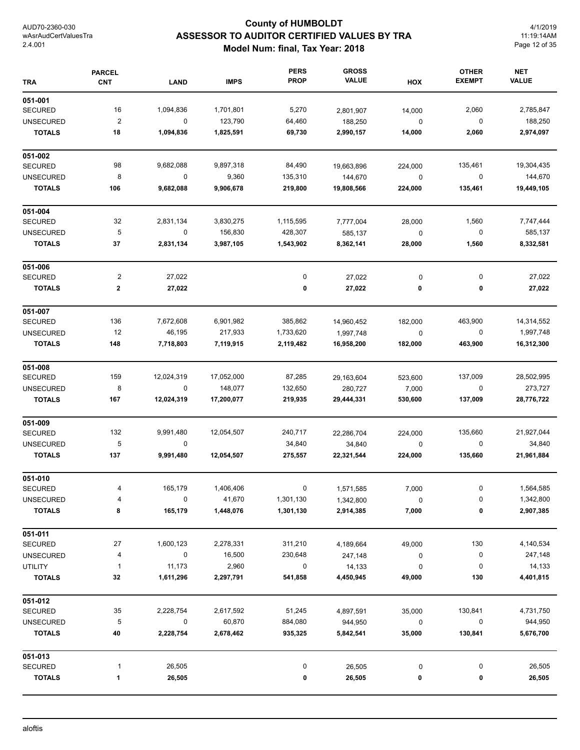# County of HUMBOLDT
## ASSESSOR TO AUDITOR CERTIFIED VALUES BY TRA
### Model Num: final, Tax Year: 2018

AUD70-2360-030
wAsrAudCertValuesTra
2.4.001

4/1/2019
11:19:14AM

| TRA | PARCEL CNT | LAND | IMPS | PERS PROP | GROSS VALUE | HOX | OTHER EXEMPT | NET VALUE |
|---|---|---|---|---|---|---|---|---|
| **051-001** | | | | | | | | |
| SECURED | 16 | 1,094,836 | 1,701,801 | 5,270 | 2,801,907 | 14,000 | 2,060 | 2,785,847 |
| UNSECURED | 2 | 0 | 123,790 | 64,460 | 188,250 | 0 | 0 | 188,250 |
| **TOTALS** | **18** | **1,094,836** | **1,825,591** | **69,730** | **2,990,157** | **14,000** | **2,060** | **2,974,097** |
| **051-002** | | | | | | | | |
| SECURED | 98 | 9,682,088 | 9,897,318 | 84,490 | 19,663,896 | 224,000 | 135,461 | 19,304,435 |
| UNSECURED | 8 | 0 | 9,360 | 135,310 | 144,670 | 0 | 0 | 144,670 |
| **TOTALS** | **106** | **9,682,088** | **9,906,678** | **219,800** | **19,808,566** | **224,000** | **135,461** | **19,449,105** |
| **051-004** | | | | | | | | |
| SECURED | 32 | 2,831,134 | 3,830,275 | 1,115,595 | 7,777,004 | 28,000 | 1,560 | 7,747,444 |
| UNSECURED | 5 | 0 | 156,830 | 428,307 | 585,137 | 0 | 0 | 585,137 |
| **TOTALS** | **37** | **2,831,134** | **3,987,105** | **1,543,902** | **8,362,141** | **28,000** | **1,560** | **8,332,581** |
| **051-006** | | | | | | | | |
| SECURED | 2 | 27,022 | | 0 | 27,022 | 0 | 0 | 27,022 |
| **TOTALS** | **2** | **27,022** | | **0** | **27,022** | **0** | **0** | **27,022** |
| **051-007** | | | | | | | | |
| SECURED | 136 | 7,672,608 | 6,901,982 | 385,862 | 14,960,452 | 182,000 | 463,900 | 14,314,552 |
| UNSECURED | 12 | 46,195 | 217,933 | 1,733,620 | 1,997,748 | 0 | 0 | 1,997,748 |
| **TOTALS** | **148** | **7,718,803** | **7,119,915** | **2,119,482** | **16,958,200** | **182,000** | **463,900** | **16,312,300** |
| **051-008** | | | | | | | | |
| SECURED | 159 | 12,024,319 | 17,052,000 | 87,285 | 29,163,604 | 523,600 | 137,009 | 28,502,995 |
| UNSECURED | 8 | 0 | 148,077 | 132,650 | 280,727 | 7,000 | 0 | 273,727 |
| **TOTALS** | **167** | **12,024,319** | **17,200,077** | **219,935** | **29,444,331** | **530,600** | **137,009** | **28,776,722** |
| **051-009** | | | | | | | | |
| SECURED | 132 | 9,991,480 | 12,054,507 | 240,717 | 22,286,704 | 224,000 | 135,660 | 21,927,044 |
| UNSECURED | 5 | 0 | | 34,840 | 34,840 | 0 | 0 | 34,840 |
| **TOTALS** | **137** | **9,991,480** | **12,054,507** | **275,557** | **22,321,544** | **224,000** | **135,660** | **21,961,884** |
| **051-010** | | | | | | | | |
| SECURED | 4 | 165,179 | 1,406,406 | 0 | 1,571,585 | 7,000 | 0 | 1,564,585 |
| UNSECURED | 4 | 0 | 41,670 | 1,301,130 | 1,342,800 | 0 | 0 | 1,342,800 |
| **TOTALS** | **8** | **165,179** | **1,448,076** | **1,301,130** | **2,914,385** | **7,000** | **0** | **2,907,385** |
| **051-011** | | | | | | | | |
| SECURED | 27 | 1,600,123 | 2,278,331 | 311,210 | 4,189,664 | 49,000 | 130 | 4,140,534 |
| UNSECURED | 4 | 0 | 16,500 | 230,648 | 247,148 | 0 | 0 | 247,148 |
| UTILITY | 1 | 11,173 | 2,960 | 0 | 14,133 | 0 | 0 | 14,133 |
| **TOTALS** | **32** | **1,611,296** | **2,297,791** | **541,858** | **4,450,945** | **49,000** | **130** | **4,401,815** |
| **051-012** | | | | | | | | |
| SECURED | 35 | 2,228,754 | 2,617,592 | 51,245 | 4,897,591 | 35,000 | 130,841 | 4,731,750 |
| UNSECURED | 5 | 0 | 60,870 | 884,080 | 944,950 | 0 | 0 | 944,950 |
| **TOTALS** | **40** | **2,228,754** | **2,678,462** | **935,325** | **5,842,541** | **35,000** | **130,841** | **5,676,700** |
| **051-013** | | | | | | | | |
| SECURED | 1 | 26,505 | | 0 | 26,505 | 0 | 0 | 26,505 |
| **TOTALS** | **1** | **26,505** | | **0** | **26,505** | **0** | **0** | **26,505** |

aloftis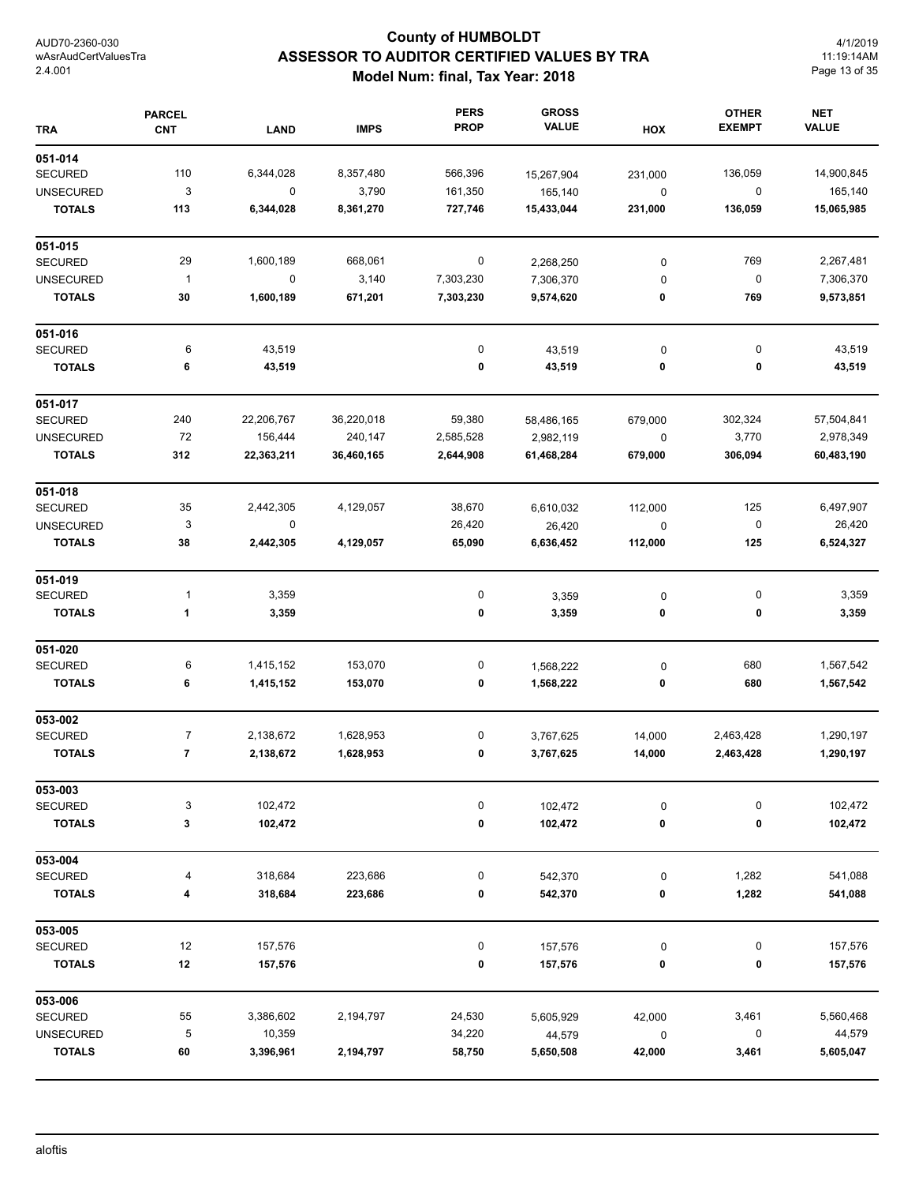# County of HUMBOLDT
## ASSESSOR TO AUDITOR CERTIFIED VALUES BY TRA
### Model Num: final, Tax Year: 2018

AUD70-2360-030
wAsrAudCertValuesTra
2.4.001

4/1/2019
11:19:14AM

| TRA | PARCEL CNT | LAND | IMPS | PERS PROP | GROSS VALUE | HOX | OTHER EXEMPT | NET VALUE |
|---|---|---|---|---|---|---|---|---|
| **051-014** | | | | | | | | |
| SECURED | 110 | 6,344,028 | 8,357,480 | 566,396 | 15,267,904 | 231,000 | 136,059 | 14,900,845 |
| UNSECURED | 3 | 0 | 3,790 | 161,350 | 165,140 | 0 | 0 | 165,140 |
| **TOTALS** | **113** | **6,344,028** | **8,361,270** | **727,746** | **15,433,044** | **231,000** | **136,059** | **15,065,985** |
| **051-015** | | | | | | | | |
| SECURED | 29 | 1,600,189 | 668,061 | 0 | 2,268,250 | 0 | 769 | 2,267,481 |
| UNSECURED | 1 | 0 | 3,140 | 7,303,230 | 7,306,370 | 0 | 0 | 7,306,370 |
| **TOTALS** | **30** | **1,600,189** | **671,201** | **7,303,230** | **9,574,620** | **0** | **769** | **9,573,851** |
| **051-016** | | | | | | | | |
| SECURED | 6 | 43,519 | | 0 | 43,519 | 0 | 0 | 43,519 |
| **TOTALS** | **6** | **43,519** | | **0** | **43,519** | **0** | **0** | **43,519** |
| **051-017** | | | | | | | | |
| SECURED | 240 | 22,206,767 | 36,220,018 | 59,380 | 58,486,165 | 679,000 | 302,324 | 57,504,841 |
| UNSECURED | 72 | 156,444 | 240,147 | 2,585,528 | 2,982,119 | 0 | 3,770 | 2,978,349 |
| **TOTALS** | **312** | **22,363,211** | **36,460,165** | **2,644,908** | **61,468,284** | **679,000** | **306,094** | **60,483,190** |
| **051-018** | | | | | | | | |
| SECURED | 35 | 2,442,305 | 4,129,057 | 38,670 | 6,610,032 | 112,000 | 125 | 6,497,907 |
| UNSECURED | 3 | 0 | | 26,420 | 26,420 | 0 | 0 | 26,420 |
| **TOTALS** | **38** | **2,442,305** | **4,129,057** | **65,090** | **6,636,452** | **112,000** | **125** | **6,524,327** |
| **051-019** | | | | | | | | |
| SECURED | 1 | 3,359 | | 0 | 3,359 | 0 | 0 | 3,359 |
| **TOTALS** | **1** | **3,359** | | **0** | **3,359** | **0** | **0** | **3,359** |
| **051-020** | | | | | | | | |
| SECURED | 6 | 1,415,152 | 153,070 | 0 | 1,568,222 | 0 | 680 | 1,567,542 |
| **TOTALS** | **6** | **1,415,152** | **153,070** | **0** | **1,568,222** | **0** | **680** | **1,567,542** |
| **053-002** | | | | | | | | |
| SECURED | 7 | 2,138,672 | 1,628,953 | 0 | 3,767,625 | 14,000 | 2,463,428 | 1,290,197 |
| **TOTALS** | **7** | **2,138,672** | **1,628,953** | **0** | **3,767,625** | **14,000** | **2,463,428** | **1,290,197** |
| **053-003** | | | | | | | | |
| SECURED | 3 | 102,472 | | 0 | 102,472 | 0 | 0 | 102,472 |
| **TOTALS** | **3** | **102,472** | | **0** | **102,472** | **0** | **0** | **102,472** |
| **053-004** | | | | | | | | |
| SECURED | 4 | 318,684 | 223,686 | 0 | 542,370 | 0 | 1,282 | 541,088 |
| **TOTALS** | **4** | **318,684** | **223,686** | **0** | **542,370** | **0** | **1,282** | **541,088** |
| **053-005** | | | | | | | | |
| SECURED | 12 | 157,576 | | 0 | 157,576 | 0 | 0 | 157,576 |
| **TOTALS** | **12** | **157,576** | | **0** | **157,576** | **0** | **0** | **157,576** |
| **053-006** | | | | | | | | |
| SECURED | 55 | 3,386,602 | 2,194,797 | 24,530 | 5,605,929 | 42,000 | 3,461 | 5,560,468 |
| UNSECURED | 5 | 10,359 | | 34,220 | 44,579 | 0 | 0 | 44,579 |
| **TOTALS** | **60** | **3,396,961** | **2,194,797** | **58,750** | **5,650,508** | **42,000** | **3,461** | **5,605,047** |

aloftis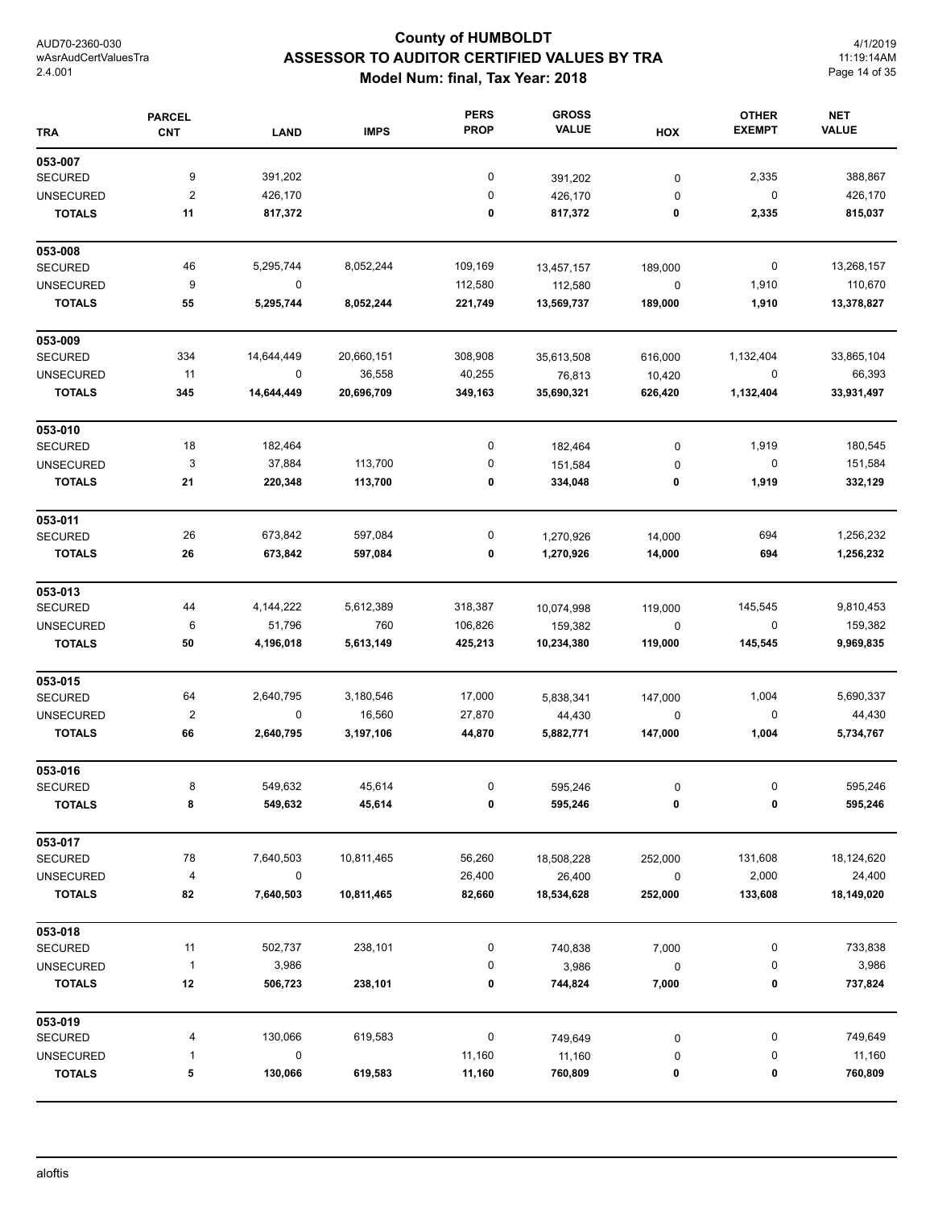# County of HUMBOLDT
## ASSESSOR TO AUDITOR CERTIFIED VALUES BY TRA
### Model Num: final, Tax Year: 2018

| TRA | PARCEL CNT | LAND | IMPS | PERS PROP | GROSS VALUE | HOX | OTHER EXEMPT | NET VALUE |
|---|---|---|---|---|---|---|---|---|
| **053-007** | | | | | | | | |
| SECURED | 9 | 391,202 | | 0 | 391,202 | 0 | 2,335 | 388,867 |
| UNSECURED | 2 | 426,170 | | 0 | 426,170 | 0 | 0 | 426,170 |
| **TOTALS** | **11** | **817,372** | | **0** | **817,372** | **0** | **2,335** | **815,037** |
| **053-008** | | | | | | | | |
| SECURED | 46 | 5,295,744 | 8,052,244 | 109,169 | 13,457,157 | 189,000 | 0 | 13,268,157 |
| UNSECURED | 9 | 0 | | 112,580 | 112,580 | 0 | 1,910 | 110,670 |
| **TOTALS** | **55** | **5,295,744** | **8,052,244** | **221,749** | **13,569,737** | **189,000** | **1,910** | **13,378,827** |
| **053-009** | | | | | | | | |
| SECURED | 334 | 14,644,449 | 20,660,151 | 308,908 | 35,613,508 | 616,000 | 1,132,404 | 33,865,104 |
| UNSECURED | 11 | 0 | 36,558 | 40,255 | 76,813 | 10,420 | 0 | 66,393 |
| **TOTALS** | **345** | **14,644,449** | **20,696,709** | **349,163** | **35,690,321** | **626,420** | **1,132,404** | **33,931,497** |
| **053-010** | | | | | | | | |
| SECURED | 18 | 182,464 | | 0 | 182,464 | 0 | 1,919 | 180,545 |
| UNSECURED | 3 | 37,884 | 113,700 | 0 | 151,584 | 0 | 0 | 151,584 |
| **TOTALS** | **21** | **220,348** | **113,700** | **0** | **334,048** | **0** | **1,919** | **332,129** |
| **053-011** | | | | | | | | |
| SECURED | 26 | 673,842 | 597,084 | 0 | 1,270,926 | 14,000 | 694 | 1,256,232 |
| **TOTALS** | **26** | **673,842** | **597,084** | **0** | **1,270,926** | **14,000** | **694** | **1,256,232** |
| **053-013** | | | | | | | | |
| SECURED | 44 | 4,144,222 | 5,612,389 | 318,387 | 10,074,998 | 119,000 | 145,545 | 9,810,453 |
| UNSECURED | 6 | 51,796 | 760 | 106,826 | 159,382 | 0 | 0 | 159,382 |
| **TOTALS** | **50** | **4,196,018** | **5,613,149** | **425,213** | **10,234,380** | **119,000** | **145,545** | **9,969,835** |
| **053-015** | | | | | | | | |
| SECURED | 64 | 2,640,795 | 3,180,546 | 17,000 | 5,838,341 | 147,000 | 1,004 | 5,690,337 |
| UNSECURED | 2 | 0 | 16,560 | 27,870 | 44,430 | 0 | 0 | 44,430 |
| **TOTALS** | **66** | **2,640,795** | **3,197,106** | **44,870** | **5,882,771** | **147,000** | **1,004** | **5,734,767** |
| **053-016** | | | | | | | | |
| SECURED | 8 | 549,632 | 45,614 | 0 | 595,246 | 0 | 0 | 595,246 |
| **TOTALS** | **8** | **549,632** | **45,614** | **0** | **595,246** | **0** | **0** | **595,246** |
| **053-017** | | | | | | | | |
| SECURED | 78 | 7,640,503 | 10,811,465 | 56,260 | 18,508,228 | 252,000 | 131,608 | 18,124,620 |
| UNSECURED | 4 | 0 | | 26,400 | 26,400 | 0 | 2,000 | 24,400 |
| **TOTALS** | **82** | **7,640,503** | **10,811,465** | **82,660** | **18,534,628** | **252,000** | **133,608** | **18,149,020** |
| **053-018** | | | | | | | | |
| SECURED | 11 | 502,737 | 238,101 | 0 | 740,838 | 7,000 | 0 | 733,838 |
| UNSECURED | 1 | 3,986 | | 0 | 3,986 | 0 | 0 | 3,986 |
| **TOTALS** | **12** | **506,723** | **238,101** | **0** | **744,824** | **7,000** | **0** | **737,824** |
| **053-019** | | | | | | | | |
| SECURED | 4 | 130,066 | 619,583 | 0 | 749,649 | 0 | 0 | 749,649 |
| UNSECURED | 1 | 0 | | 11,160 | 11,160 | 0 | 0 | 11,160 |
| **TOTALS** | **5** | **130,066** | **619,583** | **11,160** | **760,809** | **0** | **0** | **760,809** |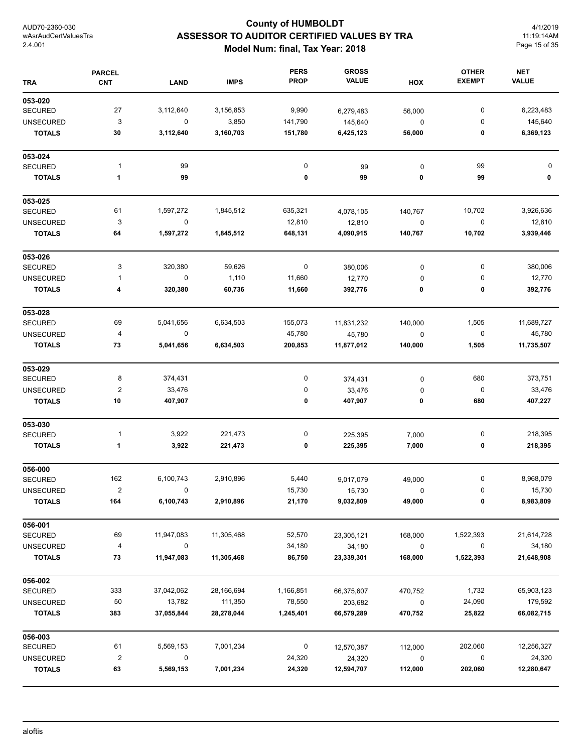# County of HUMBOLDT

## ASSESSOR TO AUDITOR CERTIFIED VALUES BY TRA

### Model Num: final, Tax Year: 2018

AUD70-2360-030
wAsrAudCertValuesTra
2.4.001

4/1/2019
11:19:14AM

| TRA | PARCEL CNT | LAND | IMPS | PERS PROP | GROSS VALUE | HOX | OTHER EXEMPT | NET VALUE |
|---|---|---|---|---|---|---|---|---|
| **053-020** | | | | | | | | |
| SECURED | 27 | 3,112,640 | 3,156,853 | 9,990 | 6,279,483 | 56,000 | 0 | 6,223,483 |
| UNSECURED | 3 | 0 | 3,850 | 141,790 | 145,640 | 0 | 0 | 145,640 |
| **TOTALS** | **30** | **3,112,640** | **3,160,703** | **151,780** | **6,425,123** | **56,000** | **0** | **6,369,123** |
| **053-024** | | | | | | | | |
| SECURED | 1 | 99 | | 0 | 99 | 0 | 99 | 0 |
| **TOTALS** | **1** | **99** | | **0** | **99** | **0** | **99** | **0** |
| **053-025** | | | | | | | | |
| SECURED | 61 | 1,597,272 | 1,845,512 | 635,321 | 4,078,105 | 140,767 | 10,702 | 3,926,636 |
| UNSECURED | 3 | 0 | | 12,810 | 12,810 | 0 | 0 | 12,810 |
| **TOTALS** | **64** | **1,597,272** | **1,845,512** | **648,131** | **4,090,915** | **140,767** | **10,702** | **3,939,446** |
| **053-026** | | | | | | | | |
| SECURED | 3 | 320,380 | 59,626 | 0 | 380,006 | 0 | 0 | 380,006 |
| UNSECURED | 1 | 0 | 1,110 | 11,660 | 12,770 | 0 | 0 | 12,770 |
| **TOTALS** | **4** | **320,380** | **60,736** | **11,660** | **392,776** | **0** | **0** | **392,776** |
| **053-028** | | | | | | | | |
| SECURED | 69 | 5,041,656 | 6,634,503 | 155,073 | 11,831,232 | 140,000 | 1,505 | 11,689,727 |
| UNSECURED | 4 | 0 | | 45,780 | 45,780 | 0 | 0 | 45,780 |
| **TOTALS** | **73** | **5,041,656** | **6,634,503** | **200,853** | **11,877,012** | **140,000** | **1,505** | **11,735,507** |
| **053-029** | | | | | | | | |
| SECURED | 8 | 374,431 | | 0 | 374,431 | 0 | 680 | 373,751 |
| UNSECURED | 2 | 33,476 | | 0 | 33,476 | 0 | 0 | 33,476 |
| **TOTALS** | **10** | **407,907** | | **0** | **407,907** | **0** | **680** | **407,227** |
| **053-030** | | | | | | | | |
| SECURED | 1 | 3,922 | 221,473 | 0 | 225,395 | 7,000 | 0 | 218,395 |
| **TOTALS** | **1** | **3,922** | **221,473** | **0** | **225,395** | **7,000** | **0** | **218,395** |
| **056-000** | | | | | | | | |
| SECURED | 162 | 6,100,743 | 2,910,896 | 5,440 | 9,017,079 | 49,000 | 0 | 8,968,079 |
| UNSECURED | 2 | 0 | | 15,730 | 15,730 | 0 | 0 | 15,730 |
| **TOTALS** | **164** | **6,100,743** | **2,910,896** | **21,170** | **9,032,809** | **49,000** | **0** | **8,983,809** |
| **056-001** | | | | | | | | |
| SECURED | 69 | 11,947,083 | 11,305,468 | 52,570 | 23,305,121 | 168,000 | 1,522,393 | 21,614,728 |
| UNSECURED | 4 | 0 | | 34,180 | 34,180 | 0 | 0 | 34,180 |
| **TOTALS** | **73** | **11,947,083** | **11,305,468** | **86,750** | **23,339,301** | **168,000** | **1,522,393** | **21,648,908** |
| **056-002** | | | | | | | | |
| SECURED | 333 | 37,042,062 | 28,166,694 | 1,166,851 | 66,375,607 | 470,752 | 1,732 | 65,903,123 |
| UNSECURED | 50 | 13,782 | 111,350 | 78,550 | 203,682 | 0 | 24,090 | 179,592 |
| **TOTALS** | **383** | **37,055,844** | **28,278,044** | **1,245,401** | **66,579,289** | **470,752** | **25,822** | **66,082,715** |
| **056-003** | | | | | | | | |
| SECURED | 61 | 5,569,153 | 7,001,234 | 0 | 12,570,387 | 112,000 | 202,060 | 12,256,327 |
| UNSECURED | 2 | 0 | | 24,320 | 24,320 | 0 | 0 | 24,320 |
| **TOTALS** | **63** | **5,569,153** | **7,001,234** | **24,320** | **12,594,707** | **112,000** | **202,060** | **12,280,647** |

aloftis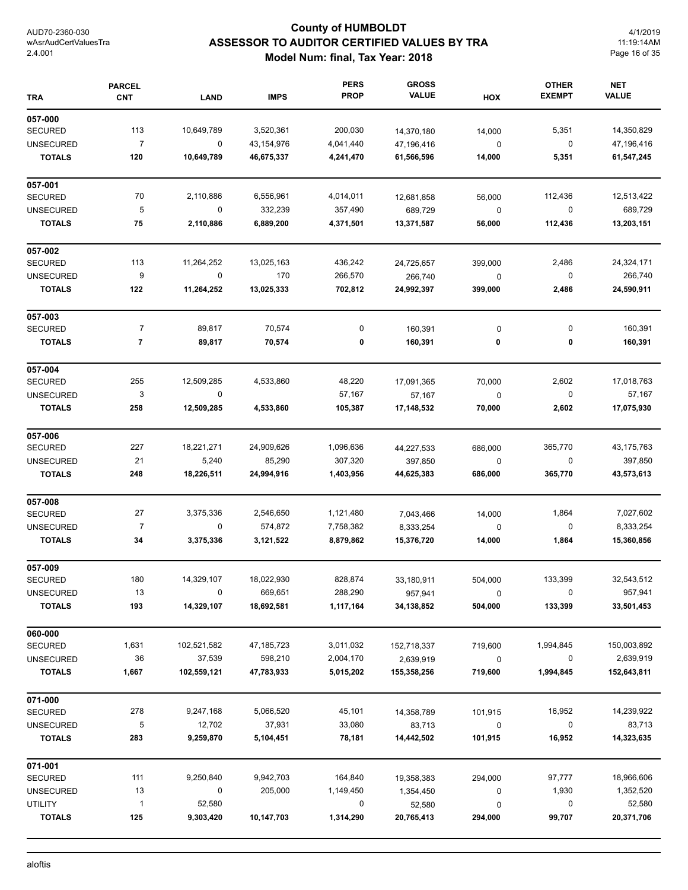# County of HUMBOLDT
## ASSESSOR TO AUDITOR CERTIFIED VALUES BY TRA
### Model Num: final, Tax Year: 2018

| TRA | PARCEL CNT | LAND | IMPS | PERS PROP | GROSS VALUE | HOX | OTHER EXEMPT | NET VALUE |
|---|---|---|---|---|---|---|---|---|
| **057-000** | | | | | | | | |
| SECURED | 113 | 10,649,789 | 3,520,361 | 200,030 | 14,370,180 | 14,000 | 5,351 | 14,350,829 |
| UNSECURED | 7 | 0 | 43,154,976 | 4,041,440 | 47,196,416 | 0 | 0 | 47,196,416 |
| **TOTALS** | **120** | **10,649,789** | **46,675,337** | **4,241,470** | **61,566,596** | **14,000** | **5,351** | **61,547,245** |
| **057-001** | | | | | | | | |
| SECURED | 70 | 2,110,886 | 6,556,961 | 4,014,011 | 12,681,858 | 56,000 | 112,436 | 12,513,422 |
| UNSECURED | 5 | 0 | 332,239 | 357,490 | 689,729 | 0 | 0 | 689,729 |
| **TOTALS** | **75** | **2,110,886** | **6,889,200** | **4,371,501** | **13,371,587** | **56,000** | **112,436** | **13,203,151** |
| **057-002** | | | | | | | | |
| SECURED | 113 | 11,264,252 | 13,025,163 | 436,242 | 24,725,657 | 399,000 | 2,486 | 24,324,171 |
| UNSECURED | 9 | 0 | 170 | 266,570 | 266,740 | 0 | 0 | 266,740 |
| **TOTALS** | **122** | **11,264,252** | **13,025,333** | **702,812** | **24,992,397** | **399,000** | **2,486** | **24,590,911** |
| **057-003** | | | | | | | | |
| SECURED | 7 | 89,817 | 70,574 | 0 | 160,391 | 0 | 0 | 160,391 |
| **TOTALS** | **7** | **89,817** | **70,574** | **0** | **160,391** | **0** | **0** | **160,391** |
| **057-004** | | | | | | | | |
| SECURED | 255 | 12,509,285 | 4,533,860 | 48,220 | 17,091,365 | 70,000 | 2,602 | 17,018,763 |
| UNSECURED | 3 | 0 | | 57,167 | 57,167 | 0 | 0 | 57,167 |
| **TOTALS** | **258** | **12,509,285** | **4,533,860** | **105,387** | **17,148,532** | **70,000** | **2,602** | **17,075,930** |
| **057-006** | | | | | | | | |
| SECURED | 227 | 18,221,271 | 24,909,626 | 1,096,636 | 44,227,533 | 686,000 | 365,770 | 43,175,763 |
| UNSECURED | 21 | 5,240 | 85,290 | 307,320 | 397,850 | 0 | 0 | 397,850 |
| **TOTALS** | **248** | **18,226,511** | **24,994,916** | **1,403,956** | **44,625,383** | **686,000** | **365,770** | **43,573,613** |
| **057-008** | | | | | | | | |
| SECURED | 27 | 3,375,336 | 2,546,650 | 1,121,480 | 7,043,466 | 14,000 | 1,864 | 7,027,602 |
| UNSECURED | 7 | 0 | 574,872 | 7,758,382 | 8,333,254 | 0 | 0 | 8,333,254 |
| **TOTALS** | **34** | **3,375,336** | **3,121,522** | **8,879,862** | **15,376,720** | **14,000** | **1,864** | **15,360,856** |
| **057-009** | | | | | | | | |
| SECURED | 180 | 14,329,107 | 18,022,930 | 828,874 | 33,180,911 | 504,000 | 133,399 | 32,543,512 |
| UNSECURED | 13 | 0 | 669,651 | 288,290 | 957,941 | 0 | 0 | 957,941 |
| **TOTALS** | **193** | **14,329,107** | **18,692,581** | **1,117,164** | **34,138,852** | **504,000** | **133,399** | **33,501,453** |
| **060-000** | | | | | | | | |
| SECURED | 1,631 | 102,521,582 | 47,185,723 | 3,011,032 | 152,718,337 | 719,600 | 1,994,845 | 150,003,892 |
| UNSECURED | 36 | 37,539 | 598,210 | 2,004,170 | 2,639,919 | 0 | 0 | 2,639,919 |
| **TOTALS** | **1,667** | **102,559,121** | **47,783,933** | **5,015,202** | **155,358,256** | **719,600** | **1,994,845** | **152,643,811** |
| **071-000** | | | | | | | | |
| SECURED | 278 | 9,247,168 | 5,066,520 | 45,101 | 14,358,789 | 101,915 | 16,952 | 14,239,922 |
| UNSECURED | 5 | 12,702 | 37,931 | 33,080 | 83,713 | 0 | 0 | 83,713 |
| **TOTALS** | **283** | **9,259,870** | **5,104,451** | **78,181** | **14,442,502** | **101,915** | **16,952** | **14,323,635** |
| **071-001** | | | | | | | | |
| SECURED | 111 | 9,250,840 | 9,942,703 | 164,840 | 19,358,383 | 294,000 | 97,777 | 18,966,606 |
| UNSECURED | 13 | 0 | 205,000 | 1,149,450 | 1,354,450 | 0 | 1,930 | 1,352,520 |
| UTILITY | 1 | 52,580 | | 0 | 52,580 | 0 | 0 | 52,580 |
| **TOTALS** | **125** | **9,303,420** | **10,147,703** | **1,314,290** | **20,765,413** | **294,000** | **99,707** | **20,371,706** |

aloftis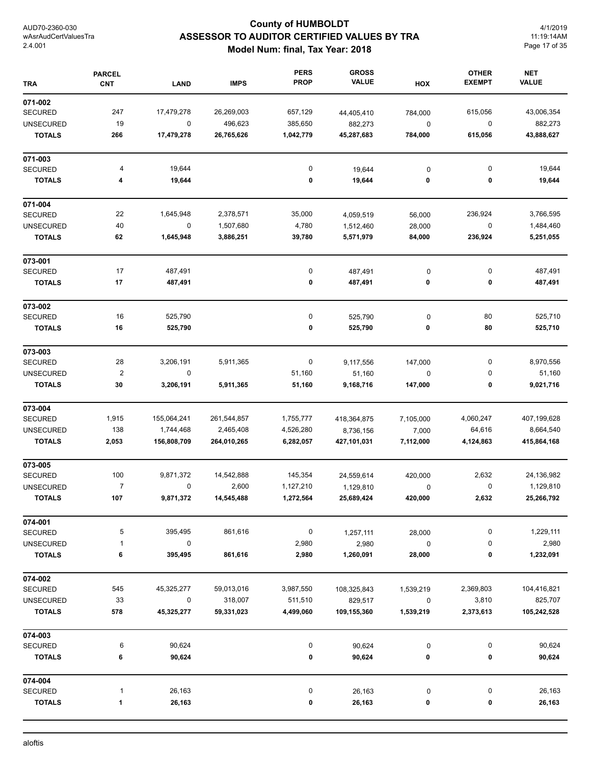# County of HUMBOLDT
## ASSESSOR TO AUDITOR CERTIFIED VALUES BY TRA
### Model Num: final, Tax Year: 2018

AUD70-2360-030
wAsrAudCertValuesTra
2.4.001

4/1/2019
11:19:14AM

| TRA | PARCEL CNT | LAND | IMPS | PERS PROP | GROSS VALUE | HOX | OTHER EXEMPT | NET VALUE |
|---|---|---|---|---|---|---|---|---|
| **071-002** | | | | | | | | |
| SECURED | 247 | 17,479,278 | 26,269,003 | 657,129 | 44,405,410 | 784,000 | 615,056 | 43,006,354 |
| UNSECURED | 19 | 0 | 496,623 | 385,650 | 882,273 | 0 | 0 | 882,273 |
| **TOTALS** | **266** | **17,479,278** | **26,765,626** | **1,042,779** | **45,287,683** | **784,000** | **615,056** | **43,888,627** |
| **071-003** | | | | | | | | |
| SECURED | 4 | 19,644 | | 0 | 19,644 | 0 | 0 | 19,644 |
| **TOTALS** | **4** | **19,644** | | **0** | **19,644** | **0** | **0** | **19,644** |
| **071-004** | | | | | | | | |
| SECURED | 22 | 1,645,948 | 2,378,571 | 35,000 | 4,059,519 | 56,000 | 236,924 | 3,766,595 |
| UNSECURED | 40 | 0 | 1,507,680 | 4,780 | 1,512,460 | 28,000 | 0 | 1,484,460 |
| **TOTALS** | **62** | **1,645,948** | **3,886,251** | **39,780** | **5,571,979** | **84,000** | **236,924** | **5,251,055** |
| **073-001** | | | | | | | | |
| SECURED | 17 | 487,491 | | 0 | 487,491 | 0 | 0 | 487,491 |
| **TOTALS** | **17** | **487,491** | | **0** | **487,491** | **0** | **0** | **487,491** |
| **073-002** | | | | | | | | |
| SECURED | 16 | 525,790 | | 0 | 525,790 | 0 | 80 | 525,710 |
| **TOTALS** | **16** | **525,790** | | **0** | **525,790** | **0** | **80** | **525,710** |
| **073-003** | | | | | | | | |
| SECURED | 28 | 3,206,191 | 5,911,365 | 0 | 9,117,556 | 147,000 | 0 | 8,970,556 |
| UNSECURED | 2 | 0 | | 51,160 | 51,160 | 0 | 0 | 51,160 |
| **TOTALS** | **30** | **3,206,191** | **5,911,365** | **51,160** | **9,168,716** | **147,000** | **0** | **9,021,716** |
| **073-004** | | | | | | | | |
| SECURED | 1,915 | 155,064,241 | 261,544,857 | 1,755,777 | 418,364,875 | 7,105,000 | 4,060,247 | 407,199,628 |
| UNSECURED | 138 | 1,744,468 | 2,465,408 | 4,526,280 | 8,736,156 | 7,000 | 64,616 | 8,664,540 |
| **TOTALS** | **2,053** | **156,808,709** | **264,010,265** | **6,282,057** | **427,101,031** | **7,112,000** | **4,124,863** | **415,864,168** |
| **073-005** | | | | | | | | |
| SECURED | 100 | 9,871,372 | 14,542,888 | 145,354 | 24,559,614 | 420,000 | 2,632 | 24,136,982 |
| UNSECURED | 7 | 0 | 2,600 | 1,127,210 | 1,129,810 | 0 | 0 | 1,129,810 |
| **TOTALS** | **107** | **9,871,372** | **14,545,488** | **1,272,564** | **25,689,424** | **420,000** | **2,632** | **25,266,792** |
| **074-001** | | | | | | | | |
| SECURED | 5 | 395,495 | 861,616 | 0 | 1,257,111 | 28,000 | 0 | 1,229,111 |
| UNSECURED | 1 | 0 | | 2,980 | 2,980 | 0 | 0 | 2,980 |
| **TOTALS** | **6** | **395,495** | **861,616** | **2,980** | **1,260,091** | **28,000** | **0** | **1,232,091** |
| **074-002** | | | | | | | | |
| SECURED | 545 | 45,325,277 | 59,013,016 | 3,987,550 | 108,325,843 | 1,539,219 | 2,369,803 | 104,416,821 |
| UNSECURED | 33 | 0 | 318,007 | 511,510 | 829,517 | 0 | 3,810 | 825,707 |
| **TOTALS** | **578** | **45,325,277** | **59,331,023** | **4,499,060** | **109,155,360** | **1,539,219** | **2,373,613** | **105,242,528** |
| **074-003** | | | | | | | | |
| SECURED | 6 | 90,624 | | 0 | 90,624 | 0 | 0 | 90,624 |
| **TOTALS** | **6** | **90,624** | | **0** | **90,624** | **0** | **0** | **90,624** |
| **074-004** | | | | | | | | |
| SECURED | 1 | 26,163 | | 0 | 26,163 | 0 | 0 | 26,163 |
| **TOTALS** | **1** | **26,163** | | **0** | **26,163** | **0** | **0** | **26,163** |

aloftis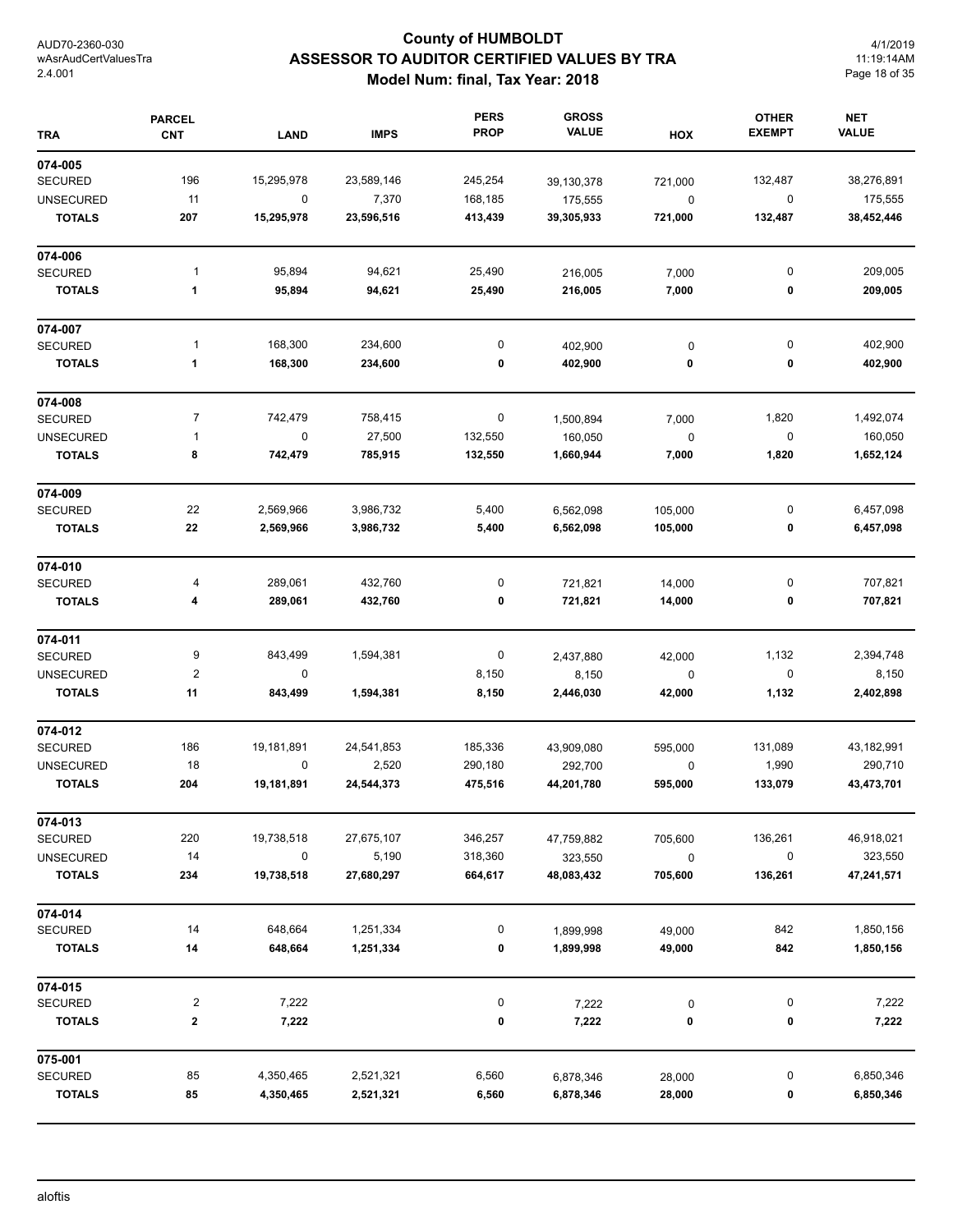# County of HUMBOLDT
## ASSESSOR TO AUDITOR CERTIFIED VALUES BY TRA
### Model Num: final, Tax Year: 2018

AUD70-2360-030
wAsrAudCertValuesTra
2.4.001

4/1/2019
11:19:14AM

| TRA | PARCEL CNT | LAND | IMPS | PERS PROP | GROSS VALUE | HOX | OTHER EXEMPT | NET VALUE |
|---|---|---|---|---|---|---|---|---|
| **074-005** | | | | | | | | |
| SECURED | 196 | 15,295,978 | 23,589,146 | 245,254 | 39,130,378 | 721,000 | 132,487 | 38,276,891 |
| UNSECURED | 11 | 0 | 7,370 | 168,185 | 175,555 | 0 | 0 | 175,555 |
| **TOTALS** | **207** | **15,295,978** | **23,596,516** | **413,439** | **39,305,933** | **721,000** | **132,487** | **38,452,446** |
| **074-006** | | | | | | | | |
| SECURED | 1 | 95,894 | 94,621 | 25,490 | 216,005 | 7,000 | 0 | 209,005 |
| **TOTALS** | **1** | **95,894** | **94,621** | **25,490** | **216,005** | **7,000** | **0** | **209,005** |
| **074-007** | | | | | | | | |
| SECURED | 1 | 168,300 | 234,600 | 0 | 402,900 | 0 | 0 | 402,900 |
| **TOTALS** | **1** | **168,300** | **234,600** | **0** | **402,900** | **0** | **0** | **402,900** |
| **074-008** | | | | | | | | |
| SECURED | 7 | 742,479 | 758,415 | 0 | 1,500,894 | 7,000 | 1,820 | 1,492,074 |
| UNSECURED | 1 | 0 | 27,500 | 132,550 | 160,050 | 0 | 0 | 160,050 |
| **TOTALS** | **8** | **742,479** | **785,915** | **132,550** | **1,660,944** | **7,000** | **1,820** | **1,652,124** |
| **074-009** | | | | | | | | |
| SECURED | 22 | 2,569,966 | 3,986,732 | 5,400 | 6,562,098 | 105,000 | 0 | 6,457,098 |
| **TOTALS** | **22** | **2,569,966** | **3,986,732** | **5,400** | **6,562,098** | **105,000** | **0** | **6,457,098** |
| **074-010** | | | | | | | | |
| SECURED | 4 | 289,061 | 432,760 | 0 | 721,821 | 14,000 | 0 | 707,821 |
| **TOTALS** | **4** | **289,061** | **432,760** | **0** | **721,821** | **14,000** | **0** | **707,821** |
| **074-011** | | | | | | | | |
| SECURED | 9 | 843,499 | 1,594,381 | 0 | 2,437,880 | 42,000 | 1,132 | 2,394,748 |
| UNSECURED | 2 | 0 | | 8,150 | 8,150 | 0 | 0 | 8,150 |
| **TOTALS** | **11** | **843,499** | **1,594,381** | **8,150** | **2,446,030** | **42,000** | **1,132** | **2,402,898** |
| **074-012** | | | | | | | | |
| SECURED | 186 | 19,181,891 | 24,541,853 | 185,336 | 43,909,080 | 595,000 | 131,089 | 43,182,991 |
| UNSECURED | 18 | 0 | 2,520 | 290,180 | 292,700 | 0 | 1,990 | 290,710 |
| **TOTALS** | **204** | **19,181,891** | **24,544,373** | **475,516** | **44,201,780** | **595,000** | **133,079** | **43,473,701** |
| **074-013** | | | | | | | | |
| SECURED | 220 | 19,738,518 | 27,675,107 | 346,257 | 47,759,882 | 705,600 | 136,261 | 46,918,021 |
| UNSECURED | 14 | 0 | 5,190 | 318,360 | 323,550 | 0 | 0 | 323,550 |
| **TOTALS** | **234** | **19,738,518** | **27,680,297** | **664,617** | **48,083,432** | **705,600** | **136,261** | **47,241,571** |
| **074-014** | | | | | | | | |
| SECURED | 14 | 648,664 | 1,251,334 | 0 | 1,899,998 | 49,000 | 842 | 1,850,156 |
| **TOTALS** | **14** | **648,664** | **1,251,334** | **0** | **1,899,998** | **49,000** | **842** | **1,850,156** |
| **074-015** | | | | | | | | |
| SECURED | 2 | 7,222 | | 0 | 7,222 | 0 | 0 | 7,222 |
| **TOTALS** | **2** | **7,222** | | **0** | **7,222** | **0** | **0** | **7,222** |
| **075-001** | | | | | | | | |
| SECURED | 85 | 4,350,465 | 2,521,321 | 6,560 | 6,878,346 | 28,000 | 0 | 6,850,346 |
| **TOTALS** | **85** | **4,350,465** | **2,521,321** | **6,560** | **6,878,346** | **28,000** | **0** | **6,850,346** |

aloftis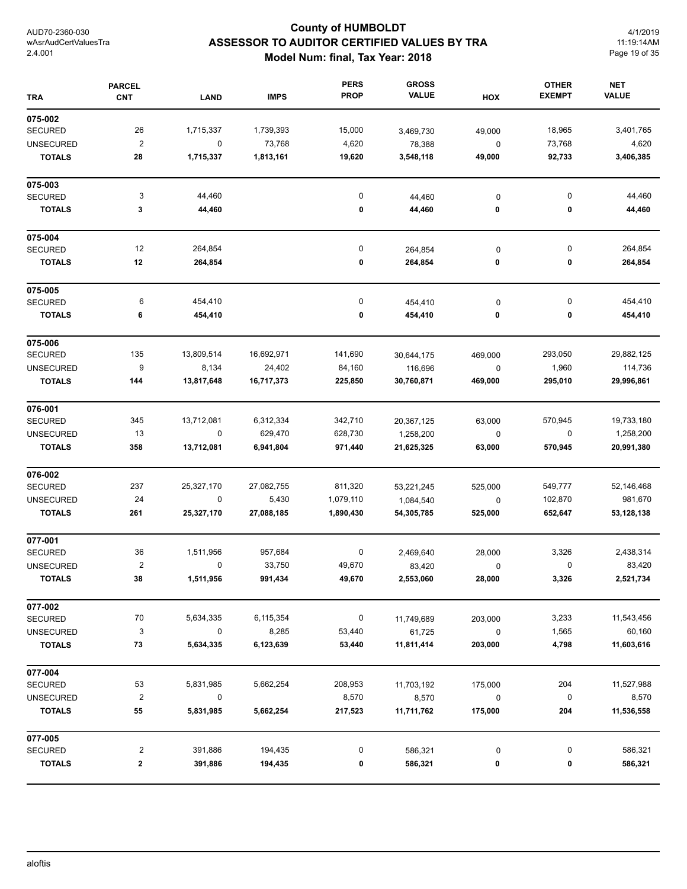# County of HUMBOLDT
## ASSESSOR TO AUDITOR CERTIFIED VALUES BY TRA
### Model Num: final, Tax Year: 2018

| TRA | PARCEL CNT | LAND | IMPS | PERS PROP | GROSS VALUE | HOX | OTHER EXEMPT | NET VALUE |
|---|---|---|---|---|---|---|---|---|
| **075-002** | | | | | | | | |
| SECURED | 26 | 1,715,337 | 1,739,393 | 15,000 | 3,469,730 | 49,000 | 18,965 | 3,401,765 |
| UNSECURED | 2 | 0 | 73,768 | 4,620 | 78,388 | 0 | 73,768 | 4,620 |
| **TOTALS** | **28** | **1,715,337** | **1,813,161** | **19,620** | **3,548,118** | **49,000** | **92,733** | **3,406,385** |
| **075-003** | | | | | | | | |
| SECURED | 3 | 44,460 | | 0 | 44,460 | 0 | 0 | 44,460 |
| **TOTALS** | **3** | **44,460** | | **0** | **44,460** | **0** | **0** | **44,460** |
| **075-004** | | | | | | | | |
| SECURED | 12 | 264,854 | | 0 | 264,854 | 0 | 0 | 264,854 |
| **TOTALS** | **12** | **264,854** | | **0** | **264,854** | **0** | **0** | **264,854** |
| **075-005** | | | | | | | | |
| SECURED | 6 | 454,410 | | 0 | 454,410 | 0 | 0 | 454,410 |
| **TOTALS** | **6** | **454,410** | | **0** | **454,410** | **0** | **0** | **454,410** |
| **075-006** | | | | | | | | |
| SECURED | 135 | 13,809,514 | 16,692,971 | 141,690 | 30,644,175 | 469,000 | 293,050 | 29,882,125 |
| UNSECURED | 9 | 8,134 | 24,402 | 84,160 | 116,696 | 0 | 1,960 | 114,736 |
| **TOTALS** | **144** | **13,817,648** | **16,717,373** | **225,850** | **30,760,871** | **469,000** | **295,010** | **29,996,861** |
| **076-001** | | | | | | | | |
| SECURED | 345 | 13,712,081 | 6,312,334 | 342,710 | 20,367,125 | 63,000 | 570,945 | 19,733,180 |
| UNSECURED | 13 | 0 | 629,470 | 628,730 | 1,258,200 | 0 | 0 | 1,258,200 |
| **TOTALS** | **358** | **13,712,081** | **6,941,804** | **971,440** | **21,625,325** | **63,000** | **570,945** | **20,991,380** |
| **076-002** | | | | | | | | |
| SECURED | 237 | 25,327,170 | 27,082,755 | 811,320 | 53,221,245 | 525,000 | 549,777 | 52,146,468 |
| UNSECURED | 24 | 0 | 5,430 | 1,079,110 | 1,084,540 | 0 | 102,870 | 981,670 |
| **TOTALS** | **261** | **25,327,170** | **27,088,185** | **1,890,430** | **54,305,785** | **525,000** | **652,647** | **53,128,138** |
| **077-001** | | | | | | | | |
| SECURED | 36 | 1,511,956 | 957,684 | 0 | 2,469,640 | 28,000 | 3,326 | 2,438,314 |
| UNSECURED | 2 | 0 | 33,750 | 49,670 | 83,420 | 0 | 0 | 83,420 |
| **TOTALS** | **38** | **1,511,956** | **991,434** | **49,670** | **2,553,060** | **28,000** | **3,326** | **2,521,734** |
| **077-002** | | | | | | | | |
| SECURED | 70 | 5,634,335 | 6,115,354 | 0 | 11,749,689 | 203,000 | 3,233 | 11,543,456 |
| UNSECURED | 3 | 0 | 8,285 | 53,440 | 61,725 | 0 | 1,565 | 60,160 |
| **TOTALS** | **73** | **5,634,335** | **6,123,639** | **53,440** | **11,811,414** | **203,000** | **4,798** | **11,603,616** |
| **077-004** | | | | | | | | |
| SECURED | 53 | 5,831,985 | 5,662,254 | 208,953 | 11,703,192 | 175,000 | 204 | 11,527,988 |
| UNSECURED | 2 | 0 | | 8,570 | 8,570 | 0 | 0 | 8,570 |
| **TOTALS** | **55** | **5,831,985** | **5,662,254** | **217,523** | **11,711,762** | **175,000** | **204** | **11,536,558** |
| **077-005** | | | | | | | | |
| SECURED | 2 | 391,886 | 194,435 | 0 | 586,321 | 0 | 0 | 586,321 |
| **TOTALS** | **2** | **391,886** | **194,435** | **0** | **586,321** | **0** | **0** | **586,321** |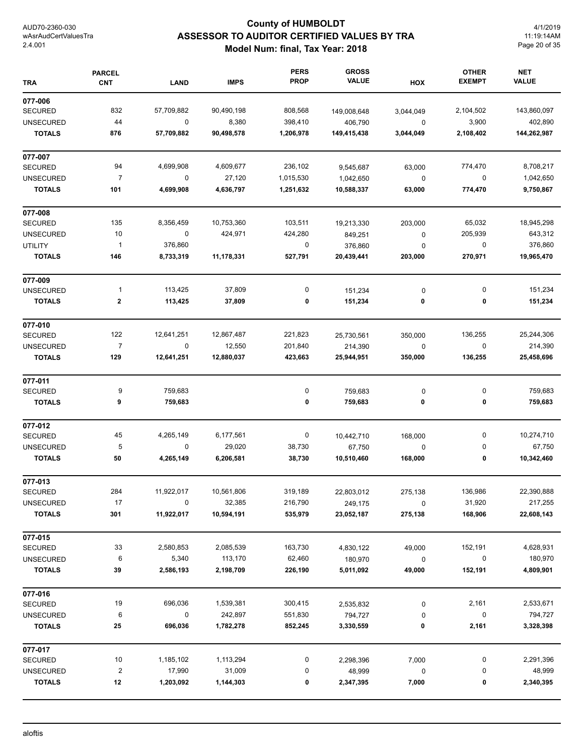# County of HUMBOLDT
## ASSESSOR TO AUDITOR CERTIFIED VALUES BY TRA
### Model Num: final, Tax Year: 2018

AUD70-2360-030
wAsrAudCertValuesTra
2.4.001

4/1/2019
11:19:14AM

| TRA | PARCEL CNT | LAND | IMPS | PERS PROP | GROSS VALUE | HOX | OTHER EXEMPT | NET VALUE |
|---|---|---|---|---|---|---|---|---|
| **077-006** | | | | | | | | |
| SECURED | 832 | 57,709,882 | 90,490,198 | 808,568 | 149,008,648 | 3,044,049 | 2,104,502 | 143,860,097 |
| UNSECURED | 44 | 0 | 8,380 | 398,410 | 406,790 | 0 | 3,900 | 402,890 |
| **TOTALS** | **876** | **57,709,882** | **90,498,578** | **1,206,978** | **149,415,438** | **3,044,049** | **2,108,402** | **144,262,987** |
| **077-007** | | | | | | | | |
| SECURED | 94 | 4,699,908 | 4,609,677 | 236,102 | 9,545,687 | 63,000 | 774,470 | 8,708,217 |
| UNSECURED | 7 | 0 | 27,120 | 1,015,530 | 1,042,650 | 0 | 0 | 1,042,650 |
| **TOTALS** | **101** | **4,699,908** | **4,636,797** | **1,251,632** | **10,588,337** | **63,000** | **774,470** | **9,750,867** |
| **077-008** | | | | | | | | |
| SECURED | 135 | 8,356,459 | 10,753,360 | 103,511 | 19,213,330 | 203,000 | 65,032 | 18,945,298 |
| UNSECURED | 10 | 0 | 424,971 | 424,280 | 849,251 | 0 | 205,939 | 643,312 |
| UTILITY | 1 | 376,860 | | 0 | 376,860 | 0 | 0 | 376,860 |
| **TOTALS** | **146** | **8,733,319** | **11,178,331** | **527,791** | **20,439,441** | **203,000** | **270,971** | **19,965,470** |
| **077-009** | | | | | | | | |
| UNSECURED | 1 | 113,425 | 37,809 | 0 | 151,234 | 0 | 0 | 151,234 |
| **TOTALS** | **2** | **113,425** | **37,809** | **0** | **151,234** | **0** | **0** | **151,234** |
| **077-010** | | | | | | | | |
| SECURED | 122 | 12,641,251 | 12,867,487 | 221,823 | 25,730,561 | 350,000 | 136,255 | 25,244,306 |
| UNSECURED | 7 | 0 | 12,550 | 201,840 | 214,390 | 0 | 0 | 214,390 |
| **TOTALS** | **129** | **12,641,251** | **12,880,037** | **423,663** | **25,944,951** | **350,000** | **136,255** | **25,458,696** |
| **077-011** | | | | | | | | |
| SECURED | 9 | 759,683 | | 0 | 759,683 | 0 | 0 | 759,683 |
| **TOTALS** | **9** | **759,683** | | **0** | **759,683** | **0** | **0** | **759,683** |
| **077-012** | | | | | | | | |
| SECURED | 45 | 4,265,149 | 6,177,561 | 0 | 10,442,710 | 168,000 | 0 | 10,274,710 |
| UNSECURED | 5 | 0 | 29,020 | 38,730 | 67,750 | 0 | 0 | 67,750 |
| **TOTALS** | **50** | **4,265,149** | **6,206,581** | **38,730** | **10,510,460** | **168,000** | **0** | **10,342,460** |
| **077-013** | | | | | | | | |
| SECURED | 284 | 11,922,017 | 10,561,806 | 319,189 | 22,803,012 | 275,138 | 136,986 | 22,390,888 |
| UNSECURED | 17 | 0 | 32,385 | 216,790 | 249,175 | 0 | 31,920 | 217,255 |
| **TOTALS** | **301** | **11,922,017** | **10,594,191** | **535,979** | **23,052,187** | **275,138** | **168,906** | **22,608,143** |
| **077-015** | | | | | | | | |
| SECURED | 33 | 2,580,853 | 2,085,539 | 163,730 | 4,830,122 | 49,000 | 152,191 | 4,628,931 |
| UNSECURED | 6 | 5,340 | 113,170 | 62,460 | 180,970 | 0 | 0 | 180,970 |
| **TOTALS** | **39** | **2,586,193** | **2,198,709** | **226,190** | **5,011,092** | **49,000** | **152,191** | **4,809,901** |
| **077-016** | | | | | | | | |
| SECURED | 19 | 696,036 | 1,539,381 | 300,415 | 2,535,832 | 0 | 2,161 | 2,533,671 |
| UNSECURED | 6 | 0 | 242,897 | 551,830 | 794,727 | 0 | 0 | 794,727 |
| **TOTALS** | **25** | **696,036** | **1,782,278** | **852,245** | **3,330,559** | **0** | **2,161** | **3,328,398** |
| **077-017** | | | | | | | | |
| SECURED | 10 | 1,185,102 | 1,113,294 | 0 | 2,298,396 | 7,000 | 0 | 2,291,396 |
| UNSECURED | 2 | 17,990 | 31,009 | 0 | 48,999 | 0 | 0 | 48,999 |
| **TOTALS** | **12** | **1,203,092** | **1,144,303** | **0** | **2,347,395** | **7,000** | **0** | **2,340,395** |

aloftis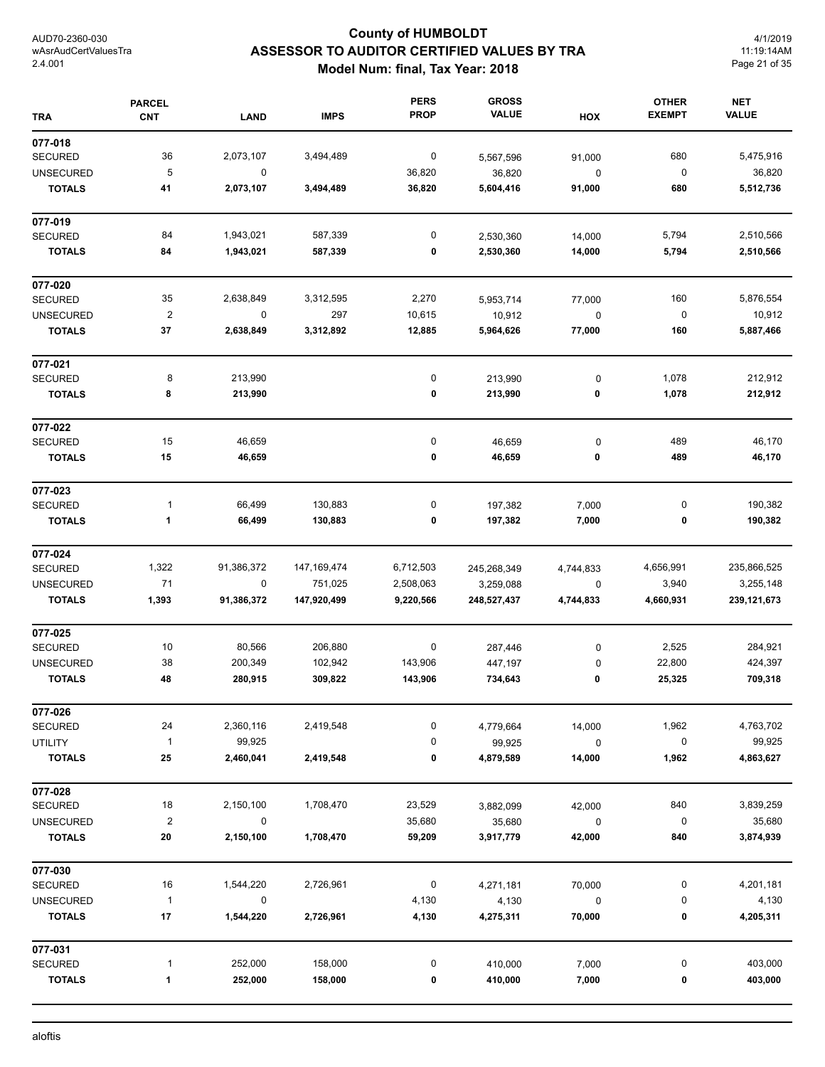# County of HUMBOLDT
## ASSESSOR TO AUDITOR CERTIFIED VALUES BY TRA
### Model Num: final, Tax Year: 2018

AUD70-2360-030
wAsrAudCertValuesTra
2.4.001

4/1/2019
11:19:14AM

| TRA | PARCEL CNT | LAND | IMPS | PERS PROP | GROSS VALUE | HOX | OTHER EXEMPT | NET VALUE |
|---|---|---|---|---|---|---|---|---|
| **077-018** | | | | | | | | |
| SECURED | 36 | 2,073,107 | 3,494,489 | 0 | 5,567,596 | 91,000 | 680 | 5,475,916 |
| UNSECURED | 5 | 0 | | 36,820 | 36,820 | 0 | 0 | 36,820 |
| **TOTALS** | **41** | **2,073,107** | **3,494,489** | **36,820** | **5,604,416** | **91,000** | **680** | **5,512,736** |
| **077-019** | | | | | | | | |
| SECURED | 84 | 1,943,021 | 587,339 | 0 | 2,530,360 | 14,000 | 5,794 | 2,510,566 |
| **TOTALS** | **84** | **1,943,021** | **587,339** | **0** | **2,530,360** | **14,000** | **5,794** | **2,510,566** |
| **077-020** | | | | | | | | |
| SECURED | 35 | 2,638,849 | 3,312,595 | 2,270 | 5,953,714 | 77,000 | 160 | 5,876,554 |
| UNSECURED | 2 | 0 | 297 | 10,615 | 10,912 | 0 | 0 | 10,912 |
| **TOTALS** | **37** | **2,638,849** | **3,312,892** | **12,885** | **5,964,626** | **77,000** | **160** | **5,887,466** |
| **077-021** | | | | | | | | |
| SECURED | 8 | 213,990 | | 0 | 213,990 | 0 | 1,078 | 212,912 |
| **TOTALS** | **8** | **213,990** | | **0** | **213,990** | **0** | **1,078** | **212,912** |
| **077-022** | | | | | | | | |
| SECURED | 15 | 46,659 | | 0 | 46,659 | 0 | 489 | 46,170 |
| **TOTALS** | **15** | **46,659** | | **0** | **46,659** | **0** | **489** | **46,170** |
| **077-023** | | | | | | | | |
| SECURED | 1 | 66,499 | 130,883 | 0 | 197,382 | 7,000 | 0 | 190,382 |
| **TOTALS** | **1** | **66,499** | **130,883** | **0** | **197,382** | **7,000** | **0** | **190,382** |
| **077-024** | | | | | | | | |
| SECURED | 1,322 | 91,386,372 | 147,169,474 | 6,712,503 | 245,268,349 | 4,744,833 | 4,656,991 | 235,866,525 |
| UNSECURED | 71 | 0 | 751,025 | 2,508,063 | 3,259,088 | 0 | 3,940 | 3,255,148 |
| **TOTALS** | **1,393** | **91,386,372** | **147,920,499** | **9,220,566** | **248,527,437** | **4,744,833** | **4,660,931** | **239,121,673** |
| **077-025** | | | | | | | | |
| SECURED | 10 | 80,566 | 206,880 | 0 | 287,446 | 0 | 2,525 | 284,921 |
| UNSECURED | 38 | 200,349 | 102,942 | 143,906 | 447,197 | 0 | 22,800 | 424,397 |
| **TOTALS** | **48** | **280,915** | **309,822** | **143,906** | **734,643** | **0** | **25,325** | **709,318** |
| **077-026** | | | | | | | | |
| SECURED | 24 | 2,360,116 | 2,419,548 | 0 | 4,779,664 | 14,000 | 1,962 | 4,763,702 |
| UTILITY | 1 | 99,925 | | 0 | 99,925 | 0 | 0 | 99,925 |
| **TOTALS** | **25** | **2,460,041** | **2,419,548** | **0** | **4,879,589** | **14,000** | **1,962** | **4,863,627** |
| **077-028** | | | | | | | | |
| SECURED | 18 | 2,150,100 | 1,708,470 | 23,529 | 3,882,099 | 42,000 | 840 | 3,839,259 |
| UNSECURED | 2 | 0 | | 35,680 | 35,680 | 0 | 0 | 35,680 |
| **TOTALS** | **20** | **2,150,100** | **1,708,470** | **59,209** | **3,917,779** | **42,000** | **840** | **3,874,939** |
| **077-030** | | | | | | | | |
| SECURED | 16 | 1,544,220 | 2,726,961 | 0 | 4,271,181 | 70,000 | 0 | 4,201,181 |
| UNSECURED | 1 | 0 | | 4,130 | 4,130 | 0 | 0 | 4,130 |
| **TOTALS** | **17** | **1,544,220** | **2,726,961** | **4,130** | **4,275,311** | **70,000** | **0** | **4,205,311** |
| **077-031** | | | | | | | | |
| SECURED | 1 | 252,000 | 158,000 | 0 | 410,000 | 7,000 | 0 | 403,000 |
| **TOTALS** | **1** | **252,000** | **158,000** | **0** | **410,000** | **7,000** | **0** | **403,000** |

aloftis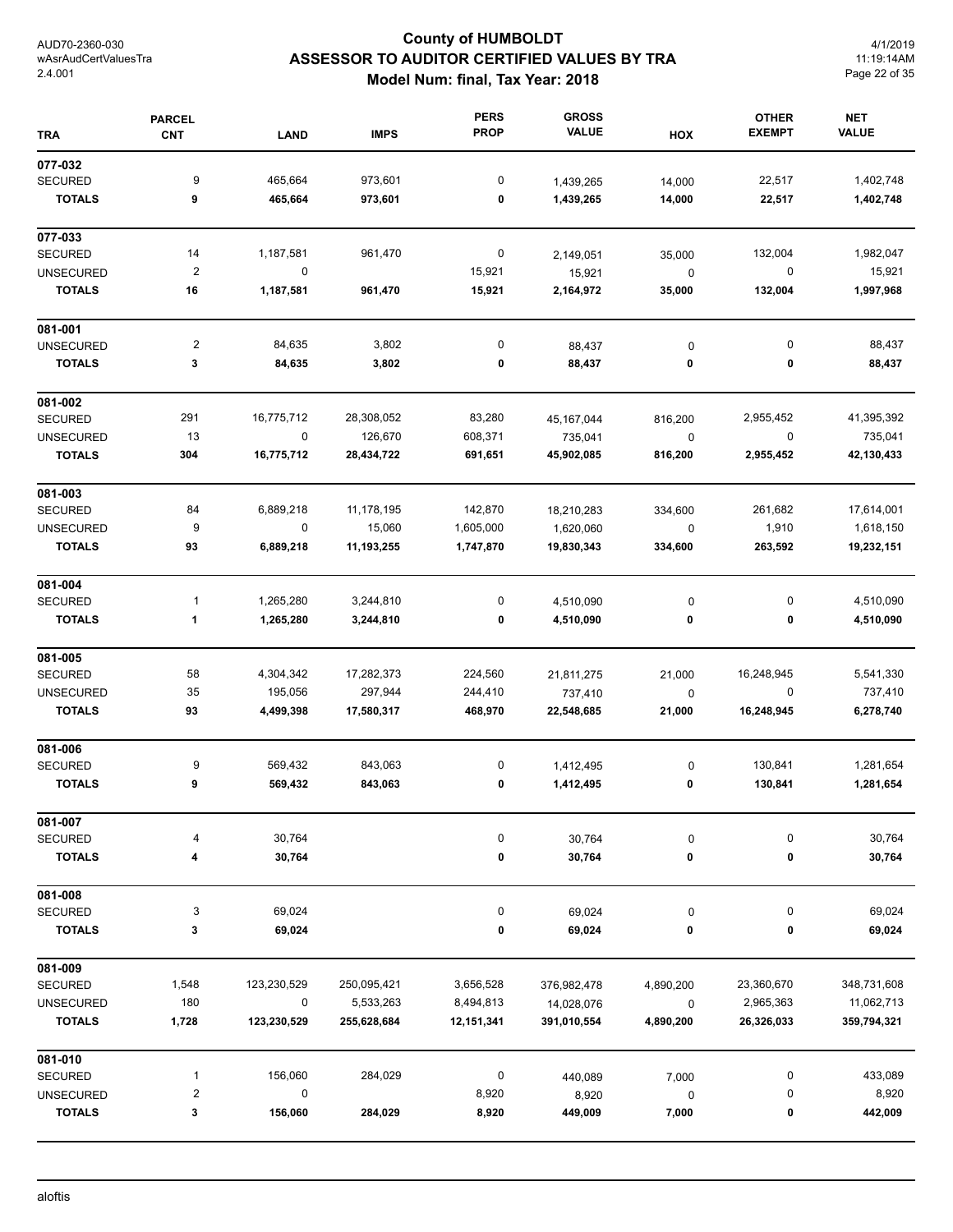# County of HUMBOLDT
## ASSESSOR TO AUDITOR CERTIFIED VALUES BY TRA
### Model Num: final, Tax Year: 2018

| TRA | PARCEL CNT | LAND | IMPS | PERS PROP | GROSS VALUE | HOX | OTHER EXEMPT | NET VALUE |
|---|---|---|---|---|---|---|---|---|
| **077-032** | | | | | | | | |
| SECURED | 9 | 465,664 | 973,601 | 0 | 1,439,265 | 14,000 | 22,517 | 1,402,748 |
| **TOTALS** | **9** | **465,664** | **973,601** | **0** | **1,439,265** | **14,000** | **22,517** | **1,402,748** |
| **077-033** | | | | | | | | |
| SECURED | 14 | 1,187,581 | 961,470 | 0 | 2,149,051 | 35,000 | 132,004 | 1,982,047 |
| UNSECURED | 2 | 0 | | 15,921 | 15,921 | 0 | 0 | 15,921 |
| **TOTALS** | **16** | **1,187,581** | **961,470** | **15,921** | **2,164,972** | **35,000** | **132,004** | **1,997,968** |
| **081-001** | | | | | | | | |
| UNSECURED | 2 | 84,635 | 3,802 | 0 | 88,437 | 0 | 0 | 88,437 |
| **TOTALS** | **3** | **84,635** | **3,802** | **0** | **88,437** | **0** | **0** | **88,437** |
| **081-002** | | | | | | | | |
| SECURED | 291 | 16,775,712 | 28,308,052 | 83,280 | 45,167,044 | 816,200 | 2,955,452 | 41,395,392 |
| UNSECURED | 13 | 0 | 126,670 | 608,371 | 735,041 | 0 | 0 | 735,041 |
| **TOTALS** | **304** | **16,775,712** | **28,434,722** | **691,651** | **45,902,085** | **816,200** | **2,955,452** | **42,130,433** |
| **081-003** | | | | | | | | |
| SECURED | 84 | 6,889,218 | 11,178,195 | 142,870 | 18,210,283 | 334,600 | 261,682 | 17,614,001 |
| UNSECURED | 9 | 0 | 15,060 | 1,605,000 | 1,620,060 | 0 | 1,910 | 1,618,150 |
| **TOTALS** | **93** | **6,889,218** | **11,193,255** | **1,747,870** | **19,830,343** | **334,600** | **263,592** | **19,232,151** |
| **081-004** | | | | | | | | |
| SECURED | 1 | 1,265,280 | 3,244,810 | 0 | 4,510,090 | 0 | 0 | 4,510,090 |
| **TOTALS** | **1** | **1,265,280** | **3,244,810** | **0** | **4,510,090** | **0** | **0** | **4,510,090** |
| **081-005** | | | | | | | | |
| SECURED | 58 | 4,304,342 | 17,282,373 | 224,560 | 21,811,275 | 21,000 | 16,248,945 | 5,541,330 |
| UNSECURED | 35 | 195,056 | 297,944 | 244,410 | 737,410 | 0 | 0 | 737,410 |
| **TOTALS** | **93** | **4,499,398** | **17,580,317** | **468,970** | **22,548,685** | **21,000** | **16,248,945** | **6,278,740** |
| **081-006** | | | | | | | | |
| SECURED | 9 | 569,432 | 843,063 | 0 | 1,412,495 | 0 | 130,841 | 1,281,654 |
| **TOTALS** | **9** | **569,432** | **843,063** | **0** | **1,412,495** | **0** | **130,841** | **1,281,654** |
| **081-007** | | | | | | | | |
| SECURED | 4 | 30,764 | | 0 | 30,764 | 0 | 0 | 30,764 |
| **TOTALS** | **4** | **30,764** | | **0** | **30,764** | **0** | **0** | **30,764** |
| **081-008** | | | | | | | | |
| SECURED | 3 | 69,024 | | 0 | 69,024 | 0 | 0 | 69,024 |
| **TOTALS** | **3** | **69,024** | | **0** | **69,024** | **0** | **0** | **69,024** |
| **081-009** | | | | | | | | |
| SECURED | 1,548 | 123,230,529 | 250,095,421 | 3,656,528 | 376,982,478 | 4,890,200 | 23,360,670 | 348,731,608 |
| UNSECURED | 180 | 0 | 5,533,263 | 8,494,813 | 14,028,076 | 0 | 2,965,363 | 11,062,713 |
| **TOTALS** | **1,728** | **123,230,529** | **255,628,684** | **12,151,341** | **391,010,554** | **4,890,200** | **26,326,033** | **359,794,321** |
| **081-010** | | | | | | | | |
| SECURED | 1 | 156,060 | 284,029 | 0 | 440,089 | 7,000 | 0 | 433,089 |
| UNSECURED | 2 | 0 | | 8,920 | 8,920 | 0 | 0 | 8,920 |
| **TOTALS** | **3** | **156,060** | **284,029** | **8,920** | **449,009** | **7,000** | **0** | **442,009** |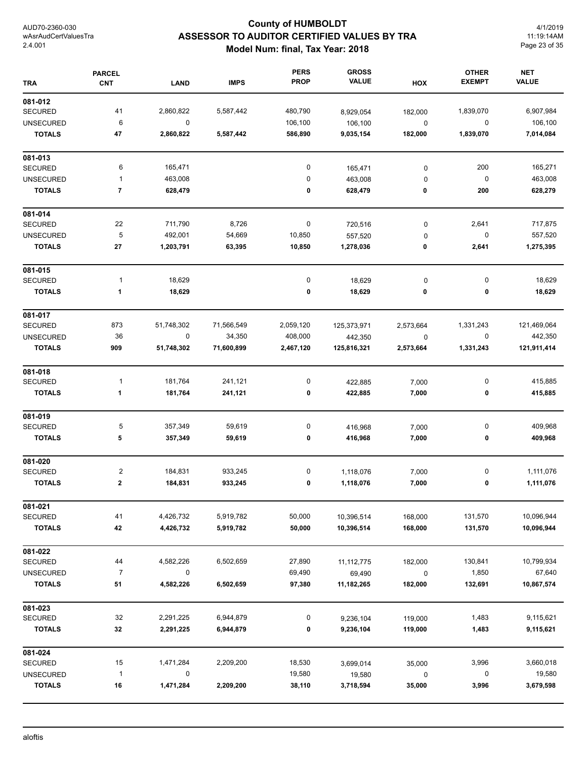# County of HUMBOLDT
## ASSESSOR TO AUDITOR CERTIFIED VALUES BY TRA
### Model Num: final, Tax Year: 2018

AUD70-2360-030
wAsrAudCertValuesTra
2.4.001

4/1/2019
11:19:14AM

| TRA | PARCEL CNT | LAND | IMPS | PERS PROP | GROSS VALUE | HOX | OTHER EXEMPT | NET VALUE |
|---|---|---|---|---|---|---|---|---|
| **081-012** | | | | | | | | |
| SECURED | 41 | 2,860,822 | 5,587,442 | 480,790 | 8,929,054 | 182,000 | 1,839,070 | 6,907,984 |
| UNSECURED | 6 | 0 | | 106,100 | 106,100 | 0 | 0 | 106,100 |
| **TOTALS** | **47** | **2,860,822** | **5,587,442** | **586,890** | **9,035,154** | **182,000** | **1,839,070** | **7,014,084** |
| **081-013** | | | | | | | | |
| SECURED | 6 | 165,471 | | 0 | 165,471 | 0 | 200 | 165,271 |
| UNSECURED | 1 | 463,008 | | 0 | 463,008 | 0 | 0 | 463,008 |
| **TOTALS** | **7** | **628,479** | | **0** | **628,479** | **0** | **200** | **628,279** |
| **081-014** | | | | | | | | |
| SECURED | 22 | 711,790 | 8,726 | 0 | 720,516 | 0 | 2,641 | 717,875 |
| UNSECURED | 5 | 492,001 | 54,669 | 10,850 | 557,520 | 0 | 0 | 557,520 |
| **TOTALS** | **27** | **1,203,791** | **63,395** | **10,850** | **1,278,036** | **0** | **2,641** | **1,275,395** |
| **081-015** | | | | | | | | |
| SECURED | 1 | 18,629 | | 0 | 18,629 | 0 | 0 | 18,629 |
| **TOTALS** | **1** | **18,629** | | **0** | **18,629** | **0** | **0** | **18,629** |
| **081-017** | | | | | | | | |
| SECURED | 873 | 51,748,302 | 71,566,549 | 2,059,120 | 125,373,971 | 2,573,664 | 1,331,243 | 121,469,064 |
| UNSECURED | 36 | 0 | 34,350 | 408,000 | 442,350 | 0 | 0 | 442,350 |
| **TOTALS** | **909** | **51,748,302** | **71,600,899** | **2,467,120** | **125,816,321** | **2,573,664** | **1,331,243** | **121,911,414** |
| **081-018** | | | | | | | | |
| SECURED | 1 | 181,764 | 241,121 | 0 | 422,885 | 7,000 | 0 | 415,885 |
| **TOTALS** | **1** | **181,764** | **241,121** | **0** | **422,885** | **7,000** | **0** | **415,885** |
| **081-019** | | | | | | | | |
| SECURED | 5 | 357,349 | 59,619 | 0 | 416,968 | 7,000 | 0 | 409,968 |
| **TOTALS** | **5** | **357,349** | **59,619** | **0** | **416,968** | **7,000** | **0** | **409,968** |
| **081-020** | | | | | | | | |
| SECURED | 2 | 184,831 | 933,245 | 0 | 1,118,076 | 7,000 | 0 | 1,111,076 |
| **TOTALS** | **2** | **184,831** | **933,245** | **0** | **1,118,076** | **7,000** | **0** | **1,111,076** |
| **081-021** | | | | | | | | |
| SECURED | 41 | 4,426,732 | 5,919,782 | 50,000 | 10,396,514 | 168,000 | 131,570 | 10,096,944 |
| **TOTALS** | **42** | **4,426,732** | **5,919,782** | **50,000** | **10,396,514** | **168,000** | **131,570** | **10,096,944** |
| **081-022** | | | | | | | | |
| SECURED | 44 | 4,582,226 | 6,502,659 | 27,890 | 11,112,775 | 182,000 | 130,841 | 10,799,934 |
| UNSECURED | 7 | 0 | | 69,490 | 69,490 | 0 | 1,850 | 67,640 |
| **TOTALS** | **51** | **4,582,226** | **6,502,659** | **97,380** | **11,182,265** | **182,000** | **132,691** | **10,867,574** |
| **081-023** | | | | | | | | |
| SECURED | 32 | 2,291,225 | 6,944,879 | 0 | 9,236,104 | 119,000 | 1,483 | 9,115,621 |
| **TOTALS** | **32** | **2,291,225** | **6,944,879** | **0** | **9,236,104** | **119,000** | **1,483** | **9,115,621** |
| **081-024** | | | | | | | | |
| SECURED | 15 | 1,471,284 | 2,209,200 | 18,530 | 3,699,014 | 35,000 | 3,996 | 3,660,018 |
| UNSECURED | 1 | 0 | | 19,580 | 19,580 | 0 | 0 | 19,580 |
| **TOTALS** | **16** | **1,471,284** | **2,209,200** | **38,110** | **3,718,594** | **35,000** | **3,996** | **3,679,598** |

aloftis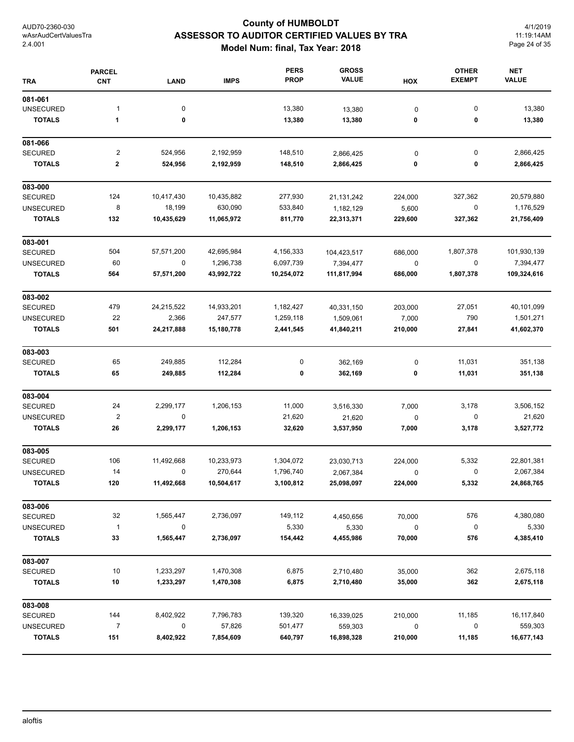# County of HUMBOLDT
## ASSESSOR TO AUDITOR CERTIFIED VALUES BY TRA
### Model Num: final, Tax Year: 2018

AUD70-2360-030
wAsrAudCertValuesTra
2.4.001

4/1/2019
11:19:14AM

| TRA | PARCEL CNT | LAND | IMPS | PERS PROP | GROSS VALUE | HOX | OTHER EXEMPT | NET VALUE |
|---|---|---|---|---|---|---|---|---|
| **081-061** | | | | | | | | |
| UNSECURED | 1 | 0 | | 13,380 | 13,380 | 0 | 0 | 13,380 |
| **TOTALS** | **1** | **0** | | **13,380** | **13,380** | **0** | **0** | **13,380** |
| **081-066** | | | | | | | | |
| SECURED | 2 | 524,956 | 2,192,959 | 148,510 | 2,866,425 | 0 | 0 | 2,866,425 |
| **TOTALS** | **2** | **524,956** | **2,192,959** | **148,510** | **2,866,425** | **0** | **0** | **2,866,425** |
| **083-000** | | | | | | | | |
| SECURED | 124 | 10,417,430 | 10,435,882 | 277,930 | 21,131,242 | 224,000 | 327,362 | 20,579,880 |
| UNSECURED | 8 | 18,199 | 630,090 | 533,840 | 1,182,129 | 5,600 | 0 | 1,176,529 |
| **TOTALS** | **132** | **10,435,629** | **11,065,972** | **811,770** | **22,313,371** | **229,600** | **327,362** | **21,756,409** |
| **083-001** | | | | | | | | |
| SECURED | 504 | 57,571,200 | 42,695,984 | 4,156,333 | 104,423,517 | 686,000 | 1,807,378 | 101,930,139 |
| UNSECURED | 60 | 0 | 1,296,738 | 6,097,739 | 7,394,477 | 0 | 0 | 7,394,477 |
| **TOTALS** | **564** | **57,571,200** | **43,992,722** | **10,254,072** | **111,817,994** | **686,000** | **1,807,378** | **109,324,616** |
| **083-002** | | | | | | | | |
| SECURED | 479 | 24,215,522 | 14,933,201 | 1,182,427 | 40,331,150 | 203,000 | 27,051 | 40,101,099 |
| UNSECURED | 22 | 2,366 | 247,577 | 1,259,118 | 1,509,061 | 7,000 | 790 | 1,501,271 |
| **TOTALS** | **501** | **24,217,888** | **15,180,778** | **2,441,545** | **41,840,211** | **210,000** | **27,841** | **41,602,370** |
| **083-003** | | | | | | | | |
| SECURED | 65 | 249,885 | 112,284 | 0 | 362,169 | 0 | 11,031 | 351,138 |
| **TOTALS** | **65** | **249,885** | **112,284** | **0** | **362,169** | **0** | **11,031** | **351,138** |
| **083-004** | | | | | | | | |
| SECURED | 24 | 2,299,177 | 1,206,153 | 11,000 | 3,516,330 | 7,000 | 3,178 | 3,506,152 |
| UNSECURED | 2 | 0 | | 21,620 | 21,620 | 0 | 0 | 21,620 |
| **TOTALS** | **26** | **2,299,177** | **1,206,153** | **32,620** | **3,537,950** | **7,000** | **3,178** | **3,527,772** |
| **083-005** | | | | | | | | |
| SECURED | 106 | 11,492,668 | 10,233,973 | 1,304,072 | 23,030,713 | 224,000 | 5,332 | 22,801,381 |
| UNSECURED | 14 | 0 | 270,644 | 1,796,740 | 2,067,384 | 0 | 0 | 2,067,384 |
| **TOTALS** | **120** | **11,492,668** | **10,504,617** | **3,100,812** | **25,098,097** | **224,000** | **5,332** | **24,868,765** |
| **083-006** | | | | | | | | |
| SECURED | 32 | 1,565,447 | 2,736,097 | 149,112 | 4,450,656 | 70,000 | 576 | 4,380,080 |
| UNSECURED | 1 | 0 | | 5,330 | 5,330 | 0 | 0 | 5,330 |
| **TOTALS** | **33** | **1,565,447** | **2,736,097** | **154,442** | **4,455,986** | **70,000** | **576** | **4,385,410** |
| **083-007** | | | | | | | | |
| SECURED | 10 | 1,233,297 | 1,470,308 | 6,875 | 2,710,480 | 35,000 | 362 | 2,675,118 |
| **TOTALS** | **10** | **1,233,297** | **1,470,308** | **6,875** | **2,710,480** | **35,000** | **362** | **2,675,118** |
| **083-008** | | | | | | | | |
| SECURED | 144 | 8,402,922 | 7,796,783 | 139,320 | 16,339,025 | 210,000 | 11,185 | 16,117,840 |
| UNSECURED | 7 | 0 | 57,826 | 501,477 | 559,303 | 0 | 0 | 559,303 |
| **TOTALS** | **151** | **8,402,922** | **7,854,609** | **640,797** | **16,898,328** | **210,000** | **11,185** | **16,677,143** |

aloftis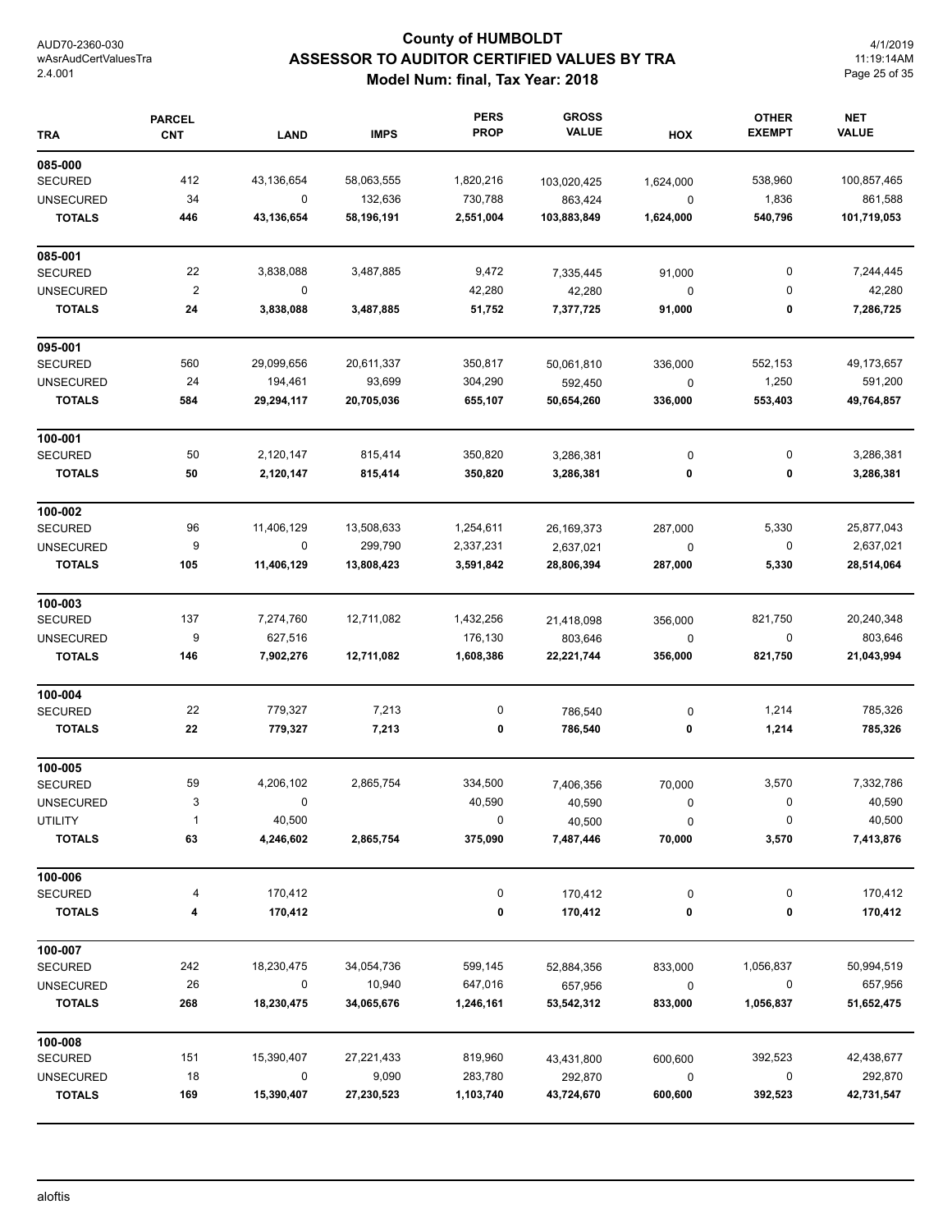# County of HUMBOLDT
## ASSESSOR TO AUDITOR CERTIFIED VALUES BY TRA
### Model Num: final, Tax Year: 2018

AUD70-2360-030
wAsrAudCertValuesTra
2.4.001

4/1/2019
11:19:14AM

| TRA | PARCEL CNT | LAND | IMPS | PERS PROP | GROSS VALUE | HOX | OTHER EXEMPT | NET VALUE |
|---|---|---|---|---|---|---|---|---|
| **085-000** | | | | | | | | |
| SECURED | 412 | 43,136,654 | 58,063,555 | 1,820,216 | 103,020,425 | 1,624,000 | 538,960 | 100,857,465 |
| UNSECURED | 34 | 0 | 132,636 | 730,788 | 863,424 | 0 | 1,836 | 861,588 |
| **TOTALS** | **446** | **43,136,654** | **58,196,191** | **2,551,004** | **103,883,849** | **1,624,000** | **540,796** | **101,719,053** |
| **085-001** | | | | | | | | |
| SECURED | 22 | 3,838,088 | 3,487,885 | 9,472 | 7,335,445 | 91,000 | 0 | 7,244,445 |
| UNSECURED | 2 | 0 | | 42,280 | 42,280 | 0 | 0 | 42,280 |
| **TOTALS** | **24** | **3,838,088** | **3,487,885** | **51,752** | **7,377,725** | **91,000** | **0** | **7,286,725** |
| **095-001** | | | | | | | | |
| SECURED | 560 | 29,099,656 | 20,611,337 | 350,817 | 50,061,810 | 336,000 | 552,153 | 49,173,657 |
| UNSECURED | 24 | 194,461 | 93,699 | 304,290 | 592,450 | 0 | 1,250 | 591,200 |
| **TOTALS** | **584** | **29,294,117** | **20,705,036** | **655,107** | **50,654,260** | **336,000** | **553,403** | **49,764,857** |
| **100-001** | | | | | | | | |
| SECURED | 50 | 2,120,147 | 815,414 | 350,820 | 3,286,381 | 0 | 0 | 3,286,381 |
| **TOTALS** | **50** | **2,120,147** | **815,414** | **350,820** | **3,286,381** | **0** | **0** | **3,286,381** |
| **100-002** | | | | | | | | |
| SECURED | 96 | 11,406,129 | 13,508,633 | 1,254,611 | 26,169,373 | 287,000 | 5,330 | 25,877,043 |
| UNSECURED | 9 | 0 | 299,790 | 2,337,231 | 2,637,021 | 0 | 0 | 2,637,021 |
| **TOTALS** | **105** | **11,406,129** | **13,808,423** | **3,591,842** | **28,806,394** | **287,000** | **5,330** | **28,514,064** |
| **100-003** | | | | | | | | |
| SECURED | 137 | 7,274,760 | 12,711,082 | 1,432,256 | 21,418,098 | 356,000 | 821,750 | 20,240,348 |
| UNSECURED | 9 | 627,516 | | 176,130 | 803,646 | 0 | 0 | 803,646 |
| **TOTALS** | **146** | **7,902,276** | **12,711,082** | **1,608,386** | **22,221,744** | **356,000** | **821,750** | **21,043,994** |
| **100-004** | | | | | | | | |
| SECURED | 22 | 779,327 | 7,213 | 0 | 786,540 | 0 | 1,214 | 785,326 |
| **TOTALS** | **22** | **779,327** | **7,213** | **0** | **786,540** | **0** | **1,214** | **785,326** |
| **100-005** | | | | | | | | |
| SECURED | 59 | 4,206,102 | 2,865,754 | 334,500 | 7,406,356 | 70,000 | 3,570 | 7,332,786 |
| UNSECURED | 3 | 0 | | 40,590 | 40,590 | 0 | 0 | 40,590 |
| UTILITY | 1 | 40,500 | | 0 | 40,500 | 0 | 0 | 40,500 |
| **TOTALS** | **63** | **4,246,602** | **2,865,754** | **375,090** | **7,487,446** | **70,000** | **3,570** | **7,413,876** |
| **100-006** | | | | | | | | |
| SECURED | 4 | 170,412 | | 0 | 170,412 | 0 | 0 | 170,412 |
| **TOTALS** | **4** | **170,412** | | **0** | **170,412** | **0** | **0** | **170,412** |
| **100-007** | | | | | | | | |
| SECURED | 242 | 18,230,475 | 34,054,736 | 599,145 | 52,884,356 | 833,000 | 1,056,837 | 50,994,519 |
| UNSECURED | 26 | 0 | 10,940 | 647,016 | 657,956 | 0 | 0 | 657,956 |
| **TOTALS** | **268** | **18,230,475** | **34,065,676** | **1,246,161** | **53,542,312** | **833,000** | **1,056,837** | **51,652,475** |
| **100-008** | | | | | | | | |
| SECURED | 151 | 15,390,407 | 27,221,433 | 819,960 | 43,431,800 | 600,600 | 392,523 | 42,438,677 |
| UNSECURED | 18 | 0 | 9,090 | 283,780 | 292,870 | 0 | 0 | 292,870 |
| **TOTALS** | **169** | **15,390,407** | **27,230,523** | **1,103,740** | **43,724,670** | **600,600** | **392,523** | **42,731,547** |

aloftis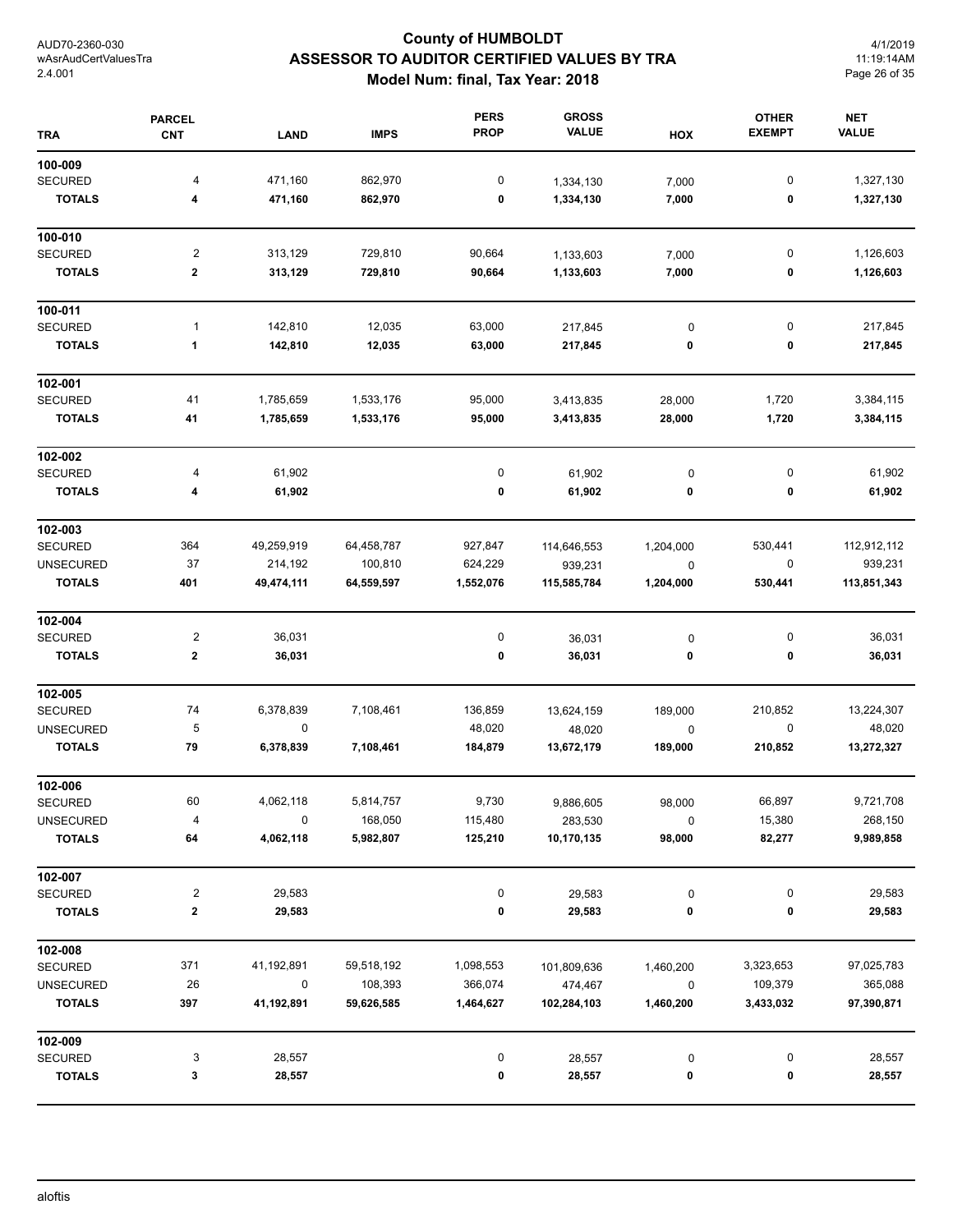# County of HUMBOLDT
## ASSESSOR TO AUDITOR CERTIFIED VALUES BY TRA
### Model Num: final, Tax Year: 2018

| TRA | PARCEL CNT | LAND | IMPS | PERS PROP | GROSS VALUE | HOX | OTHER EXEMPT | NET VALUE |
|---|---|---|---|---|---|---|---|---|
| **100-009** | | | | | | | | |
| SECURED | 4 | 471,160 | 862,970 | 0 | 1,334,130 | 7,000 | 0 | 1,327,130 |
| **TOTALS** | **4** | **471,160** | **862,970** | **0** | **1,334,130** | **7,000** | **0** | **1,327,130** |
| **100-010** | | | | | | | | |
| SECURED | 2 | 313,129 | 729,810 | 90,664 | 1,133,603 | 7,000 | 0 | 1,126,603 |
| **TOTALS** | **2** | **313,129** | **729,810** | **90,664** | **1,133,603** | **7,000** | **0** | **1,126,603** |
| **100-011** | | | | | | | | |
| SECURED | 1 | 142,810 | 12,035 | 63,000 | 217,845 | 0 | 0 | 217,845 |
| **TOTALS** | **1** | **142,810** | **12,035** | **63,000** | **217,845** | **0** | **0** | **217,845** |
| **102-001** | | | | | | | | |
| SECURED | 41 | 1,785,659 | 1,533,176 | 95,000 | 3,413,835 | 28,000 | 1,720 | 3,384,115 |
| **TOTALS** | **41** | **1,785,659** | **1,533,176** | **95,000** | **3,413,835** | **28,000** | **1,720** | **3,384,115** |
| **102-002** | | | | | | | | |
| SECURED | 4 | 61,902 | | 0 | 61,902 | 0 | 0 | 61,902 |
| **TOTALS** | **4** | **61,902** | | **0** | **61,902** | **0** | **0** | **61,902** |
| **102-003** | | | | | | | | |
| SECURED | 364 | 49,259,919 | 64,458,787 | 927,847 | 114,646,553 | 1,204,000 | 530,441 | 112,912,112 |
| UNSECURED | 37 | 214,192 | 100,810 | 624,229 | 939,231 | 0 | 0 | 939,231 |
| **TOTALS** | **401** | **49,474,111** | **64,559,597** | **1,552,076** | **115,585,784** | **1,204,000** | **530,441** | **113,851,343** |
| **102-004** | | | | | | | | |
| SECURED | 2 | 36,031 | | 0 | 36,031 | 0 | 0 | 36,031 |
| **TOTALS** | **2** | **36,031** | | **0** | **36,031** | **0** | **0** | **36,031** |
| **102-005** | | | | | | | | |
| SECURED | 74 | 6,378,839 | 7,108,461 | 136,859 | 13,624,159 | 189,000 | 210,852 | 13,224,307 |
| UNSECURED | 5 | 0 | | 48,020 | 48,020 | 0 | 0 | 48,020 |
| **TOTALS** | **79** | **6,378,839** | **7,108,461** | **184,879** | **13,672,179** | **189,000** | **210,852** | **13,272,327** |
| **102-006** | | | | | | | | |
| SECURED | 60 | 4,062,118 | 5,814,757 | 9,730 | 9,886,605 | 98,000 | 66,897 | 9,721,708 |
| UNSECURED | 4 | 0 | 168,050 | 115,480 | 283,530 | 0 | 15,380 | 268,150 |
| **TOTALS** | **64** | **4,062,118** | **5,982,807** | **125,210** | **10,170,135** | **98,000** | **82,277** | **9,989,858** |
| **102-007** | | | | | | | | |
| SECURED | 2 | 29,583 | | 0 | 29,583 | 0 | 0 | 29,583 |
| **TOTALS** | **2** | **29,583** | | **0** | **29,583** | **0** | **0** | **29,583** |
| **102-008** | | | | | | | | |
| SECURED | 371 | 41,192,891 | 59,518,192 | 1,098,553 | 101,809,636 | 1,460,200 | 3,323,653 | 97,025,783 |
| UNSECURED | 26 | 0 | 108,393 | 366,074 | 474,467 | 0 | 109,379 | 365,088 |
| **TOTALS** | **397** | **41,192,891** | **59,626,585** | **1,464,627** | **102,284,103** | **1,460,200** | **3,433,032** | **97,390,871** |
| **102-009** | | | | | | | | |
| SECURED | 3 | 28,557 | | 0 | 28,557 | 0 | 0 | 28,557 |
| **TOTALS** | **3** | **28,557** | | **0** | **28,557** | **0** | **0** | **28,557** |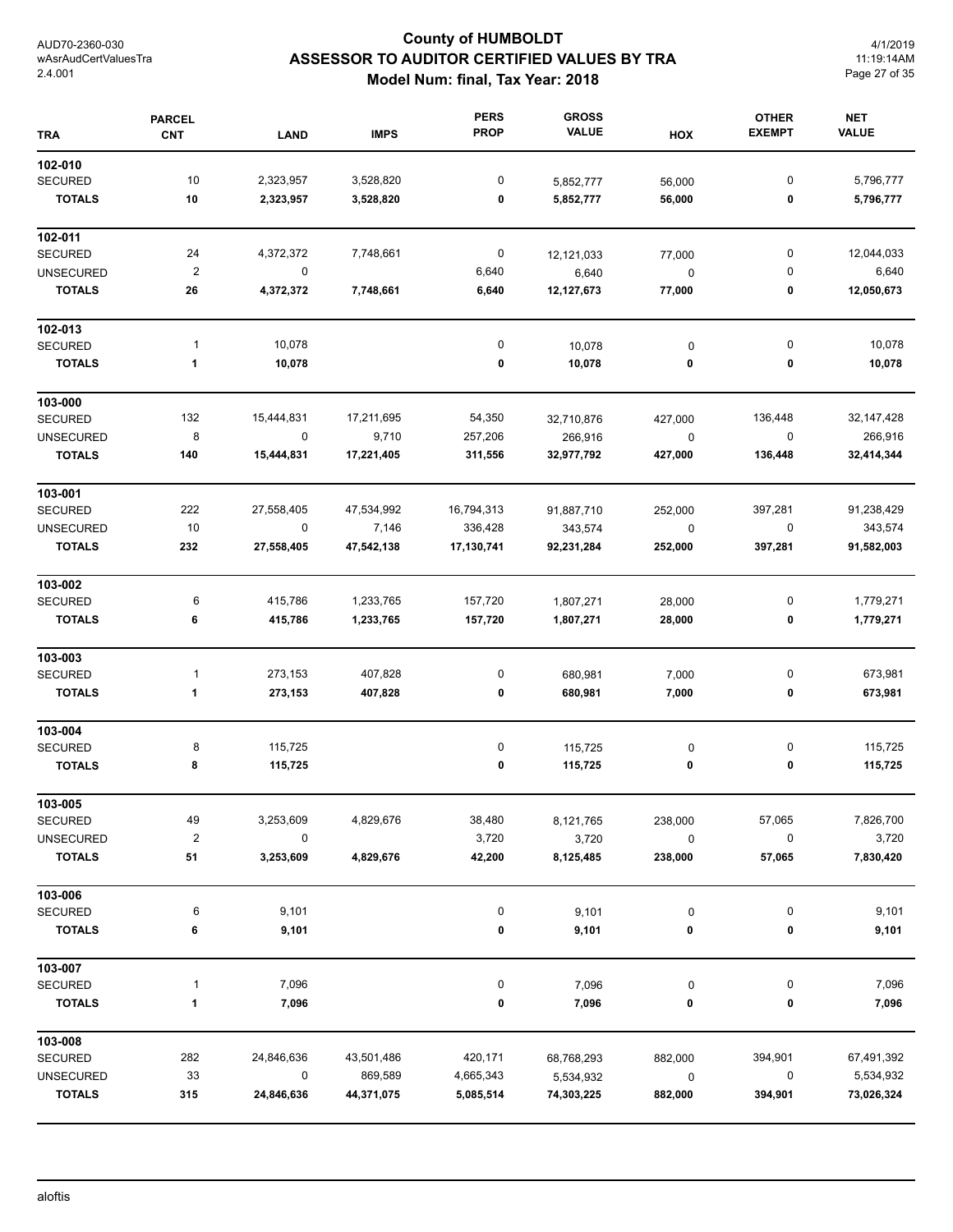# County of HUMBOLDT
## ASSESSOR TO AUDITOR CERTIFIED VALUES BY TRA
### Model Num: final, Tax Year: 2018

| TRA | PARCEL CNT | LAND | IMPS | PERS PROP | GROSS VALUE | HOX | OTHER EXEMPT | NET VALUE |
|---|---|---|---|---|---|---|---|---|
| **102-010** | | | | | | | | |
| SECURED | 10 | 2,323,957 | 3,528,820 | 0 | 5,852,777 | 56,000 | 0 | 5,796,777 |
| **TOTALS** | **10** | **2,323,957** | **3,528,820** | **0** | **5,852,777** | **56,000** | **0** | **5,796,777** |
| **102-011** | | | | | | | | |
| SECURED | 24 | 4,372,372 | 7,748,661 | 0 | 12,121,033 | 77,000 | 0 | 12,044,033 |
| UNSECURED | 2 | 0 | | 6,640 | 6,640 | 0 | 0 | 6,640 |
| **TOTALS** | **26** | **4,372,372** | **7,748,661** | **6,640** | **12,127,673** | **77,000** | **0** | **12,050,673** |
| **102-013** | | | | | | | | |
| SECURED | 1 | 10,078 | | 0 | 10,078 | 0 | 0 | 10,078 |
| **TOTALS** | **1** | **10,078** | | **0** | **10,078** | **0** | **0** | **10,078** |
| **103-000** | | | | | | | | |
| SECURED | 132 | 15,444,831 | 17,211,695 | 54,350 | 32,710,876 | 427,000 | 136,448 | 32,147,428 |
| UNSECURED | 8 | 0 | 9,710 | 257,206 | 266,916 | 0 | 0 | 266,916 |
| **TOTALS** | **140** | **15,444,831** | **17,221,405** | **311,556** | **32,977,792** | **427,000** | **136,448** | **32,414,344** |
| **103-001** | | | | | | | | |
| SECURED | 222 | 27,558,405 | 47,534,992 | 16,794,313 | 91,887,710 | 252,000 | 397,281 | 91,238,429 |
| UNSECURED | 10 | 0 | 7,146 | 336,428 | 343,574 | 0 | 0 | 343,574 |
| **TOTALS** | **232** | **27,558,405** | **47,542,138** | **17,130,741** | **92,231,284** | **252,000** | **397,281** | **91,582,003** |
| **103-002** | | | | | | | | |
| SECURED | 6 | 415,786 | 1,233,765 | 157,720 | 1,807,271 | 28,000 | 0 | 1,779,271 |
| **TOTALS** | **6** | **415,786** | **1,233,765** | **157,720** | **1,807,271** | **28,000** | **0** | **1,779,271** |
| **103-003** | | | | | | | | |
| SECURED | 1 | 273,153 | 407,828 | 0 | 680,981 | 7,000 | 0 | 673,981 |
| **TOTALS** | **1** | **273,153** | **407,828** | **0** | **680,981** | **7,000** | **0** | **673,981** |
| **103-004** | | | | | | | | |
| SECURED | 8 | 115,725 | | 0 | 115,725 | 0 | 0 | 115,725 |
| **TOTALS** | **8** | **115,725** | | **0** | **115,725** | **0** | **0** | **115,725** |
| **103-005** | | | | | | | | |
| SECURED | 49 | 3,253,609 | 4,829,676 | 38,480 | 8,121,765 | 238,000 | 57,065 | 7,826,700 |
| UNSECURED | 2 | 0 | | 3,720 | 3,720 | 0 | 0 | 3,720 |
| **TOTALS** | **51** | **3,253,609** | **4,829,676** | **42,200** | **8,125,485** | **238,000** | **57,065** | **7,830,420** |
| **103-006** | | | | | | | | |
| SECURED | 6 | 9,101 | | 0 | 9,101 | 0 | 0 | 9,101 |
| **TOTALS** | **6** | **9,101** | | **0** | **9,101** | **0** | **0** | **9,101** |
| **103-007** | | | | | | | | |
| SECURED | 1 | 7,096 | | 0 | 7,096 | 0 | 0 | 7,096 |
| **TOTALS** | **1** | **7,096** | | **0** | **7,096** | **0** | **0** | **7,096** |
| **103-008** | | | | | | | | |
| SECURED | 282 | 24,846,636 | 43,501,486 | 420,171 | 68,768,293 | 882,000 | 394,901 | 67,491,392 |
| UNSECURED | 33 | 0 | 869,589 | 4,665,343 | 5,534,932 | 0 | 0 | 5,534,932 |
| **TOTALS** | **315** | **24,846,636** | **44,371,075** | **5,085,514** | **74,303,225** | **882,000** | **394,901** | **73,026,324** |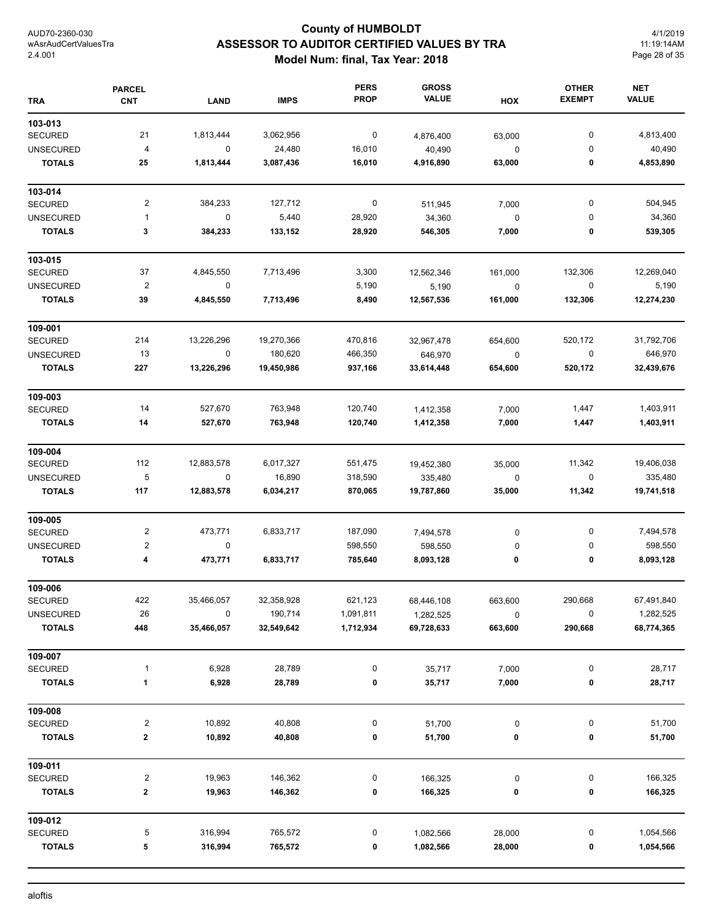# County of HUMBOLDT
## ASSESSOR TO AUDITOR CERTIFIED VALUES BY TRA
### Model Num: final, Tax Year: 2018

| TRA | PARCEL CNT | LAND | IMPS | PERS PROP | GROSS VALUE | HOX | OTHER EXEMPT | NET VALUE |
|---|---|---|---|---|---|---|---|---|
| **103-013** | | | | | | | | |
| SECURED | 21 | 1,813,444 | 3,062,956 | 0 | 4,876,400 | 63,000 | 0 | 4,813,400 |
| UNSECURED | 4 | 0 | 24,480 | 16,010 | 40,490 | 0 | 0 | 40,490 |
| **TOTALS** | **25** | **1,813,444** | **3,087,436** | **16,010** | **4,916,890** | **63,000** | **0** | **4,853,890** |
| **103-014** | | | | | | | | |
| SECURED | 2 | 384,233 | 127,712 | 0 | 511,945 | 7,000 | 0 | 504,945 |
| UNSECURED | 1 | 0 | 5,440 | 28,920 | 34,360 | 0 | 0 | 34,360 |
| **TOTALS** | **3** | **384,233** | **133,152** | **28,920** | **546,305** | **7,000** | **0** | **539,305** |
| **103-015** | | | | | | | | |
| SECURED | 37 | 4,845,550 | 7,713,496 | 3,300 | 12,562,346 | 161,000 | 132,306 | 12,269,040 |
| UNSECURED | 2 | 0 | | 5,190 | 5,190 | 0 | 0 | 5,190 |
| **TOTALS** | **39** | **4,845,550** | **7,713,496** | **8,490** | **12,567,536** | **161,000** | **132,306** | **12,274,230** |
| **109-001** | | | | | | | | |
| SECURED | 214 | 13,226,296 | 19,270,366 | 470,816 | 32,967,478 | 654,600 | 520,172 | 31,792,706 |
| UNSECURED | 13 | 0 | 180,620 | 466,350 | 646,970 | 0 | 0 | 646,970 |
| **TOTALS** | **227** | **13,226,296** | **19,450,986** | **937,166** | **33,614,448** | **654,600** | **520,172** | **32,439,676** |
| **109-003** | | | | | | | | |
| SECURED | 14 | 527,670 | 763,948 | 120,740 | 1,412,358 | 7,000 | 1,447 | 1,403,911 |
| **TOTALS** | **14** | **527,670** | **763,948** | **120,740** | **1,412,358** | **7,000** | **1,447** | **1,403,911** |
| **109-004** | | | | | | | | |
| SECURED | 112 | 12,883,578 | 6,017,327 | 551,475 | 19,452,380 | 35,000 | 11,342 | 19,406,038 |
| UNSECURED | 5 | 0 | 16,890 | 318,590 | 335,480 | 0 | 0 | 335,480 |
| **TOTALS** | **117** | **12,883,578** | **6,034,217** | **870,065** | **19,787,860** | **35,000** | **11,342** | **19,741,518** |
| **109-005** | | | | | | | | |
| SECURED | 2 | 473,771 | 6,833,717 | 187,090 | 7,494,578 | 0 | 0 | 7,494,578 |
| UNSECURED | 2 | 0 | | 598,550 | 598,550 | 0 | 0 | 598,550 |
| **TOTALS** | **4** | **473,771** | **6,833,717** | **785,640** | **8,093,128** | **0** | **0** | **8,093,128** |
| **109-006** | | | | | | | | |
| SECURED | 422 | 35,466,057 | 32,358,928 | 621,123 | 68,446,108 | 663,600 | 290,668 | 67,491,840 |
| UNSECURED | 26 | 0 | 190,714 | 1,091,811 | 1,282,525 | 0 | 0 | 1,282,525 |
| **TOTALS** | **448** | **35,466,057** | **32,549,642** | **1,712,934** | **69,728,633** | **663,600** | **290,668** | **68,774,365** |
| **109-007** | | | | | | | | |
| SECURED | 1 | 6,928 | 28,789 | 0 | 35,717 | 7,000 | 0 | 28,717 |
| **TOTALS** | **1** | **6,928** | **28,789** | **0** | **35,717** | **7,000** | **0** | **28,717** |
| **109-008** | | | | | | | | |
| SECURED | 2 | 10,892 | 40,808 | 0 | 51,700 | 0 | 0 | 51,700 |
| **TOTALS** | **2** | **10,892** | **40,808** | **0** | **51,700** | **0** | **0** | **51,700** |
| **109-011** | | | | | | | | |
| SECURED | 2 | 19,963 | 146,362 | 0 | 166,325 | 0 | 0 | 166,325 |
| **TOTALS** | **2** | **19,963** | **146,362** | **0** | **166,325** | **0** | **0** | **166,325** |
| **109-012** | | | | | | | | |
| SECURED | 5 | 316,994 | 765,572 | 0 | 1,082,566 | 28,000 | 0 | 1,054,566 |
| **TOTALS** | **5** | **316,994** | **765,572** | **0** | **1,082,566** | **28,000** | **0** | **1,054,566** |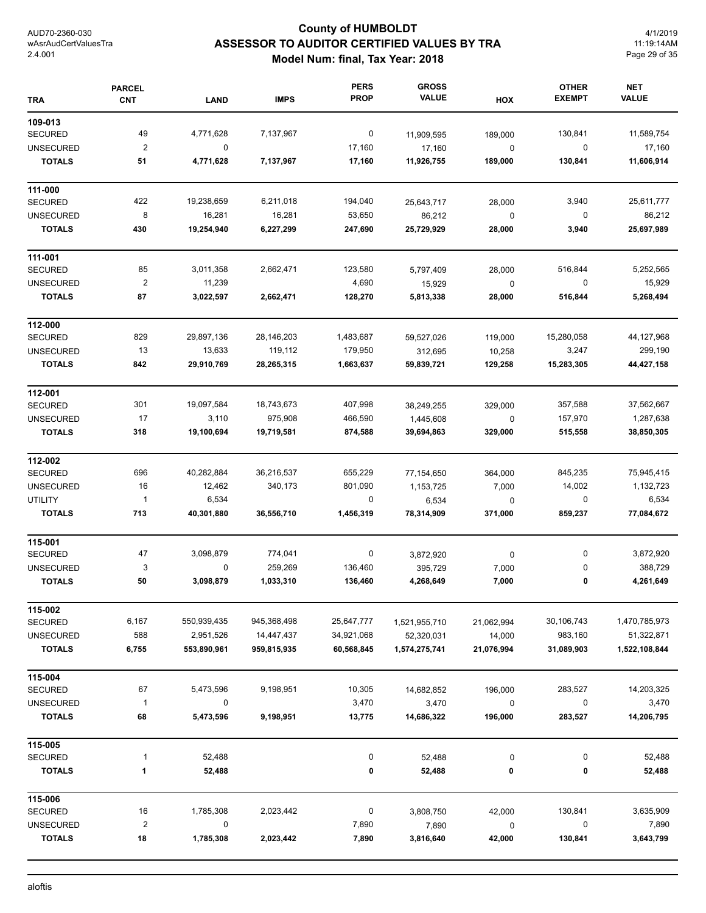# County of HUMBOLDT
## ASSESSOR TO AUDITOR CERTIFIED VALUES BY TRA
### Model Num: final, Tax Year: 2018

AUD70-2360-030
wAsrAudCertValuesTra
2.4.001

4/1/2019
11:19:14AM

| TRA | PARCEL CNT | LAND | IMPS | PERS PROP | GROSS VALUE | HOX | OTHER EXEMPT | NET VALUE |
|---|---|---|---|---|---|---|---|---|
| **109-013** | | | | | | | | |
| SECURED | 49 | 4,771,628 | 7,137,967 | 0 | 11,909,595 | 189,000 | 130,841 | 11,589,754 |
| UNSECURED | 2 | 0 | | 17,160 | 17,160 | 0 | 0 | 17,160 |
| **TOTALS** | **51** | **4,771,628** | **7,137,967** | **17,160** | **11,926,755** | **189,000** | **130,841** | **11,606,914** |
| **111-000** | | | | | | | | |
| SECURED | 422 | 19,238,659 | 6,211,018 | 194,040 | 25,643,717 | 28,000 | 3,940 | 25,611,777 |
| UNSECURED | 8 | 16,281 | 16,281 | 53,650 | 86,212 | 0 | 0 | 86,212 |
| **TOTALS** | **430** | **19,254,940** | **6,227,299** | **247,690** | **25,729,929** | **28,000** | **3,940** | **25,697,989** |
| **111-001** | | | | | | | | |
| SECURED | 85 | 3,011,358 | 2,662,471 | 123,580 | 5,797,409 | 28,000 | 516,844 | 5,252,565 |
| UNSECURED | 2 | 11,239 | | 4,690 | 15,929 | 0 | 0 | 15,929 |
| **TOTALS** | **87** | **3,022,597** | **2,662,471** | **128,270** | **5,813,338** | **28,000** | **516,844** | **5,268,494** |
| **112-000** | | | | | | | | |
| SECURED | 829 | 29,897,136 | 28,146,203 | 1,483,687 | 59,527,026 | 119,000 | 15,280,058 | 44,127,968 |
| UNSECURED | 13 | 13,633 | 119,112 | 179,950 | 312,695 | 10,258 | 3,247 | 299,190 |
| **TOTALS** | **842** | **29,910,769** | **28,265,315** | **1,663,637** | **59,839,721** | **129,258** | **15,283,305** | **44,427,158** |
| **112-001** | | | | | | | | |
| SECURED | 301 | 19,097,584 | 18,743,673 | 407,998 | 38,249,255 | 329,000 | 357,588 | 37,562,667 |
| UNSECURED | 17 | 3,110 | 975,908 | 466,590 | 1,445,608 | 0 | 157,970 | 1,287,638 |
| **TOTALS** | **318** | **19,100,694** | **19,719,581** | **874,588** | **39,694,863** | **329,000** | **515,558** | **38,850,305** |
| **112-002** | | | | | | | | |
| SECURED | 696 | 40,282,884 | 36,216,537 | 655,229 | 77,154,650 | 364,000 | 845,235 | 75,945,415 |
| UNSECURED | 16 | 12,462 | 340,173 | 801,090 | 1,153,725 | 7,000 | 14,002 | 1,132,723 |
| UTILITY | 1 | 6,534 | | 0 | 6,534 | 0 | 0 | 6,534 |
| **TOTALS** | **713** | **40,301,880** | **36,556,710** | **1,456,319** | **78,314,909** | **371,000** | **859,237** | **77,084,672** |
| **115-001** | | | | | | | | |
| SECURED | 47 | 3,098,879 | 774,041 | 0 | 3,872,920 | 0 | 0 | 3,872,920 |
| UNSECURED | 3 | 0 | 259,269 | 136,460 | 395,729 | 7,000 | 0 | 388,729 |
| **TOTALS** | **50** | **3,098,879** | **1,033,310** | **136,460** | **4,268,649** | **7,000** | **0** | **4,261,649** |
| **115-002** | | | | | | | | |
| SECURED | 6,167 | 550,939,435 | 945,368,498 | 25,647,777 | 1,521,955,710 | 21,062,994 | 30,106,743 | 1,470,785,973 |
| UNSECURED | 588 | 2,951,526 | 14,447,437 | 34,921,068 | 52,320,031 | 14,000 | 983,160 | 51,322,871 |
| **TOTALS** | **6,755** | **553,890,961** | **959,815,935** | **60,568,845** | **1,574,275,741** | **21,076,994** | **31,089,903** | **1,522,108,844** |
| **115-004** | | | | | | | | |
| SECURED | 67 | 5,473,596 | 9,198,951 | 10,305 | 14,682,852 | 196,000 | 283,527 | 14,203,325 |
| UNSECURED | 1 | 0 | | 3,470 | 3,470 | 0 | 0 | 3,470 |
| **TOTALS** | **68** | **5,473,596** | **9,198,951** | **13,775** | **14,686,322** | **196,000** | **283,527** | **14,206,795** |
| **115-005** | | | | | | | | |
| SECURED | 1 | 52,488 | | 0 | 52,488 | 0 | 0 | 52,488 |
| **TOTALS** | **1** | **52,488** | | **0** | **52,488** | **0** | **0** | **52,488** |
| **115-006** | | | | | | | | |
| SECURED | 16 | 1,785,308 | 2,023,442 | 0 | 3,808,750 | 42,000 | 130,841 | 3,635,909 |
| UNSECURED | 2 | 0 | | 7,890 | 7,890 | 0 | 0 | 7,890 |
| **TOTALS** | **18** | **1,785,308** | **2,023,442** | **7,890** | **3,816,640** | **42,000** | **130,841** | **3,643,799** |

aloftis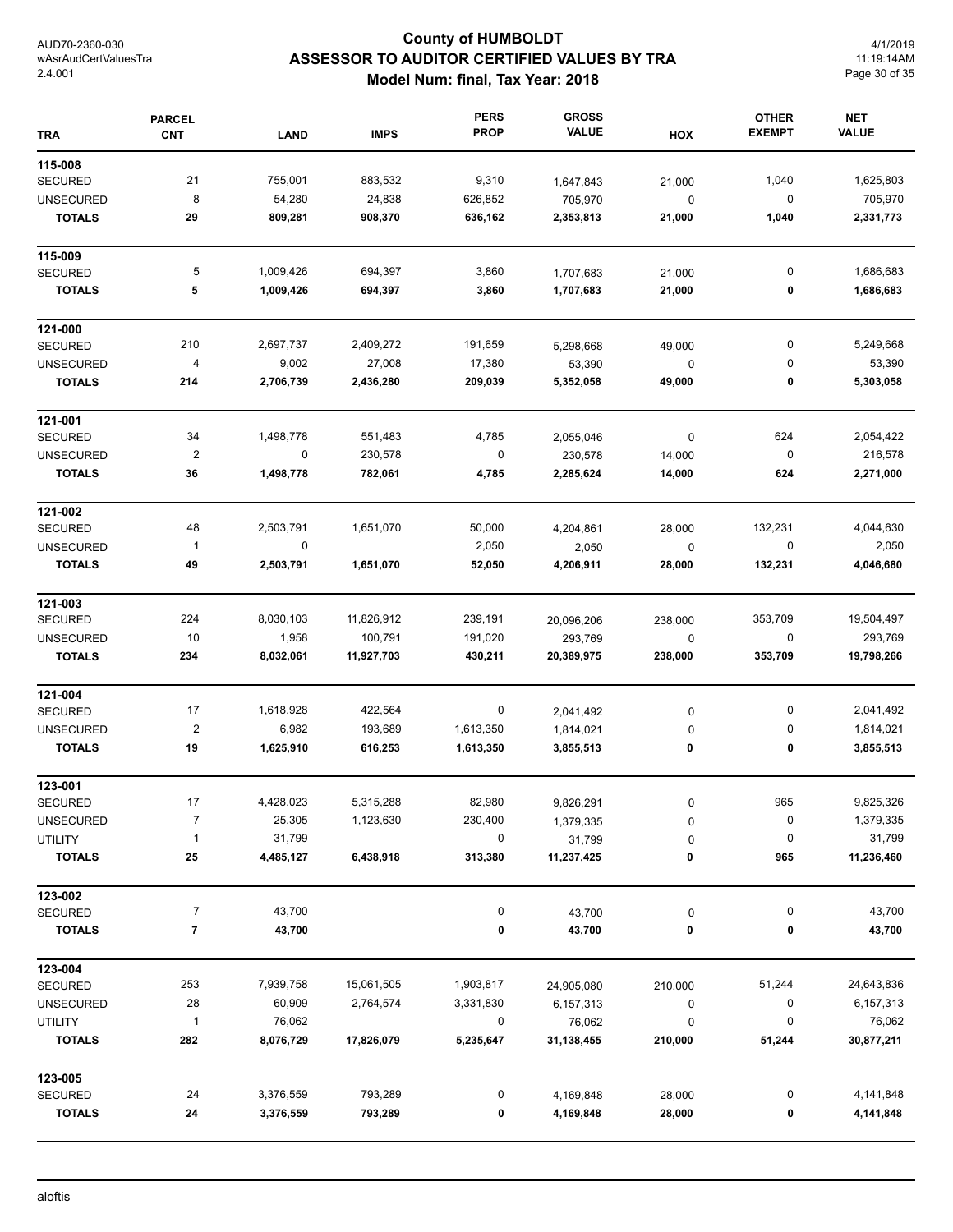# County of HUMBOLDT
## ASSESSOR TO AUDITOR CERTIFIED VALUES BY TRA
### Model Num: final, Tax Year: 2018

| TRA | PARCEL CNT | LAND | IMPS | PERS PROP | GROSS VALUE | HOX | OTHER EXEMPT | NET VALUE |
|---|---|---|---|---|---|---|---|---|
| **115-008** | | | | | | | | |
| SECURED | 21 | 755,001 | 883,532 | 9,310 | 1,647,843 | 21,000 | 1,040 | 1,625,803 |
| UNSECURED | 8 | 54,280 | 24,838 | 626,852 | 705,970 | 0 | 0 | 705,970 |
| **TOTALS** | **29** | **809,281** | **908,370** | **636,162** | **2,353,813** | **21,000** | **1,040** | **2,331,773** |
| **115-009** | | | | | | | | |
| SECURED | 5 | 1,009,426 | 694,397 | 3,860 | 1,707,683 | 21,000 | 0 | 1,686,683 |
| **TOTALS** | **5** | **1,009,426** | **694,397** | **3,860** | **1,707,683** | **21,000** | **0** | **1,686,683** |
| **121-000** | | | | | | | | |
| SECURED | 210 | 2,697,737 | 2,409,272 | 191,659 | 5,298,668 | 49,000 | 0 | 5,249,668 |
| UNSECURED | 4 | 9,002 | 27,008 | 17,380 | 53,390 | 0 | 0 | 53,390 |
| **TOTALS** | **214** | **2,706,739** | **2,436,280** | **209,039** | **5,352,058** | **49,000** | **0** | **5,303,058** |
| **121-001** | | | | | | | | |
| SECURED | 34 | 1,498,778 | 551,483 | 4,785 | 2,055,046 | 0 | 624 | 2,054,422 |
| UNSECURED | 2 | 0 | 230,578 | 0 | 230,578 | 14,000 | 0 | 216,578 |
| **TOTALS** | **36** | **1,498,778** | **782,061** | **4,785** | **2,285,624** | **14,000** | **624** | **2,271,000** |
| **121-002** | | | | | | | | |
| SECURED | 48 | 2,503,791 | 1,651,070 | 50,000 | 4,204,861 | 28,000 | 132,231 | 4,044,630 |
| UNSECURED | 1 | 0 | | 2,050 | 2,050 | 0 | 0 | 2,050 |
| **TOTALS** | **49** | **2,503,791** | **1,651,070** | **52,050** | **4,206,911** | **28,000** | **132,231** | **4,046,680** |
| **121-003** | | | | | | | | |
| SECURED | 224 | 8,030,103 | 11,826,912 | 239,191 | 20,096,206 | 238,000 | 353,709 | 19,504,497 |
| UNSECURED | 10 | 1,958 | 100,791 | 191,020 | 293,769 | 0 | 0 | 293,769 |
| **TOTALS** | **234** | **8,032,061** | **11,927,703** | **430,211** | **20,389,975** | **238,000** | **353,709** | **19,798,266** |
| **121-004** | | | | | | | | |
| SECURED | 17 | 1,618,928 | 422,564 | 0 | 2,041,492 | 0 | 0 | 2,041,492 |
| UNSECURED | 2 | 6,982 | 193,689 | 1,613,350 | 1,814,021 | 0 | 0 | 1,814,021 |
| **TOTALS** | **19** | **1,625,910** | **616,253** | **1,613,350** | **3,855,513** | **0** | **0** | **3,855,513** |
| **123-001** | | | | | | | | |
| SECURED | 17 | 4,428,023 | 5,315,288 | 82,980 | 9,826,291 | 0 | 965 | 9,825,326 |
| UNSECURED | 7 | 25,305 | 1,123,630 | 230,400 | 1,379,335 | 0 | 0 | 1,379,335 |
| UTILITY | 1 | 31,799 | | 0 | 31,799 | 0 | 0 | 31,799 |
| **TOTALS** | **25** | **4,485,127** | **6,438,918** | **313,380** | **11,237,425** | **0** | **965** | **11,236,460** |
| **123-002** | | | | | | | | |
| SECURED | 7 | 43,700 | | 0 | 43,700 | 0 | 0 | 43,700 |
| **TOTALS** | **7** | **43,700** | | **0** | **43,700** | **0** | **0** | **43,700** |
| **123-004** | | | | | | | | |
| SECURED | 253 | 7,939,758 | 15,061,505 | 1,903,817 | 24,905,080 | 210,000 | 51,244 | 24,643,836 |
| UNSECURED | 28 | 60,909 | 2,764,574 | 3,331,830 | 6,157,313 | 0 | 0 | 6,157,313 |
| UTILITY | 1 | 76,062 | | 0 | 76,062 | 0 | 0 | 76,062 |
| **TOTALS** | **282** | **8,076,729** | **17,826,079** | **5,235,647** | **31,138,455** | **210,000** | **51,244** | **30,877,211** |
| **123-005** | | | | | | | | |
| SECURED | 24 | 3,376,559 | 793,289 | 0 | 4,169,848 | 28,000 | 0 | 4,141,848 |
| **TOTALS** | **24** | **3,376,559** | **793,289** | **0** | **4,169,848** | **28,000** | **0** | **4,141,848** |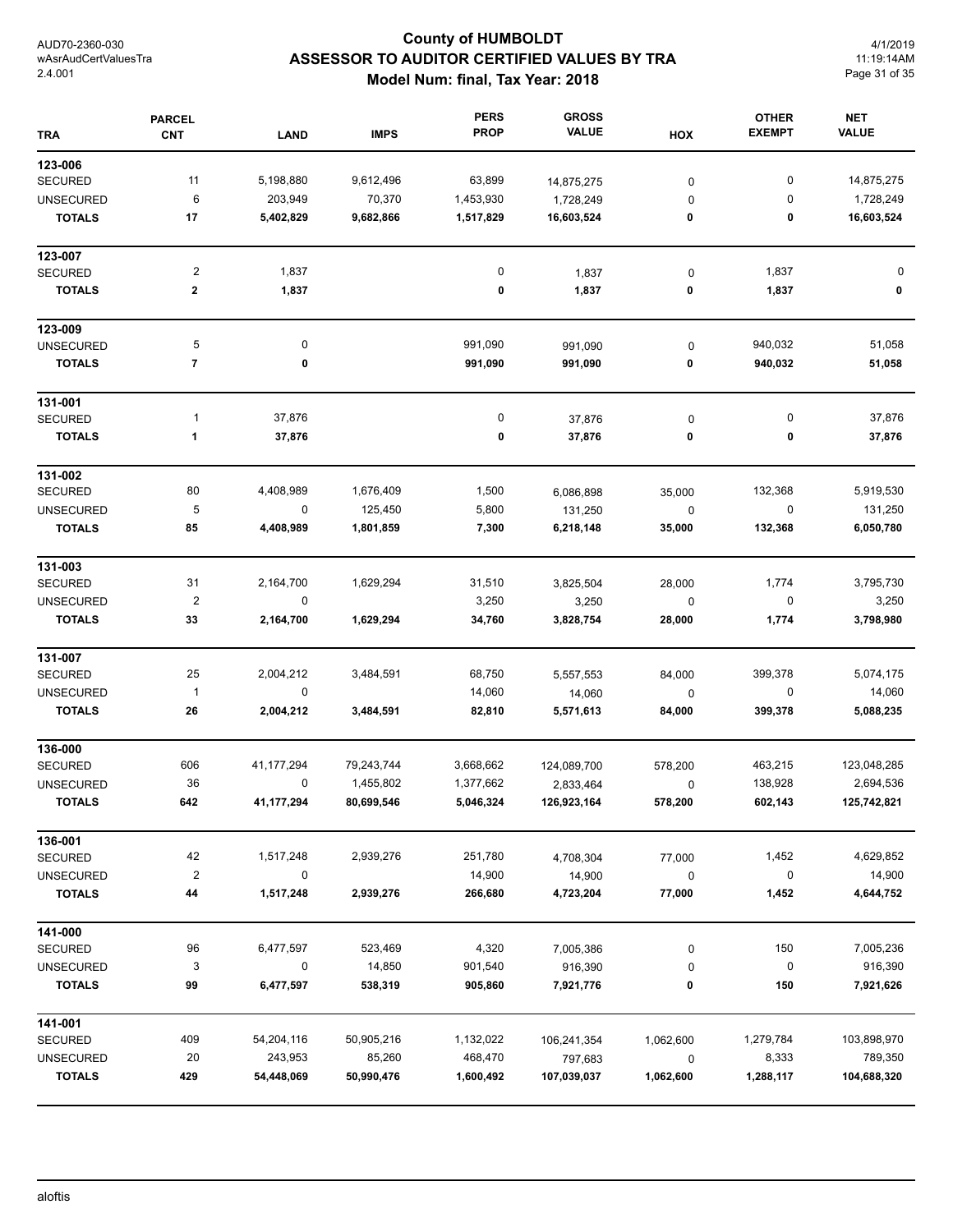# County of HUMBOLDT
## ASSESSOR TO AUDITOR CERTIFIED VALUES BY TRA
### Model Num: final, Tax Year: 2018

| TRA | PARCEL CNT | LAND | IMPS | PERS PROP | GROSS VALUE | HOX | OTHER EXEMPT | NET VALUE |
|---|---|---|---|---|---|---|---|---|
| **123-006** | | | | | | | | |
| SECURED | 11 | 5,198,880 | 9,612,496 | 63,899 | 14,875,275 | 0 | 0 | 14,875,275 |
| UNSECURED | 6 | 203,949 | 70,370 | 1,453,930 | 1,728,249 | 0 | 0 | 1,728,249 |
| **TOTALS** | **17** | **5,402,829** | **9,682,866** | **1,517,829** | **16,603,524** | **0** | **0** | **16,603,524** |
| **123-007** | | | | | | | | |
| SECURED | 2 | 1,837 | | 0 | 1,837 | 0 | 1,837 | 0 |
| **TOTALS** | **2** | **1,837** | | **0** | **1,837** | **0** | **1,837** | **0** |
| **123-009** | | | | | | | | |
| UNSECURED | 5 | 0 | | 991,090 | 991,090 | 0 | 940,032 | 51,058 |
| **TOTALS** | **7** | **0** | | **991,090** | **991,090** | **0** | **940,032** | **51,058** |
| **131-001** | | | | | | | | |
| SECURED | 1 | 37,876 | | 0 | 37,876 | 0 | 0 | 37,876 |
| **TOTALS** | **1** | **37,876** | | **0** | **37,876** | **0** | **0** | **37,876** |
| **131-002** | | | | | | | | |
| SECURED | 80 | 4,408,989 | 1,676,409 | 1,500 | 6,086,898 | 35,000 | 132,368 | 5,919,530 |
| UNSECURED | 5 | 0 | 125,450 | 5,800 | 131,250 | 0 | 0 | 131,250 |
| **TOTALS** | **85** | **4,408,989** | **1,801,859** | **7,300** | **6,218,148** | **35,000** | **132,368** | **6,050,780** |
| **131-003** | | | | | | | | |
| SECURED | 31 | 2,164,700 | 1,629,294 | 31,510 | 3,825,504 | 28,000 | 1,774 | 3,795,730 |
| UNSECURED | 2 | 0 | | 3,250 | 3,250 | 0 | 0 | 3,250 |
| **TOTALS** | **33** | **2,164,700** | **1,629,294** | **34,760** | **3,828,754** | **28,000** | **1,774** | **3,798,980** |
| **131-007** | | | | | | | | |
| SECURED | 25 | 2,004,212 | 3,484,591 | 68,750 | 5,557,553 | 84,000 | 399,378 | 5,074,175 |
| UNSECURED | 1 | 0 | | 14,060 | 14,060 | 0 | 0 | 14,060 |
| **TOTALS** | **26** | **2,004,212** | **3,484,591** | **82,810** | **5,571,613** | **84,000** | **399,378** | **5,088,235** |
| **136-000** | | | | | | | | |
| SECURED | 606 | 41,177,294 | 79,243,744 | 3,668,662 | 124,089,700 | 578,200 | 463,215 | 123,048,285 |
| UNSECURED | 36 | 0 | 1,455,802 | 1,377,662 | 2,833,464 | 0 | 138,928 | 2,694,536 |
| **TOTALS** | **642** | **41,177,294** | **80,699,546** | **5,046,324** | **126,923,164** | **578,200** | **602,143** | **125,742,821** |
| **136-001** | | | | | | | | |
| SECURED | 42 | 1,517,248 | 2,939,276 | 251,780 | 4,708,304 | 77,000 | 1,452 | 4,629,852 |
| UNSECURED | 2 | 0 | | 14,900 | 14,900 | 0 | 0 | 14,900 |
| **TOTALS** | **44** | **1,517,248** | **2,939,276** | **266,680** | **4,723,204** | **77,000** | **1,452** | **4,644,752** |
| **141-000** | | | | | | | | |
| SECURED | 96 | 6,477,597 | 523,469 | 4,320 | 7,005,386 | 0 | 150 | 7,005,236 |
| UNSECURED | 3 | 0 | 14,850 | 901,540 | 916,390 | 0 | 0 | 916,390 |
| **TOTALS** | **99** | **6,477,597** | **538,319** | **905,860** | **7,921,776** | **0** | **150** | **7,921,626** |
| **141-001** | | | | | | | | |
| SECURED | 409 | 54,204,116 | 50,905,216 | 1,132,022 | 106,241,354 | 1,062,600 | 1,279,784 | 103,898,970 |
| UNSECURED | 20 | 243,953 | 85,260 | 468,470 | 797,683 | 0 | 8,333 | 789,350 |
| **TOTALS** | **429** | **54,448,069** | **50,990,476** | **1,600,492** | **107,039,037** | **1,062,600** | **1,288,117** | **104,688,320** |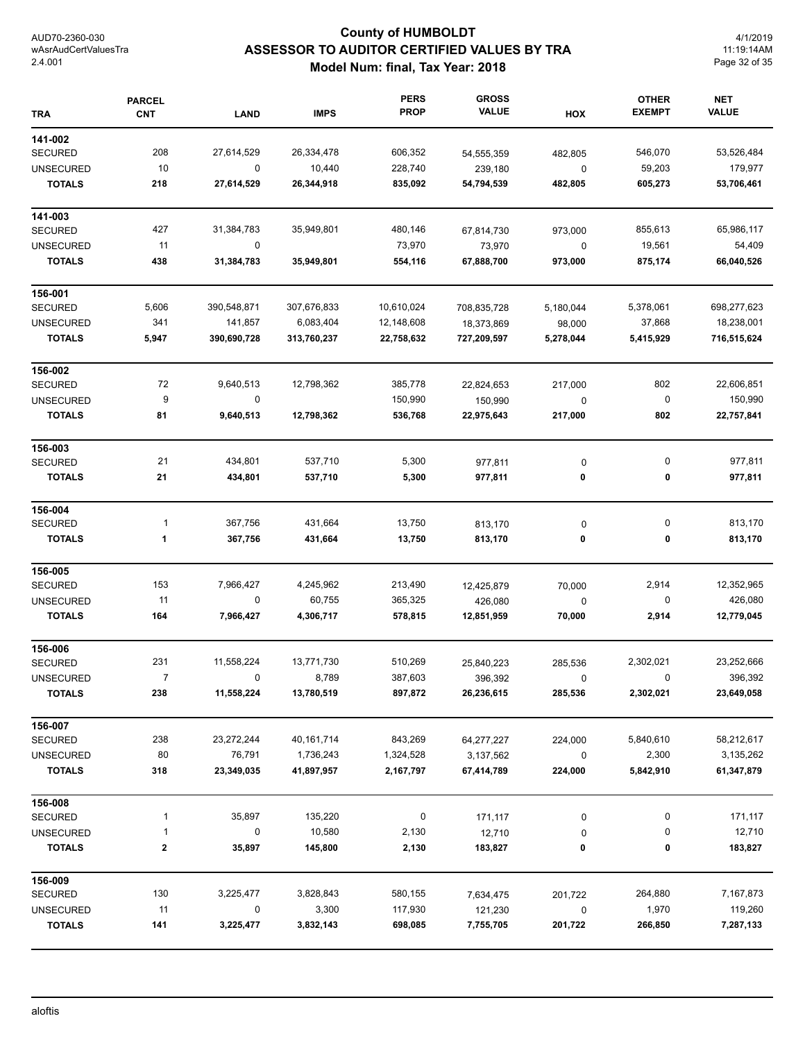# County of HUMBOLDT
## ASSESSOR TO AUDITOR CERTIFIED VALUES BY TRA
### Model Num: final, Tax Year: 2018

AUD70-2360-030
wAsrAudCertValuesTra
2.4.001

4/1/2019
11:19:14AM

| TRA | PARCEL CNT | LAND | IMPS | PERS PROP | GROSS VALUE | HOX | OTHER EXEMPT | NET VALUE |
|---|---|---|---|---|---|---|---|---|
| **141-002** | | | | | | | | |
| SECURED | 208 | 27,614,529 | 26,334,478 | 606,352 | 54,555,359 | 482,805 | 546,070 | 53,526,484 |
| UNSECURED | 10 | 0 | 10,440 | 228,740 | 239,180 | 0 | 59,203 | 179,977 |
| **TOTALS** | **218** | **27,614,529** | **26,344,918** | **835,092** | **54,794,539** | **482,805** | **605,273** | **53,706,461** |
| **141-003** | | | | | | | | |
| SECURED | 427 | 31,384,783 | 35,949,801 | 480,146 | 67,814,730 | 973,000 | 855,613 | 65,986,117 |
| UNSECURED | 11 | 0 | | 73,970 | 73,970 | 0 | 19,561 | 54,409 |
| **TOTALS** | **438** | **31,384,783** | **35,949,801** | **554,116** | **67,888,700** | **973,000** | **875,174** | **66,040,526** |
| **156-001** | | | | | | | | |
| SECURED | 5,606 | 390,548,871 | 307,676,833 | 10,610,024 | 708,835,728 | 5,180,044 | 5,378,061 | 698,277,623 |
| UNSECURED | 341 | 141,857 | 6,083,404 | 12,148,608 | 18,373,869 | 98,000 | 37,868 | 18,238,001 |
| **TOTALS** | **5,947** | **390,690,728** | **313,760,237** | **22,758,632** | **727,209,597** | **5,278,044** | **5,415,929** | **716,515,624** |
| **156-002** | | | | | | | | |
| SECURED | 72 | 9,640,513 | 12,798,362 | 385,778 | 22,824,653 | 217,000 | 802 | 22,606,851 |
| UNSECURED | 9 | 0 | | 150,990 | 150,990 | 0 | 0 | 150,990 |
| **TOTALS** | **81** | **9,640,513** | **12,798,362** | **536,768** | **22,975,643** | **217,000** | **802** | **22,757,841** |
| **156-003** | | | | | | | | |
| SECURED | 21 | 434,801 | 537,710 | 5,300 | 977,811 | 0 | 0 | 977,811 |
| **TOTALS** | **21** | **434,801** | **537,710** | **5,300** | **977,811** | **0** | **0** | **977,811** |
| **156-004** | | | | | | | | |
| SECURED | 1 | 367,756 | 431,664 | 13,750 | 813,170 | 0 | 0 | 813,170 |
| **TOTALS** | **1** | **367,756** | **431,664** | **13,750** | **813,170** | **0** | **0** | **813,170** |
| **156-005** | | | | | | | | |
| SECURED | 153 | 7,966,427 | 4,245,962 | 213,490 | 12,425,879 | 70,000 | 2,914 | 12,352,965 |
| UNSECURED | 11 | 0 | 60,755 | 365,325 | 426,080 | 0 | 0 | 426,080 |
| **TOTALS** | **164** | **7,966,427** | **4,306,717** | **578,815** | **12,851,959** | **70,000** | **2,914** | **12,779,045** |
| **156-006** | | | | | | | | |
| SECURED | 231 | 11,558,224 | 13,771,730 | 510,269 | 25,840,223 | 285,536 | 2,302,021 | 23,252,666 |
| UNSECURED | 7 | 0 | 8,789 | 387,603 | 396,392 | 0 | 0 | 396,392 |
| **TOTALS** | **238** | **11,558,224** | **13,780,519** | **897,872** | **26,236,615** | **285,536** | **2,302,021** | **23,649,058** |
| **156-007** | | | | | | | | |
| SECURED | 238 | 23,272,244 | 40,161,714 | 843,269 | 64,277,227 | 224,000 | 5,840,610 | 58,212,617 |
| UNSECURED | 80 | 76,791 | 1,736,243 | 1,324,528 | 3,137,562 | 0 | 2,300 | 3,135,262 |
| **TOTALS** | **318** | **23,349,035** | **41,897,957** | **2,167,797** | **67,414,789** | **224,000** | **5,842,910** | **61,347,879** |
| **156-008** | | | | | | | | |
| SECURED | 1 | 35,897 | 135,220 | 0 | 171,117 | 0 | 0 | 171,117 |
| UNSECURED | 1 | 0 | 10,580 | 2,130 | 12,710 | 0 | 0 | 12,710 |
| **TOTALS** | **2** | **35,897** | **145,800** | **2,130** | **183,827** | **0** | **0** | **183,827** |
| **156-009** | | | | | | | | |
| SECURED | 130 | 3,225,477 | 3,828,843 | 580,155 | 7,634,475 | 201,722 | 264,880 | 7,167,873 |
| UNSECURED | 11 | 0 | 3,300 | 117,930 | 121,230 | 0 | 1,970 | 119,260 |
| **TOTALS** | **141** | **3,225,477** | **3,832,143** | **698,085** | **7,755,705** | **201,722** | **266,850** | **7,287,133** |

aloftis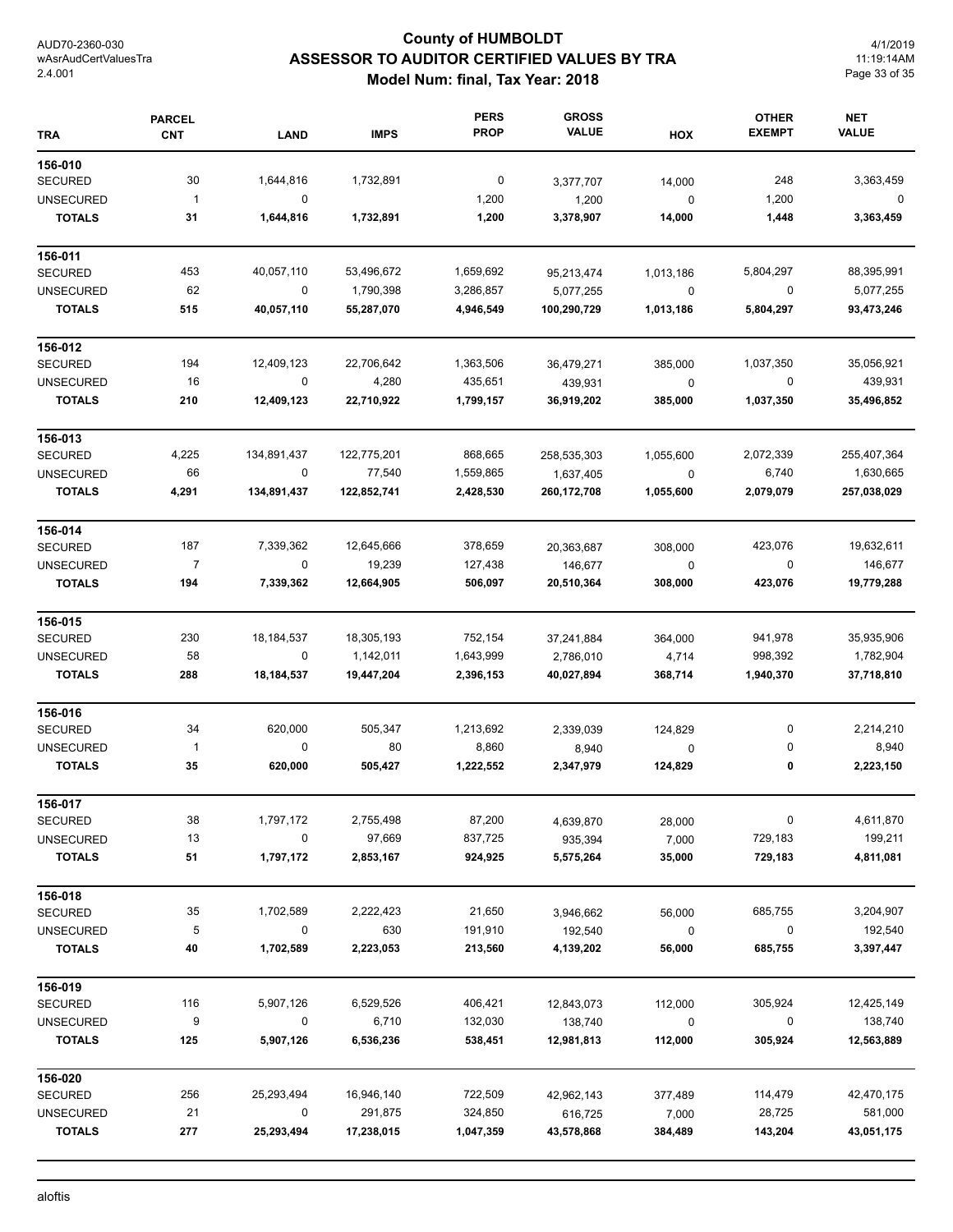# County of HUMBOLDT
## ASSESSOR TO AUDITOR CERTIFIED VALUES BY TRA
### Model Num: final, Tax Year: 2018

AUD70-2360-030
wAsrAudCertValuesTra
2.4.001

4/1/2019
11:19:14AM

| TRA | PARCEL CNT | LAND | IMPS | PERS PROP | GROSS VALUE | HOX | OTHER EXEMPT | NET VALUE |
|---|---|---|---|---|---|---|---|---|
| **156-010** | | | | | | | | |
| SECURED | 30 | 1,644,816 | 1,732,891 | 0 | 3,377,707 | 14,000 | 248 | 3,363,459 |
| UNSECURED | 1 | 0 | | 1,200 | 1,200 | 0 | 1,200 | 0 |
| **TOTALS** | **31** | **1,644,816** | **1,732,891** | **1,200** | **3,378,907** | **14,000** | **1,448** | **3,363,459** |
| **156-011** | | | | | | | | |
| SECURED | 453 | 40,057,110 | 53,496,672 | 1,659,692 | 95,213,474 | 1,013,186 | 5,804,297 | 88,395,991 |
| UNSECURED | 62 | 0 | 1,790,398 | 3,286,857 | 5,077,255 | 0 | 0 | 5,077,255 |
| **TOTALS** | **515** | **40,057,110** | **55,287,070** | **4,946,549** | **100,290,729** | **1,013,186** | **5,804,297** | **93,473,246** |
| **156-012** | | | | | | | | |
| SECURED | 194 | 12,409,123 | 22,706,642 | 1,363,506 | 36,479,271 | 385,000 | 1,037,350 | 35,056,921 |
| UNSECURED | 16 | 0 | 4,280 | 435,651 | 439,931 | 0 | 0 | 439,931 |
| **TOTALS** | **210** | **12,409,123** | **22,710,922** | **1,799,157** | **36,919,202** | **385,000** | **1,037,350** | **35,496,852** |
| **156-013** | | | | | | | | |
| SECURED | 4,225 | 134,891,437 | 122,775,201 | 868,665 | 258,535,303 | 1,055,600 | 2,072,339 | 255,407,364 |
| UNSECURED | 66 | 0 | 77,540 | 1,559,865 | 1,637,405 | 0 | 6,740 | 1,630,665 |
| **TOTALS** | **4,291** | **134,891,437** | **122,852,741** | **2,428,530** | **260,172,708** | **1,055,600** | **2,079,079** | **257,038,029** |
| **156-014** | | | | | | | | |
| SECURED | 187 | 7,339,362 | 12,645,666 | 378,659 | 20,363,687 | 308,000 | 423,076 | 19,632,611 |
| UNSECURED | 7 | 0 | 19,239 | 127,438 | 146,677 | 0 | 0 | 146,677 |
| **TOTALS** | **194** | **7,339,362** | **12,664,905** | **506,097** | **20,510,364** | **308,000** | **423,076** | **19,779,288** |
| **156-015** | | | | | | | | |
| SECURED | 230 | 18,184,537 | 18,305,193 | 752,154 | 37,241,884 | 364,000 | 941,978 | 35,935,906 |
| UNSECURED | 58 | 0 | 1,142,011 | 1,643,999 | 2,786,010 | 4,714 | 998,392 | 1,782,904 |
| **TOTALS** | **288** | **18,184,537** | **19,447,204** | **2,396,153** | **40,027,894** | **368,714** | **1,940,370** | **37,718,810** |
| **156-016** | | | | | | | | |
| SECURED | 34 | 620,000 | 505,347 | 1,213,692 | 2,339,039 | 124,829 | 0 | 2,214,210 |
| UNSECURED | 1 | 0 | 80 | 8,860 | 8,940 | 0 | 0 | 8,940 |
| **TOTALS** | **35** | **620,000** | **505,427** | **1,222,552** | **2,347,979** | **124,829** | **0** | **2,223,150** |
| **156-017** | | | | | | | | |
| SECURED | 38 | 1,797,172 | 2,755,498 | 87,200 | 4,639,870 | 28,000 | 0 | 4,611,870 |
| UNSECURED | 13 | 0 | 97,669 | 837,725 | 935,394 | 7,000 | 729,183 | 199,211 |
| **TOTALS** | **51** | **1,797,172** | **2,853,167** | **924,925** | **5,575,264** | **35,000** | **729,183** | **4,811,081** |
| **156-018** | | | | | | | | |
| SECURED | 35 | 1,702,589 | 2,222,423 | 21,650 | 3,946,662 | 56,000 | 685,755 | 3,204,907 |
| UNSECURED | 5 | 0 | 630 | 191,910 | 192,540 | 0 | 0 | 192,540 |
| **TOTALS** | **40** | **1,702,589** | **2,223,053** | **213,560** | **4,139,202** | **56,000** | **685,755** | **3,397,447** |
| **156-019** | | | | | | | | |
| SECURED | 116 | 5,907,126 | 6,529,526 | 406,421 | 12,843,073 | 112,000 | 305,924 | 12,425,149 |
| UNSECURED | 9 | 0 | 6,710 | 132,030 | 138,740 | 0 | 0 | 138,740 |
| **TOTALS** | **125** | **5,907,126** | **6,536,236** | **538,451** | **12,981,813** | **112,000** | **305,924** | **12,563,889** |
| **156-020** | | | | | | | | |
| SECURED | 256 | 25,293,494 | 16,946,140 | 722,509 | 42,962,143 | 377,489 | 114,479 | 42,470,175 |
| UNSECURED | 21 | 0 | 291,875 | 324,850 | 616,725 | 7,000 | 28,725 | 581,000 |
| **TOTALS** | **277** | **25,293,494** | **17,238,015** | **1,047,359** | **43,578,868** | **384,489** | **143,204** | **43,051,175** |

aloftis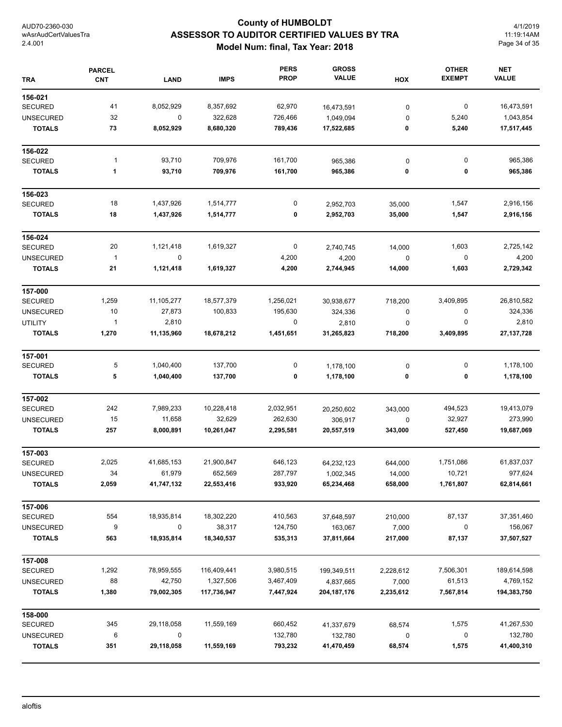# County of HUMBOLDT
## ASSESSOR TO AUDITOR CERTIFIED VALUES BY TRA
### Model Num: final, Tax Year: 2018

| TRA | PARCEL CNT | LAND | IMPS | PERS PROP | GROSS VALUE | HOX | OTHER EXEMPT | NET VALUE |
|---|---|---|---|---|---|---|---|---|
| **156-021** | | | | | | | | |
| SECURED | 41 | 8,052,929 | 8,357,692 | 62,970 | 16,473,591 | 0 | 0 | 16,473,591 |
| UNSECURED | 32 | 0 | 322,628 | 726,466 | 1,049,094 | 0 | 5,240 | 1,043,854 |
| **TOTALS** | **73** | **8,052,929** | **8,680,320** | **789,436** | **17,522,685** | **0** | **5,240** | **17,517,445** |
| **156-022** | | | | | | | | |
| SECURED | 1 | 93,710 | 709,976 | 161,700 | 965,386 | 0 | 0 | 965,386 |
| **TOTALS** | **1** | **93,710** | **709,976** | **161,700** | **965,386** | **0** | **0** | **965,386** |
| **156-023** | | | | | | | | |
| SECURED | 18 | 1,437,926 | 1,514,777 | 0 | 2,952,703 | 35,000 | 1,547 | 2,916,156 |
| **TOTALS** | **18** | **1,437,926** | **1,514,777** | **0** | **2,952,703** | **35,000** | **1,547** | **2,916,156** |
| **156-024** | | | | | | | | |
| SECURED | 20 | 1,121,418 | 1,619,327 | 0 | 2,740,745 | 14,000 | 1,603 | 2,725,142 |
| UNSECURED | 1 | 0 | | 4,200 | 4,200 | 0 | 0 | 4,200 |
| **TOTALS** | **21** | **1,121,418** | **1,619,327** | **4,200** | **2,744,945** | **14,000** | **1,603** | **2,729,342** |
| **157-000** | | | | | | | | |
| SECURED | 1,259 | 11,105,277 | 18,577,379 | 1,256,021 | 30,938,677 | 718,200 | 3,409,895 | 26,810,582 |
| UNSECURED | 10 | 27,873 | 100,833 | 195,630 | 324,336 | 0 | 0 | 324,336 |
| UTILITY | 1 | 2,810 | | 0 | 2,810 | 0 | 0 | 2,810 |
| **TOTALS** | **1,270** | **11,135,960** | **18,678,212** | **1,451,651** | **31,265,823** | **718,200** | **3,409,895** | **27,137,728** |
| **157-001** | | | | | | | | |
| SECURED | 5 | 1,040,400 | 137,700 | 0 | 1,178,100 | 0 | 0 | 1,178,100 |
| **TOTALS** | **5** | **1,040,400** | **137,700** | **0** | **1,178,100** | **0** | **0** | **1,178,100** |
| **157-002** | | | | | | | | |
| SECURED | 242 | 7,989,233 | 10,228,418 | 2,032,951 | 20,250,602 | 343,000 | 494,523 | 19,413,079 |
| UNSECURED | 15 | 11,658 | 32,629 | 262,630 | 306,917 | 0 | 32,927 | 273,990 |
| **TOTALS** | **257** | **8,000,891** | **10,261,047** | **2,295,581** | **20,557,519** | **343,000** | **527,450** | **19,687,069** |
| **157-003** | | | | | | | | |
| SECURED | 2,025 | 41,685,153 | 21,900,847 | 646,123 | 64,232,123 | 644,000 | 1,751,086 | 61,837,037 |
| UNSECURED | 34 | 61,979 | 652,569 | 287,797 | 1,002,345 | 14,000 | 10,721 | 977,624 |
| **TOTALS** | **2,059** | **41,747,132** | **22,553,416** | **933,920** | **65,234,468** | **658,000** | **1,761,807** | **62,814,661** |
| **157-006** | | | | | | | | |
| SECURED | 554 | 18,935,814 | 18,302,220 | 410,563 | 37,648,597 | 210,000 | 87,137 | 37,351,460 |
| UNSECURED | 9 | 0 | 38,317 | 124,750 | 163,067 | 7,000 | 0 | 156,067 |
| **TOTALS** | **563** | **18,935,814** | **18,340,537** | **535,313** | **37,811,664** | **217,000** | **87,137** | **37,507,527** |
| **157-008** | | | | | | | | |
| SECURED | 1,292 | 78,959,555 | 116,409,441 | 3,980,515 | 199,349,511 | 2,228,612 | 7,506,301 | 189,614,598 |
| UNSECURED | 88 | 42,750 | 1,327,506 | 3,467,409 | 4,837,665 | 7,000 | 61,513 | 4,769,152 |
| **TOTALS** | **1,380** | **79,002,305** | **117,736,947** | **7,447,924** | **204,187,176** | **2,235,612** | **7,567,814** | **194,383,750** |
| **158-000** | | | | | | | | |
| SECURED | 345 | 29,118,058 | 11,559,169 | 660,452 | 41,337,679 | 68,574 | 1,575 | 41,267,530 |
| UNSECURED | 6 | 0 | | 132,780 | 132,780 | 0 | 0 | 132,780 |
| **TOTALS** | **351** | **29,118,058** | **11,559,169** | **793,232** | **41,470,459** | **68,574** | **1,575** | **41,400,310** |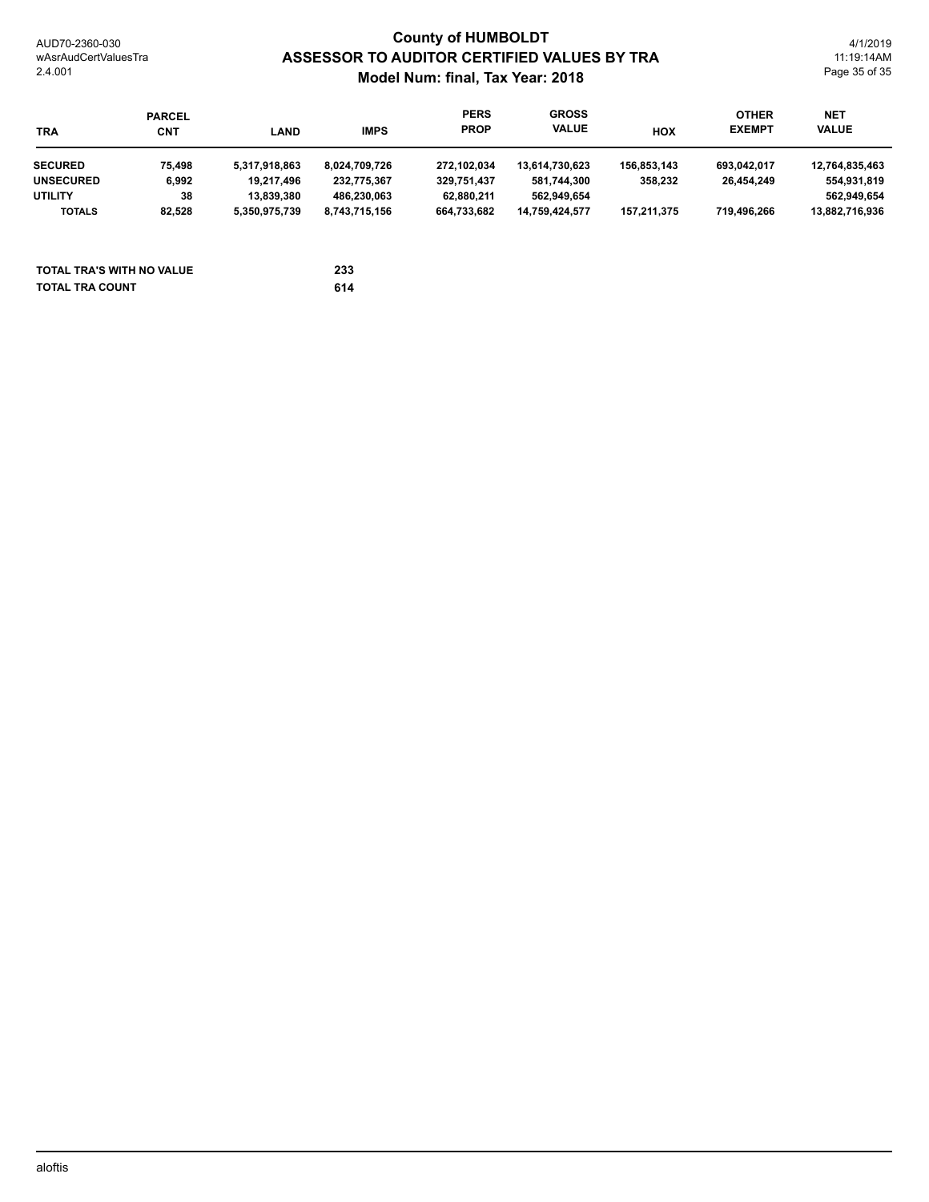# County of HUMBOLDT
## ASSESSOR TO AUDITOR CERTIFIED VALUES BY TRA
### Model Num: final, Tax Year: 2018

| TRA | PARCEL CNT | LAND | IMPS | PERS PROP | GROSS VALUE | HOX | OTHER EXEMPT | NET VALUE |
|---|---|---|---|---|---|---|---|---|
| **SECURED** | 75,498 | 5,317,918,863 | 8,024,709,726 | 272,102,034 | 13,614,730,623 | 156,853,143 | 693,042,017 | 12,764,835,463 |
| **UNSECURED** | 6,992 | 19,217,496 | 232,775,367 | 329,751,437 | 581,744,300 | 358,232 | 26,454,249 | 554,931,819 |
| **UTILITY** | 38 | 13,839,380 | 486,230,063 | 62,880,211 | 562,949,654 | | | 562,949,654 |
| **TOTALS** | 82,528 | 5,350,975,739 | 8,743,715,156 | 664,733,682 | 14,759,424,577 | 157,211,375 | 719,496,266 | 13,882,716,936 |

| | |
|---|---|
| **TOTAL TRA'S WITH NO VALUE** | 233 |
| **TOTAL TRA COUNT** | 614 |